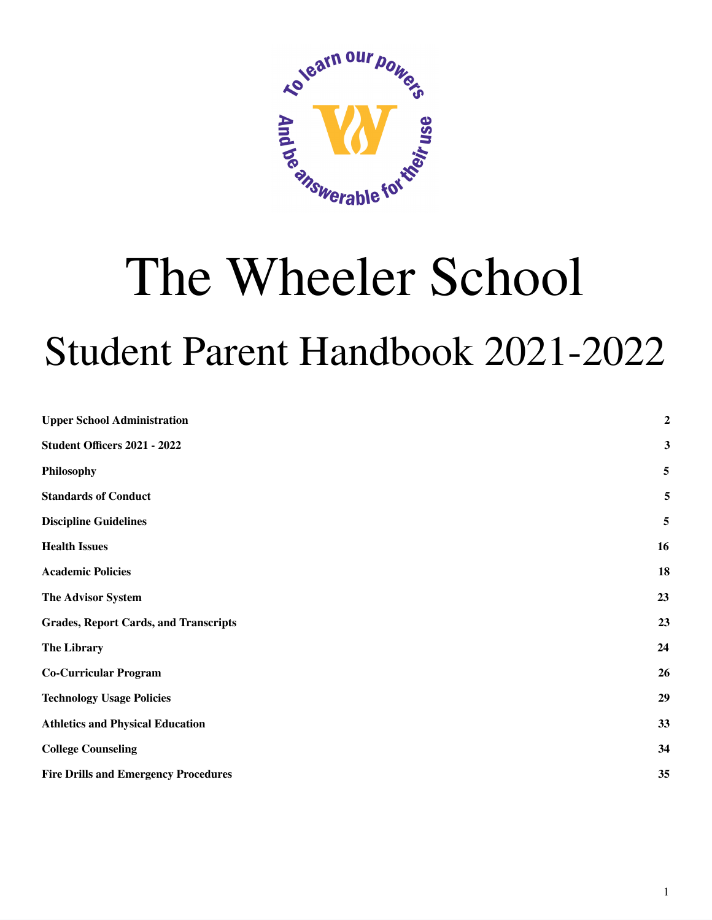To learn our powers And be answerable for their use

# The Wheeler School

## Student Parent Handbook 2021-2022

| | |
|---|---|
| **Upper School Administration** | **2** |
| **Student Officers 2021 - 2022** | **3** |
| **Philosophy** | **5** |
| **Standards of Conduct** | **5** |
| **Discipline Guidelines** | **5** |
| **Health Issues** | **16** |
| **Academic Policies** | **18** |
| **The Advisor System** | **23** |
| **Grades, Report Cards, and Transcripts** | **23** |
| **The Library** | **24** |
| **Co-Curricular Program** | **26** |
| **Technology Usage Policies** | **29** |
| **Athletics and Physical Education** | **33** |
| **College Counseling** | **34** |
| **Fire Drills and Emergency Procedures** | **35** |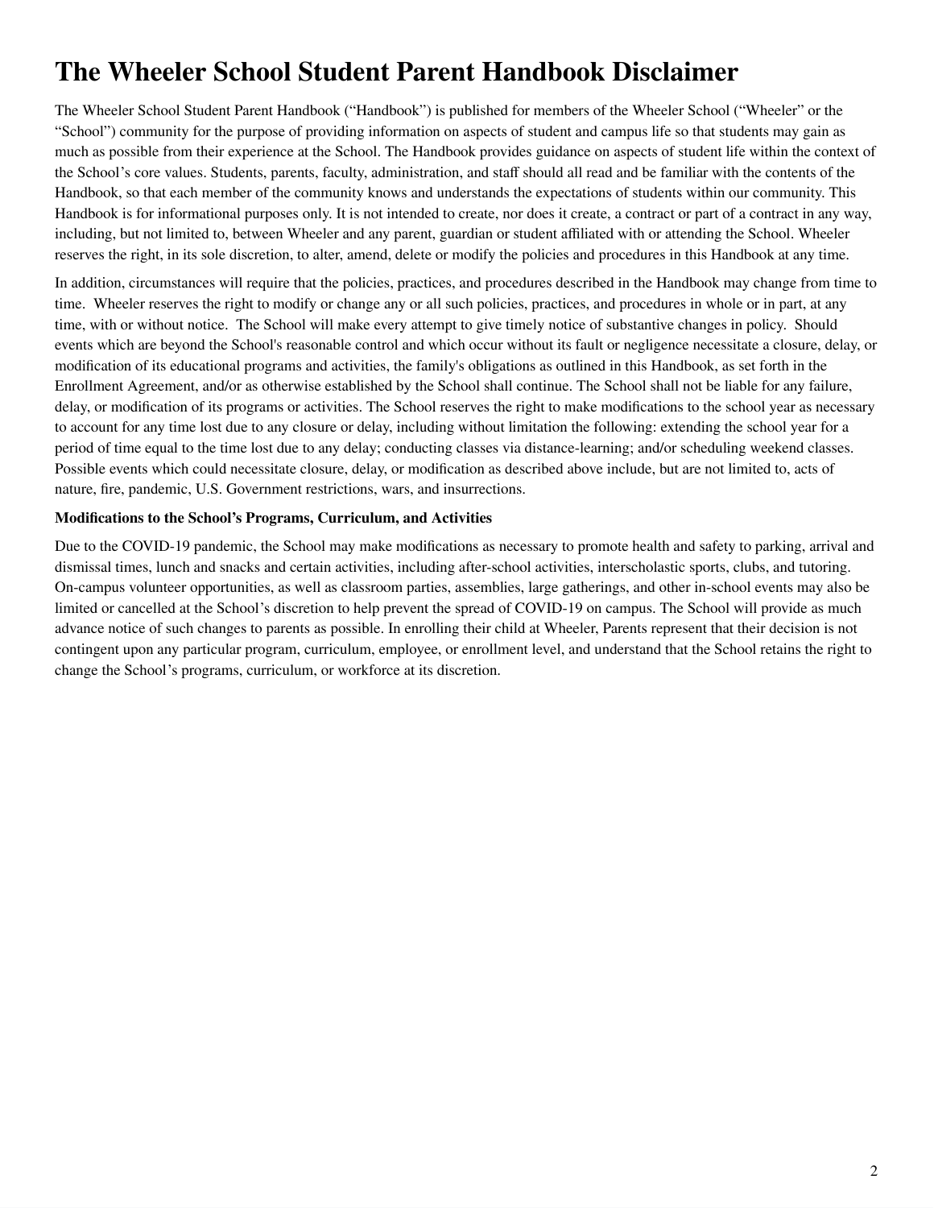# The Wheeler School Student Parent Handbook Disclaimer

The Wheeler School Student Parent Handbook ("Handbook") is published for members of the Wheeler School ("Wheeler" or the "School") community for the purpose of providing information on aspects of student and campus life so that students may gain as much as possible from their experience at the School. The Handbook provides guidance on aspects of student life within the context of the School's core values. Students, parents, faculty, administration, and staff should all read and be familiar with the contents of the Handbook, so that each member of the community knows and understands the expectations of students within our community. This Handbook is for informational purposes only. It is not intended to create, nor does it create, a contract or part of a contract in any way, including, but not limited to, between Wheeler and any parent, guardian or student affiliated with or attending the School. Wheeler reserves the right, in its sole discretion, to alter, amend, delete or modify the policies and procedures in this Handbook at any time.

In addition, circumstances will require that the policies, practices, and procedures described in the Handbook may change from time to time. Wheeler reserves the right to modify or change any or all such policies, practices, and procedures in whole or in part, at any time, with or without notice. The School will make every attempt to give timely notice of substantive changes in policy. Should events which are beyond the School's reasonable control and which occur without its fault or negligence necessitate a closure, delay, or modification of its educational programs and activities, the family's obligations as outlined in this Handbook, as set forth in the Enrollment Agreement, and/or as otherwise established by the School shall continue. The School shall not be liable for any failure, delay, or modification of its programs or activities. The School reserves the right to make modifications to the school year as necessary to account for any time lost due to any closure or delay, including without limitation the following: extending the school year for a period of time equal to the time lost due to any delay; conducting classes via distance-learning; and/or scheduling weekend classes. Possible events which could necessitate closure, delay, or modification as described above include, but are not limited to, acts of nature, fire, pandemic, U.S. Government restrictions, wars, and insurrections.

**Modifications to the School's Programs, Curriculum, and Activities**

Due to the COVID-19 pandemic, the School may make modifications as necessary to promote health and safety to parking, arrival and dismissal times, lunch and snacks and certain activities, including after-school activities, interscholastic sports, clubs, and tutoring. On-campus volunteer opportunities, as well as classroom parties, assemblies, large gatherings, and other in-school events may also be limited or cancelled at the School's discretion to help prevent the spread of COVID-19 on campus. The School will provide as much advance notice of such changes to parents as possible. In enrolling their child at Wheeler, Parents represent that their decision is not contingent upon any particular program, curriculum, employee, or enrollment level, and understand that the School retains the right to change the School's programs, curriculum, or workforce at its discretion.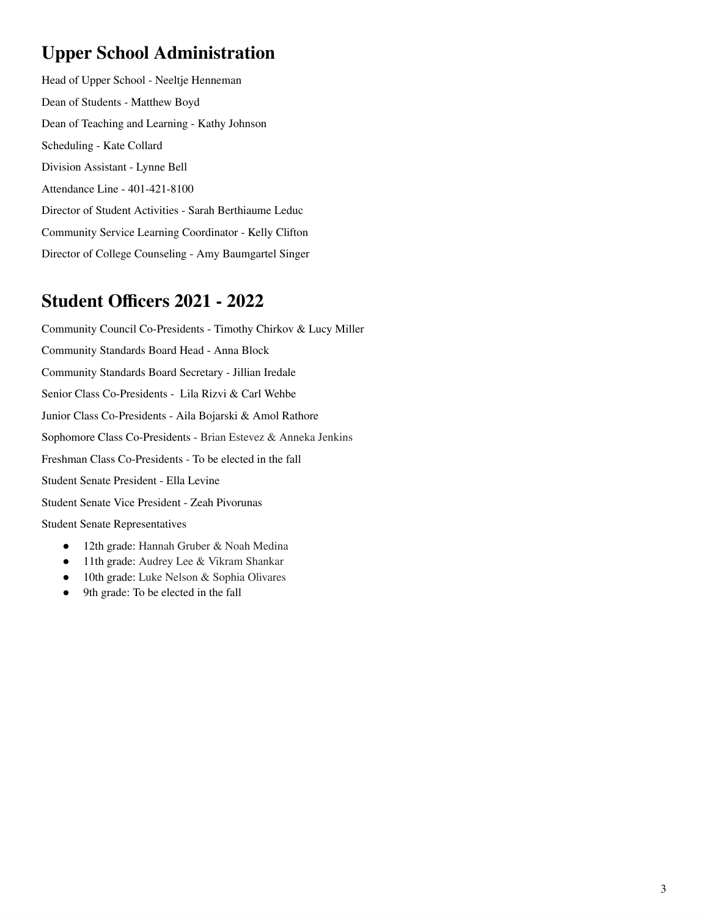## Upper School Administration

Head of Upper School - Neeltje Henneman

Dean of Students - Matthew Boyd

Dean of Teaching and Learning - Kathy Johnson

Scheduling - Kate Collard

Division Assistant - Lynne Bell

Attendance Line - 401-421-8100

Director of Student Activities - Sarah Berthiaume Leduc

Community Service Learning Coordinator - Kelly Clifton

Director of College Counseling - Amy Baumgartel Singer

## Student Officers 2021 - 2022

Community Council Co-Presidents - Timothy Chirkov & Lucy Miller

Community Standards Board Head - Anna Block

Community Standards Board Secretary - Jillian Iredale

Senior Class Co-Presidents - Lila Rizvi & Carl Wehbe

Junior Class Co-Presidents - Aila Bojarski & Amol Rathore

Sophomore Class Co-Presidents - Brian Estevez & Anneka Jenkins

Freshman Class Co-Presidents - To be elected in the fall

Student Senate President - Ella Levine

Student Senate Vice President - Zeah Pivorunas

Student Senate Representatives

- 12th grade: Hannah Gruber & Noah Medina
- 11th grade: Audrey Lee & Vikram Shankar
- 10th grade: Luke Nelson & Sophia Olivares
- 9th grade: To be elected in the fall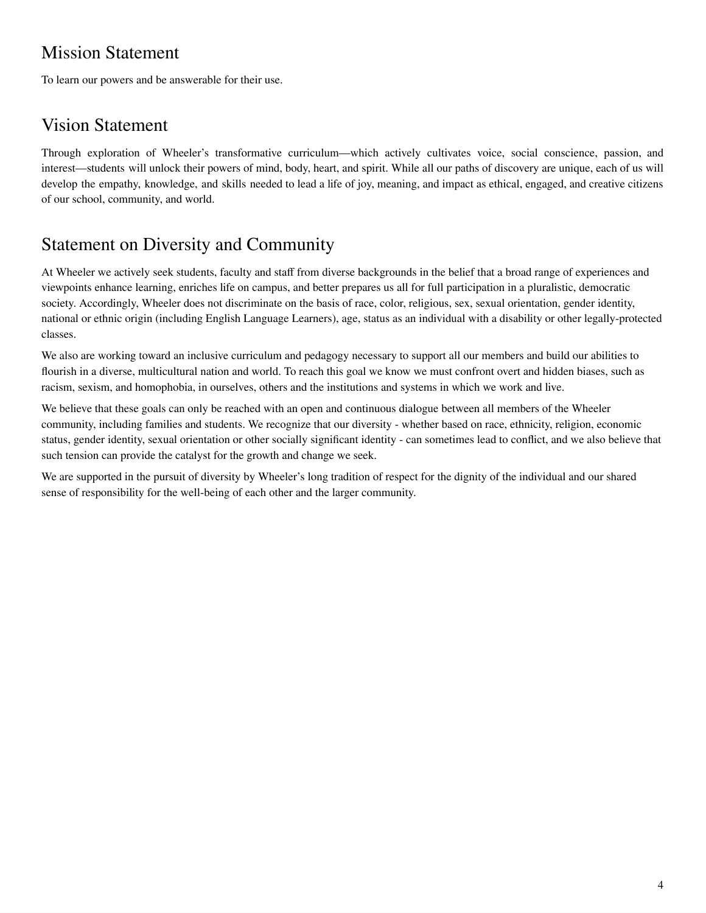## Mission Statement

To learn our powers and be answerable for their use.

## Vision Statement

Through exploration of Wheeler's transformative curriculum—which actively cultivates voice, social conscience, passion, and interest—students will unlock their powers of mind, body, heart, and spirit. While all our paths of discovery are unique, each of us will develop the empathy, knowledge, and skills needed to lead a life of joy, meaning, and impact as ethical, engaged, and creative citizens of our school, community, and world.

## Statement on Diversity and Community

At Wheeler we actively seek students, faculty and staff from diverse backgrounds in the belief that a broad range of experiences and viewpoints enhance learning, enriches life on campus, and better prepares us all for full participation in a pluralistic, democratic society. Accordingly, Wheeler does not discriminate on the basis of race, color, religious, sex, sexual orientation, gender identity, national or ethnic origin (including English Language Learners), age, status as an individual with a disability or other legally-protected classes.

We also are working toward an inclusive curriculum and pedagogy necessary to support all our members and build our abilities to flourish in a diverse, multicultural nation and world. To reach this goal we know we must confront overt and hidden biases, such as racism, sexism, and homophobia, in ourselves, others and the institutions and systems in which we work and live.

We believe that these goals can only be reached with an open and continuous dialogue between all members of the Wheeler community, including families and students. We recognize that our diversity - whether based on race, ethnicity, religion, economic status, gender identity, sexual orientation or other socially significant identity - can sometimes lead to conflict, and we also believe that such tension can provide the catalyst for the growth and change we seek.

We are supported in the pursuit of diversity by Wheeler's long tradition of respect for the dignity of the individual and our shared sense of responsibility for the well-being of each other and the larger community.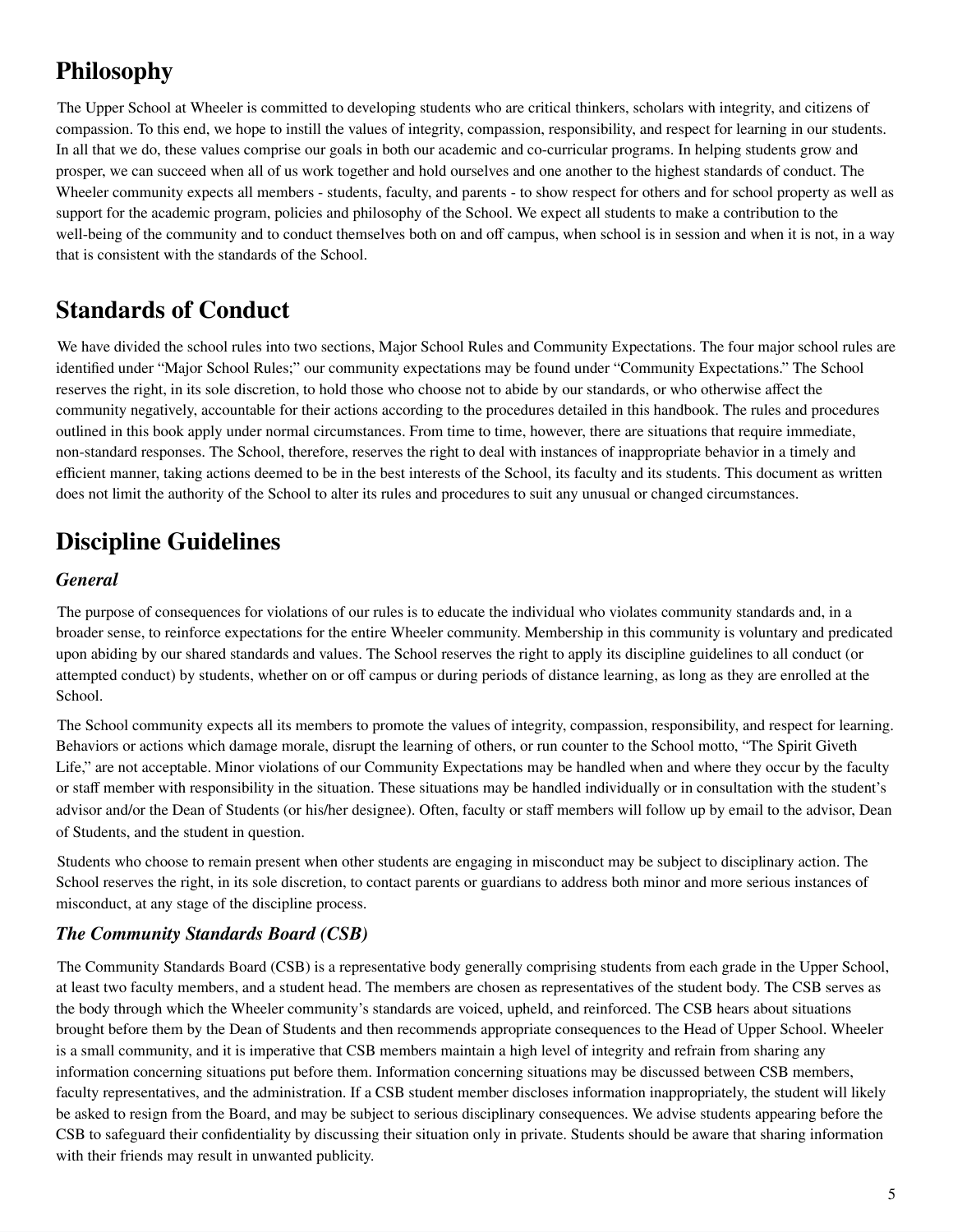## Philosophy

The Upper School at Wheeler is committed to developing students who are critical thinkers, scholars with integrity, and citizens of compassion. To this end, we hope to instill the values of integrity, compassion, responsibility, and respect for learning in our students. In all that we do, these values comprise our goals in both our academic and co-curricular programs. In helping students grow and prosper, we can succeed when all of us work together and hold ourselves and one another to the highest standards of conduct. The Wheeler community expects all members - students, faculty, and parents - to show respect for others and for school property as well as support for the academic program, policies and philosophy of the School. We expect all students to make a contribution to the well-being of the community and to conduct themselves both on and off campus, when school is in session and when it is not, in a way that is consistent with the standards of the School.

## Standards of Conduct

We have divided the school rules into two sections, Major School Rules and Community Expectations. The four major school rules are identified under "Major School Rules;" our community expectations may be found under "Community Expectations." The School reserves the right, in its sole discretion, to hold those who choose not to abide by our standards, or who otherwise affect the community negatively, accountable for their actions according to the procedures detailed in this handbook. The rules and procedures outlined in this book apply under normal circumstances. From time to time, however, there are situations that require immediate, non-standard responses. The School, therefore, reserves the right to deal with instances of inappropriate behavior in a timely and efficient manner, taking actions deemed to be in the best interests of the School, its faculty and its students. This document as written does not limit the authority of the School to alter its rules and procedures to suit any unusual or changed circumstances.

## Discipline Guidelines

### *General*

The purpose of consequences for violations of our rules is to educate the individual who violates community standards and, in a broader sense, to reinforce expectations for the entire Wheeler community. Membership in this community is voluntary and predicated upon abiding by our shared standards and values. The School reserves the right to apply its discipline guidelines to all conduct (or attempted conduct) by students, whether on or off campus or during periods of distance learning, as long as they are enrolled at the School.

The School community expects all its members to promote the values of integrity, compassion, responsibility, and respect for learning. Behaviors or actions which damage morale, disrupt the learning of others, or run counter to the School motto, "The Spirit Giveth Life," are not acceptable. Minor violations of our Community Expectations may be handled when and where they occur by the faculty or staff member with responsibility in the situation. These situations may be handled individually or in consultation with the student's advisor and/or the Dean of Students (or his/her designee). Often, faculty or staff members will follow up by email to the advisor, Dean of Students, and the student in question.

Students who choose to remain present when other students are engaging in misconduct may be subject to disciplinary action. The School reserves the right, in its sole discretion, to contact parents or guardians to address both minor and more serious instances of misconduct, at any stage of the discipline process.

### *The Community Standards Board (CSB)*

The Community Standards Board (CSB) is a representative body generally comprising students from each grade in the Upper School, at least two faculty members, and a student head. The members are chosen as representatives of the student body. The CSB serves as the body through which the Wheeler community's standards are voiced, upheld, and reinforced. The CSB hears about situations brought before them by the Dean of Students and then recommends appropriate consequences to the Head of Upper School. Wheeler is a small community, and it is imperative that CSB members maintain a high level of integrity and refrain from sharing any information concerning situations put before them. Information concerning situations may be discussed between CSB members, faculty representatives, and the administration. If a CSB student member discloses information inappropriately, the student will likely be asked to resign from the Board, and may be subject to serious disciplinary consequences. We advise students appearing before the CSB to safeguard their confidentiality by discussing their situation only in private. Students should be aware that sharing information with their friends may result in unwanted publicity.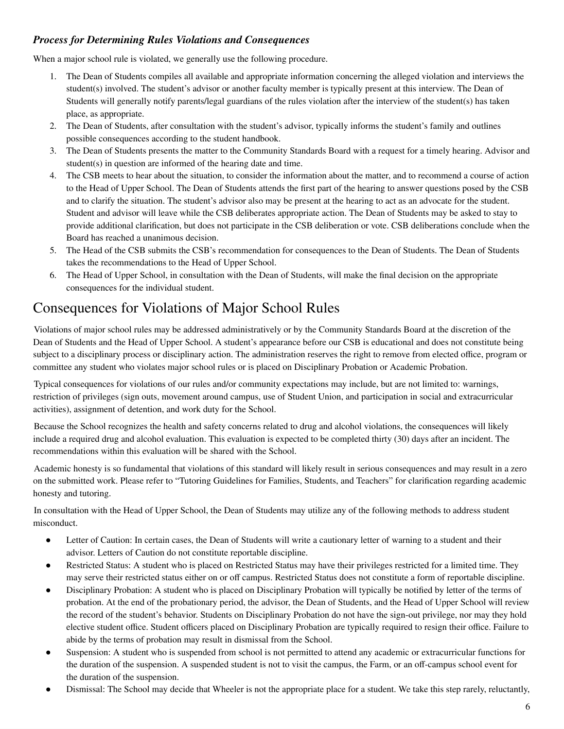### *Process for Determining Rules Violations and Consequences*

When a major school rule is violated, we generally use the following procedure.

1. The Dean of Students compiles all available and appropriate information concerning the alleged violation and interviews the student(s) involved. The student's advisor or another faculty member is typically present at this interview. The Dean of Students will generally notify parents/legal guardians of the rules violation after the interview of the student(s) has taken place, as appropriate.
2. The Dean of Students, after consultation with the student's advisor, typically informs the student's family and outlines possible consequences according to the student handbook.
3. The Dean of Students presents the matter to the Community Standards Board with a request for a timely hearing. Advisor and student(s) in question are informed of the hearing date and time.
4. The CSB meets to hear about the situation, to consider the information about the matter, and to recommend a course of action to the Head of Upper School. The Dean of Students attends the first part of the hearing to answer questions posed by the CSB and to clarify the situation. The student's advisor also may be present at the hearing to act as an advocate for the student. Student and advisor will leave while the CSB deliberates appropriate action. The Dean of Students may be asked to stay to provide additional clarification, but does not participate in the CSB deliberation or vote. CSB deliberations conclude when the Board has reached a unanimous decision.
5. The Head of the CSB submits the CSB's recommendation for consequences to the Dean of Students. The Dean of Students takes the recommendations to the Head of Upper School.
6. The Head of Upper School, in consultation with the Dean of Students, will make the final decision on the appropriate consequences for the individual student.

# Consequences for Violations of Major School Rules

Violations of major school rules may be addressed administratively or by the Community Standards Board at the discretion of the Dean of Students and the Head of Upper School. A student's appearance before our CSB is educational and does not constitute being subject to a disciplinary process or disciplinary action. The administration reserves the right to remove from elected office, program or committee any student who violates major school rules or is placed on Disciplinary Probation or Academic Probation.

Typical consequences for violations of our rules and/or community expectations may include, but are not limited to: warnings, restriction of privileges (sign outs, movement around campus, use of Student Union, and participation in social and extracurricular activities), assignment of detention, and work duty for the School.

Because the School recognizes the health and safety concerns related to drug and alcohol violations, the consequences will likely include a required drug and alcohol evaluation. This evaluation is expected to be completed thirty (30) days after an incident. The recommendations within this evaluation will be shared with the School.

Academic honesty is so fundamental that violations of this standard will likely result in serious consequences and may result in a zero on the submitted work. Please refer to "Tutoring Guidelines for Families, Students, and Teachers" for clarification regarding academic honesty and tutoring.

In consultation with the Head of Upper School, the Dean of Students may utilize any of the following methods to address student misconduct.

- Letter of Caution: In certain cases, the Dean of Students will write a cautionary letter of warning to a student and their advisor. Letters of Caution do not constitute reportable discipline.
- Restricted Status: A student who is placed on Restricted Status may have their privileges restricted for a limited time. They may serve their restricted status either on or off campus. Restricted Status does not constitute a form of reportable discipline.
- Disciplinary Probation: A student who is placed on Disciplinary Probation will typically be notified by letter of the terms of probation. At the end of the probationary period, the advisor, the Dean of Students, and the Head of Upper School will review the record of the student's behavior. Students on Disciplinary Probation do not have the sign-out privilege, nor may they hold elective student office. Student officers placed on Disciplinary Probation are typically required to resign their office. Failure to abide by the terms of probation may result in dismissal from the School.
- Suspension: A student who is suspended from school is not permitted to attend any academic or extracurricular functions for the duration of the suspension. A suspended student is not to visit the campus, the Farm, or an off-campus school event for the duration of the suspension.
- Dismissal: The School may decide that Wheeler is not the appropriate place for a student. We take this step rarely, reluctantly,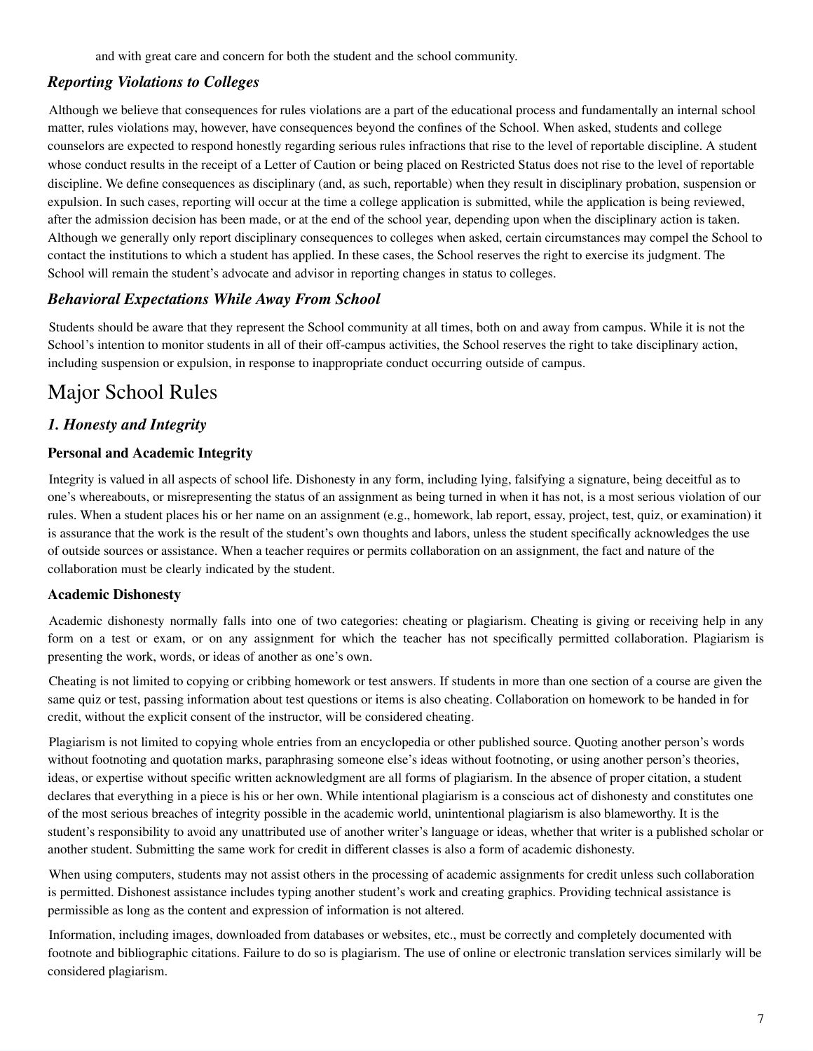and with great care and concern for both the student and the school community.

### *Reporting Violations to Colleges*

Although we believe that consequences for rules violations are a part of the educational process and fundamentally an internal school matter, rules violations may, however, have consequences beyond the confines of the School. When asked, students and college counselors are expected to respond honestly regarding serious rules infractions that rise to the level of reportable discipline. A student whose conduct results in the receipt of a Letter of Caution or being placed on Restricted Status does not rise to the level of reportable discipline. We define consequences as disciplinary (and, as such, reportable) when they result in disciplinary probation, suspension or expulsion. In such cases, reporting will occur at the time a college application is submitted, while the application is being reviewed, after the admission decision has been made, or at the end of the school year, depending upon when the disciplinary action is taken. Although we generally only report disciplinary consequences to colleges when asked, certain circumstances may compel the School to contact the institutions to which a student has applied. In these cases, the School reserves the right to exercise its judgment. The School will remain the student's advocate and advisor in reporting changes in status to colleges.

### *Behavioral Expectations While Away From School*

Students should be aware that they represent the School community at all times, both on and away from campus. While it is not the School's intention to monitor students in all of their off-campus activities, the School reserves the right to take disciplinary action, including suspension or expulsion, in response to inappropriate conduct occurring outside of campus.

## Major School Rules

### *1. Honesty and Integrity*

#### Personal and Academic Integrity

Integrity is valued in all aspects of school life. Dishonesty in any form, including lying, falsifying a signature, being deceitful as to one's whereabouts, or misrepresenting the status of an assignment as being turned in when it has not, is a most serious violation of our rules. When a student places his or her name on an assignment (e.g., homework, lab report, essay, project, test, quiz, or examination) it is assurance that the work is the result of the student's own thoughts and labors, unless the student specifically acknowledges the use of outside sources or assistance. When a teacher requires or permits collaboration on an assignment, the fact and nature of the collaboration must be clearly indicated by the student.

#### Academic Dishonesty

Academic dishonesty normally falls into one of two categories: cheating or plagiarism. Cheating is giving or receiving help in any form on a test or exam, or on any assignment for which the teacher has not specifically permitted collaboration. Plagiarism is presenting the work, words, or ideas of another as one's own.

Cheating is not limited to copying or cribbing homework or test answers. If students in more than one section of a course are given the same quiz or test, passing information about test questions or items is also cheating. Collaboration on homework to be handed in for credit, without the explicit consent of the instructor, will be considered cheating.

Plagiarism is not limited to copying whole entries from an encyclopedia or other published source. Quoting another person's words without footnoting and quotation marks, paraphrasing someone else's ideas without footnoting, or using another person's theories, ideas, or expertise without specific written acknowledgment are all forms of plagiarism. In the absence of proper citation, a student declares that everything in a piece is his or her own. While intentional plagiarism is a conscious act of dishonesty and constitutes one of the most serious breaches of integrity possible in the academic world, unintentional plagiarism is also blameworthy. It is the student's responsibility to avoid any unattributed use of another writer's language or ideas, whether that writer is a published scholar or another student. Submitting the same work for credit in different classes is also a form of academic dishonesty.

When using computers, students may not assist others in the processing of academic assignments for credit unless such collaboration is permitted. Dishonest assistance includes typing another student's work and creating graphics. Providing technical assistance is permissible as long as the content and expression of information is not altered.

Information, including images, downloaded from databases or websites, etc., must be correctly and completely documented with footnote and bibliographic citations. Failure to do so is plagiarism. The use of online or electronic translation services similarly will be considered plagiarism.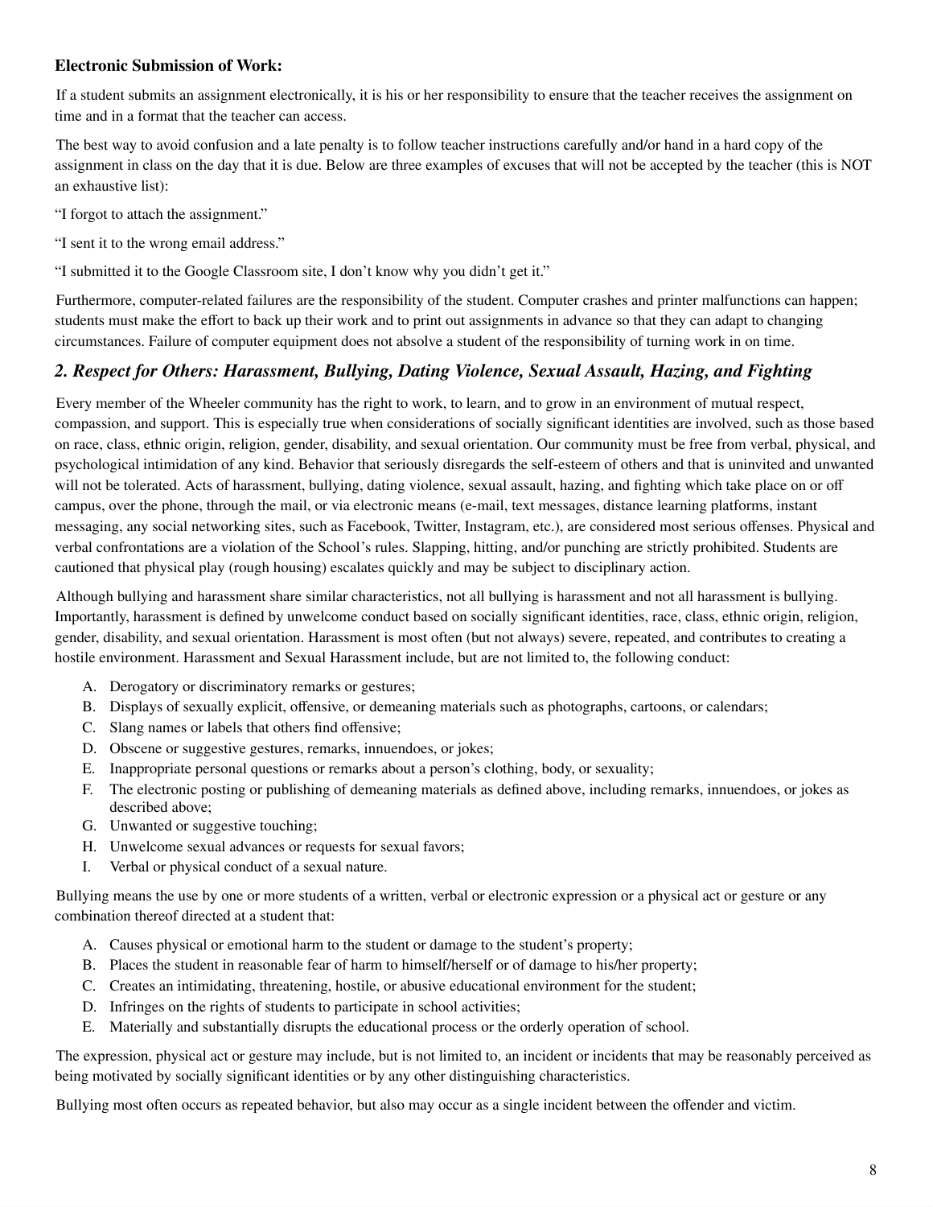**Electronic Submission of Work:**

If a student submits an assignment electronically, it is his or her responsibility to ensure that the teacher receives the assignment on time and in a format that the teacher can access.

The best way to avoid confusion and a late penalty is to follow teacher instructions carefully and/or hand in a hard copy of the assignment in class on the day that it is due. Below are three examples of excuses that will not be accepted by the teacher (this is NOT an exhaustive list):

"I forgot to attach the assignment."

"I sent it to the wrong email address."

"I submitted it to the Google Classroom site, I don't know why you didn't get it."

Furthermore, computer-related failures are the responsibility of the student. Computer crashes and printer malfunctions can happen; students must make the effort to back up their work and to print out assignments in advance so that they can adapt to changing circumstances. Failure of computer equipment does not absolve a student of the responsibility of turning work in on time.

## *2. Respect for Others: Harassment, Bullying, Dating Violence, Sexual Assault, Hazing, and Fighting*

Every member of the Wheeler community has the right to work, to learn, and to grow in an environment of mutual respect, compassion, and support. This is especially true when considerations of socially significant identities are involved, such as those based on race, class, ethnic origin, religion, gender, disability, and sexual orientation. Our community must be free from verbal, physical, and psychological intimidation of any kind. Behavior that seriously disregards the self-esteem of others and that is uninvited and unwanted will not be tolerated. Acts of harassment, bullying, dating violence, sexual assault, hazing, and fighting which take place on or off campus, over the phone, through the mail, or via electronic means (e-mail, text messages, distance learning platforms, instant messaging, any social networking sites, such as Facebook, Twitter, Instagram, etc.), are considered most serious offenses. Physical and verbal confrontations are a violation of the School's rules. Slapping, hitting, and/or punching are strictly prohibited. Students are cautioned that physical play (rough housing) escalates quickly and may be subject to disciplinary action.

Although bullying and harassment share similar characteristics, not all bullying is harassment and not all harassment is bullying. Importantly, harassment is defined by unwelcome conduct based on socially significant identities, race, class, ethnic origin, religion, gender, disability, and sexual orientation. Harassment is most often (but not always) severe, repeated, and contributes to creating a hostile environment. Harassment and Sexual Harassment include, but are not limited to, the following conduct:

A. Derogatory or discriminatory remarks or gestures;
B. Displays of sexually explicit, offensive, or demeaning materials such as photographs, cartoons, or calendars;
C. Slang names or labels that others find offensive;
D. Obscene or suggestive gestures, remarks, innuendoes, or jokes;
E. Inappropriate personal questions or remarks about a person's clothing, body, or sexuality;
F. The electronic posting or publishing of demeaning materials as defined above, including remarks, innuendoes, or jokes as described above;
G. Unwanted or suggestive touching;
H. Unwelcome sexual advances or requests for sexual favors;
I. Verbal or physical conduct of a sexual nature.

Bullying means the use by one or more students of a written, verbal or electronic expression or a physical act or gesture or any combination thereof directed at a student that:

A. Causes physical or emotional harm to the student or damage to the student's property;
B. Places the student in reasonable fear of harm to himself/herself or of damage to his/her property;
C. Creates an intimidating, threatening, hostile, or abusive educational environment for the student;
D. Infringes on the rights of students to participate in school activities;
E. Materially and substantially disrupts the educational process or the orderly operation of school.

The expression, physical act or gesture may include, but is not limited to, an incident or incidents that may be reasonably perceived as being motivated by socially significant identities or by any other distinguishing characteristics.

Bullying most often occurs as repeated behavior, but also may occur as a single incident between the offender and victim.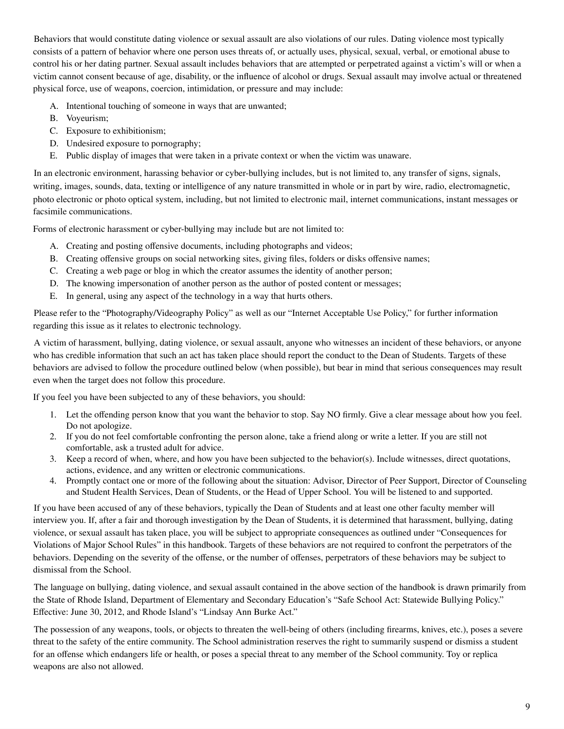Behaviors that would constitute dating violence or sexual assault are also violations of our rules. Dating violence most typically consists of a pattern of behavior where one person uses threats of, or actually uses, physical, sexual, verbal, or emotional abuse to control his or her dating partner. Sexual assault includes behaviors that are attempted or perpetrated against a victim's will or when a victim cannot consent because of age, disability, or the influence of alcohol or drugs. Sexual assault may involve actual or threatened physical force, use of weapons, coercion, intimidation, or pressure and may include:

A. Intentional touching of someone in ways that are unwanted;
B. Voyeurism;
C. Exposure to exhibitionism;
D. Undesired exposure to pornography;
E. Public display of images that were taken in a private context or when the victim was unaware.

In an electronic environment, harassing behavior or cyber-bullying includes, but is not limited to, any transfer of signs, signals, writing, images, sounds, data, texting or intelligence of any nature transmitted in whole or in part by wire, radio, electromagnetic, photo electronic or photo optical system, including, but not limited to electronic mail, internet communications, instant messages or facsimile communications.

Forms of electronic harassment or cyber-bullying may include but are not limited to:

A. Creating and posting offensive documents, including photographs and videos;
B. Creating offensive groups on social networking sites, giving files, folders or disks offensive names;
C. Creating a web page or blog in which the creator assumes the identity of another person;
D. The knowing impersonation of another person as the author of posted content or messages;
E. In general, using any aspect of the technology in a way that hurts others.

Please refer to the "Photography/Videography Policy" as well as our "Internet Acceptable Use Policy," for further information regarding this issue as it relates to electronic technology.

A victim of harassment, bullying, dating violence, or sexual assault, anyone who witnesses an incident of these behaviors, or anyone who has credible information that such an act has taken place should report the conduct to the Dean of Students. Targets of these behaviors are advised to follow the procedure outlined below (when possible), but bear in mind that serious consequences may result even when the target does not follow this procedure.

If you feel you have been subjected to any of these behaviors, you should:

1. Let the offending person know that you want the behavior to stop. Say NO firmly. Give a clear message about how you feel. Do not apologize.
2. If you do not feel comfortable confronting the person alone, take a friend along or write a letter. If you are still not comfortable, ask a trusted adult for advice.
3. Keep a record of when, where, and how you have been subjected to the behavior(s). Include witnesses, direct quotations, actions, evidence, and any written or electronic communications.
4. Promptly contact one or more of the following about the situation: Advisor, Director of Peer Support, Director of Counseling and Student Health Services, Dean of Students, or the Head of Upper School. You will be listened to and supported.

If you have been accused of any of these behaviors, typically the Dean of Students and at least one other faculty member will interview you. If, after a fair and thorough investigation by the Dean of Students, it is determined that harassment, bullying, dating violence, or sexual assault has taken place, you will be subject to appropriate consequences as outlined under "Consequences for Violations of Major School Rules" in this handbook. Targets of these behaviors are not required to confront the perpetrators of the behaviors. Depending on the severity of the offense, or the number of offenses, perpetrators of these behaviors may be subject to dismissal from the School.

The language on bullying, dating violence, and sexual assault contained in the above section of the handbook is drawn primarily from the State of Rhode Island, Department of Elementary and Secondary Education's "Safe School Act: Statewide Bullying Policy." Effective: June 30, 2012, and Rhode Island's "Lindsay Ann Burke Act."

The possession of any weapons, tools, or objects to threaten the well-being of others (including firearms, knives, etc.), poses a severe threat to the safety of the entire community. The School administration reserves the right to summarily suspend or dismiss a student for an offense which endangers life or health, or poses a special threat to any member of the School community. Toy or replica weapons are also not allowed.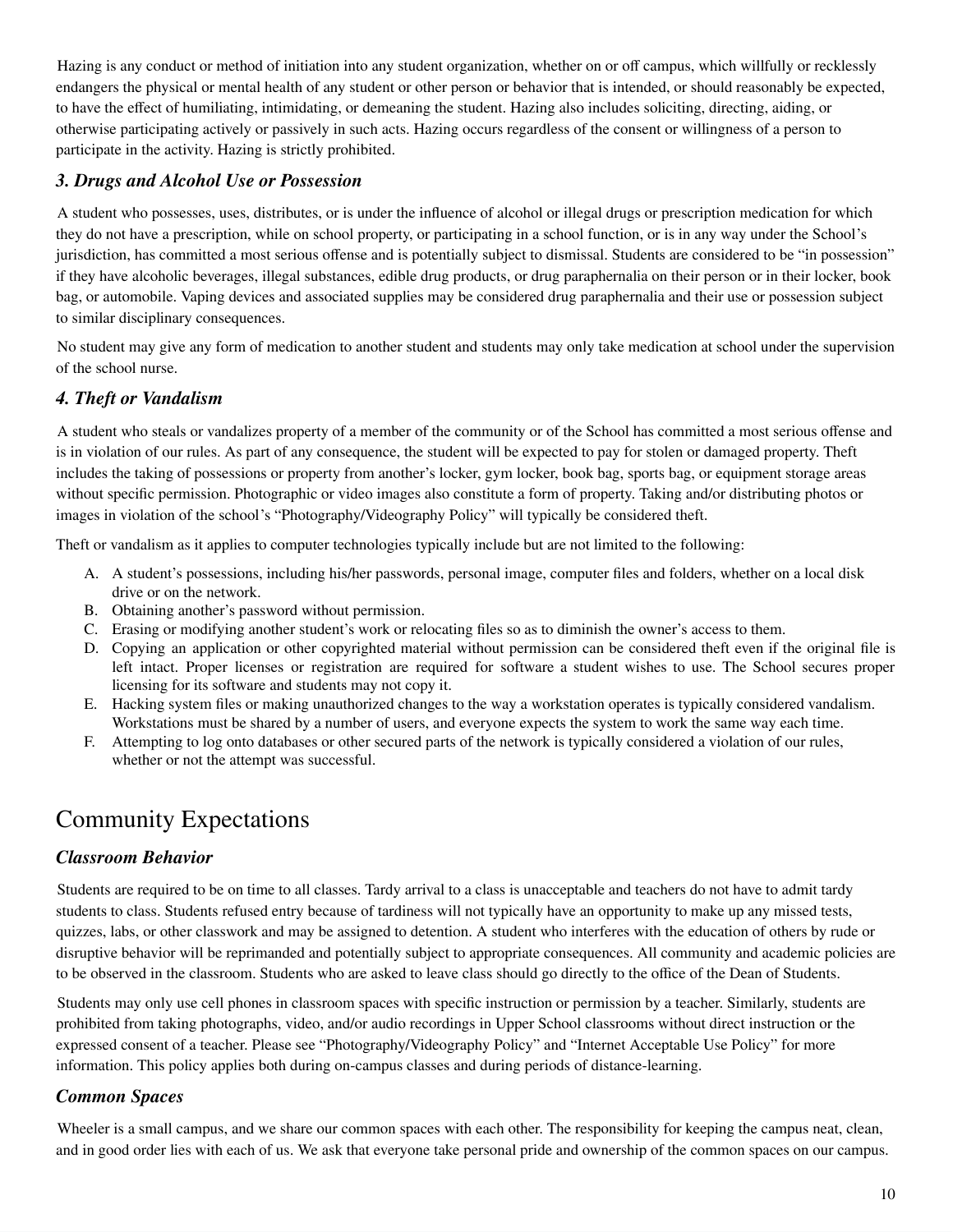Hazing is any conduct or method of initiation into any student organization, whether on or off campus, which willfully or recklessly endangers the physical or mental health of any student or other person or behavior that is intended, or should reasonably be expected, to have the effect of humiliating, intimidating, or demeaning the student. Hazing also includes soliciting, directing, aiding, or otherwise participating actively or passively in such acts. Hazing occurs regardless of the consent or willingness of a person to participate in the activity. Hazing is strictly prohibited.

### *3. Drugs and Alcohol Use or Possession*

A student who possesses, uses, distributes, or is under the influence of alcohol or illegal drugs or prescription medication for which they do not have a prescription, while on school property, or participating in a school function, or is in any way under the School's jurisdiction, has committed a most serious offense and is potentially subject to dismissal. Students are considered to be "in possession" if they have alcoholic beverages, illegal substances, edible drug products, or drug paraphernalia on their person or in their locker, book bag, or automobile. Vaping devices and associated supplies may be considered drug paraphernalia and their use or possession subject to similar disciplinary consequences.

No student may give any form of medication to another student and students may only take medication at school under the supervision of the school nurse.

### *4. Theft or Vandalism*

A student who steals or vandalizes property of a member of the community or of the School has committed a most serious offense and is in violation of our rules. As part of any consequence, the student will be expected to pay for stolen or damaged property. Theft includes the taking of possessions or property from another's locker, gym locker, book bag, sports bag, or equipment storage areas without specific permission. Photographic or video images also constitute a form of property. Taking and/or distributing photos or images in violation of the school's "Photography/Videography Policy" will typically be considered theft.

Theft or vandalism as it applies to computer technologies typically include but are not limited to the following:

A. A student's possessions, including his/her passwords, personal image, computer files and folders, whether on a local disk drive or on the network.
B. Obtaining another's password without permission.
C. Erasing or modifying another student's work or relocating files so as to diminish the owner's access to them.
D. Copying an application or other copyrighted material without permission can be considered theft even if the original file is left intact. Proper licenses or registration are required for software a student wishes to use. The School secures proper licensing for its software and students may not copy it.
E. Hacking system files or making unauthorized changes to the way a workstation operates is typically considered vandalism. Workstations must be shared by a number of users, and everyone expects the system to work the same way each time.
F. Attempting to log onto databases or other secured parts of the network is typically considered a violation of our rules, whether or not the attempt was successful.

## Community Expectations

### *Classroom Behavior*

Students are required to be on time to all classes. Tardy arrival to a class is unacceptable and teachers do not have to admit tardy students to class. Students refused entry because of tardiness will not typically have an opportunity to make up any missed tests, quizzes, labs, or other classwork and may be assigned to detention. A student who interferes with the education of others by rude or disruptive behavior will be reprimanded and potentially subject to appropriate consequences. All community and academic policies are to be observed in the classroom. Students who are asked to leave class should go directly to the office of the Dean of Students.

Students may only use cell phones in classroom spaces with specific instruction or permission by a teacher. Similarly, students are prohibited from taking photographs, video, and/or audio recordings in Upper School classrooms without direct instruction or the expressed consent of a teacher. Please see "Photography/Videography Policy" and "Internet Acceptable Use Policy" for more information. This policy applies both during on-campus classes and during periods of distance-learning.

### *Common Spaces*

Wheeler is a small campus, and we share our common spaces with each other. The responsibility for keeping the campus neat, clean, and in good order lies with each of us. We ask that everyone take personal pride and ownership of the common spaces on our campus.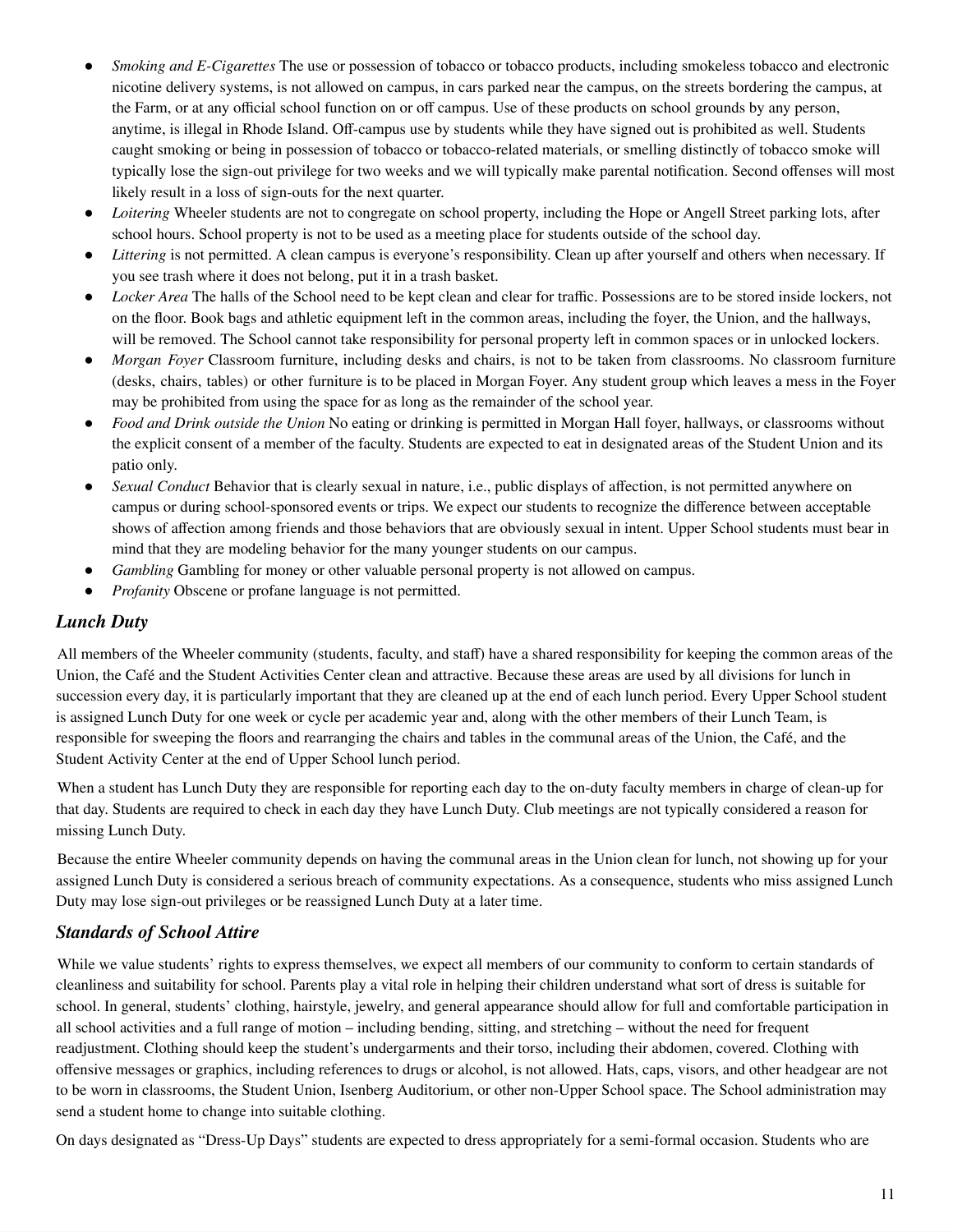- *Smoking and E-Cigarettes* The use or possession of tobacco or tobacco products, including smokeless tobacco and electronic nicotine delivery systems, is not allowed on campus, in cars parked near the campus, on the streets bordering the campus, at the Farm, or at any official school function on or off campus. Use of these products on school grounds by any person, anytime, is illegal in Rhode Island. Off-campus use by students while they have signed out is prohibited as well. Students caught smoking or being in possession of tobacco or tobacco-related materials, or smelling distinctly of tobacco smoke will typically lose the sign-out privilege for two weeks and we will typically make parental notification. Second offenses will most likely result in a loss of sign-outs for the next quarter.
- *Loitering* Wheeler students are not to congregate on school property, including the Hope or Angell Street parking lots, after school hours. School property is not to be used as a meeting place for students outside of the school day.
- *Littering* is not permitted. A clean campus is everyone's responsibility. Clean up after yourself and others when necessary. If you see trash where it does not belong, put it in a trash basket.
- *Locker Area* The halls of the School need to be kept clean and clear for traffic. Possessions are to be stored inside lockers, not on the floor. Book bags and athletic equipment left in the common areas, including the foyer, the Union, and the hallways, will be removed. The School cannot take responsibility for personal property left in common spaces or in unlocked lockers.
- *Morgan Foyer* Classroom furniture, including desks and chairs, is not to be taken from classrooms. No classroom furniture (desks, chairs, tables) or other furniture is to be placed in Morgan Foyer. Any student group which leaves a mess in the Foyer may be prohibited from using the space for as long as the remainder of the school year.
- *Food and Drink outside the Union* No eating or drinking is permitted in Morgan Hall foyer, hallways, or classrooms without the explicit consent of a member of the faculty. Students are expected to eat in designated areas of the Student Union and its patio only.
- *Sexual Conduct* Behavior that is clearly sexual in nature, i.e., public displays of affection, is not permitted anywhere on campus or during school-sponsored events or trips. We expect our students to recognize the difference between acceptable shows of affection among friends and those behaviors that are obviously sexual in intent. Upper School students must bear in mind that they are modeling behavior for the many younger students on our campus.
- *Gambling* Gambling for money or other valuable personal property is not allowed on campus.
- *Profanity* Obscene or profane language is not permitted.

## *Lunch Duty*

All members of the Wheeler community (students, faculty, and staff) have a shared responsibility for keeping the common areas of the Union, the Café and the Student Activities Center clean and attractive. Because these areas are used by all divisions for lunch in succession every day, it is particularly important that they are cleaned up at the end of each lunch period. Every Upper School student is assigned Lunch Duty for one week or cycle per academic year and, along with the other members of their Lunch Team, is responsible for sweeping the floors and rearranging the chairs and tables in the communal areas of the Union, the Café, and the Student Activity Center at the end of Upper School lunch period.

When a student has Lunch Duty they are responsible for reporting each day to the on-duty faculty members in charge of clean-up for that day. Students are required to check in each day they have Lunch Duty. Club meetings are not typically considered a reason for missing Lunch Duty.

Because the entire Wheeler community depends on having the communal areas in the Union clean for lunch, not showing up for your assigned Lunch Duty is considered a serious breach of community expectations. As a consequence, students who miss assigned Lunch Duty may lose sign-out privileges or be reassigned Lunch Duty at a later time.

## *Standards of School Attire*

While we value students' rights to express themselves, we expect all members of our community to conform to certain standards of cleanliness and suitability for school. Parents play a vital role in helping their children understand what sort of dress is suitable for school. In general, students' clothing, hairstyle, jewelry, and general appearance should allow for full and comfortable participation in all school activities and a full range of motion – including bending, sitting, and stretching – without the need for frequent readjustment. Clothing should keep the student's undergarments and their torso, including their abdomen, covered. Clothing with offensive messages or graphics, including references to drugs or alcohol, is not allowed. Hats, caps, visors, and other headgear are not to be worn in classrooms, the Student Union, Isenberg Auditorium, or other non-Upper School space. The School administration may send a student home to change into suitable clothing.

On days designated as "Dress-Up Days" students are expected to dress appropriately for a semi-formal occasion. Students who are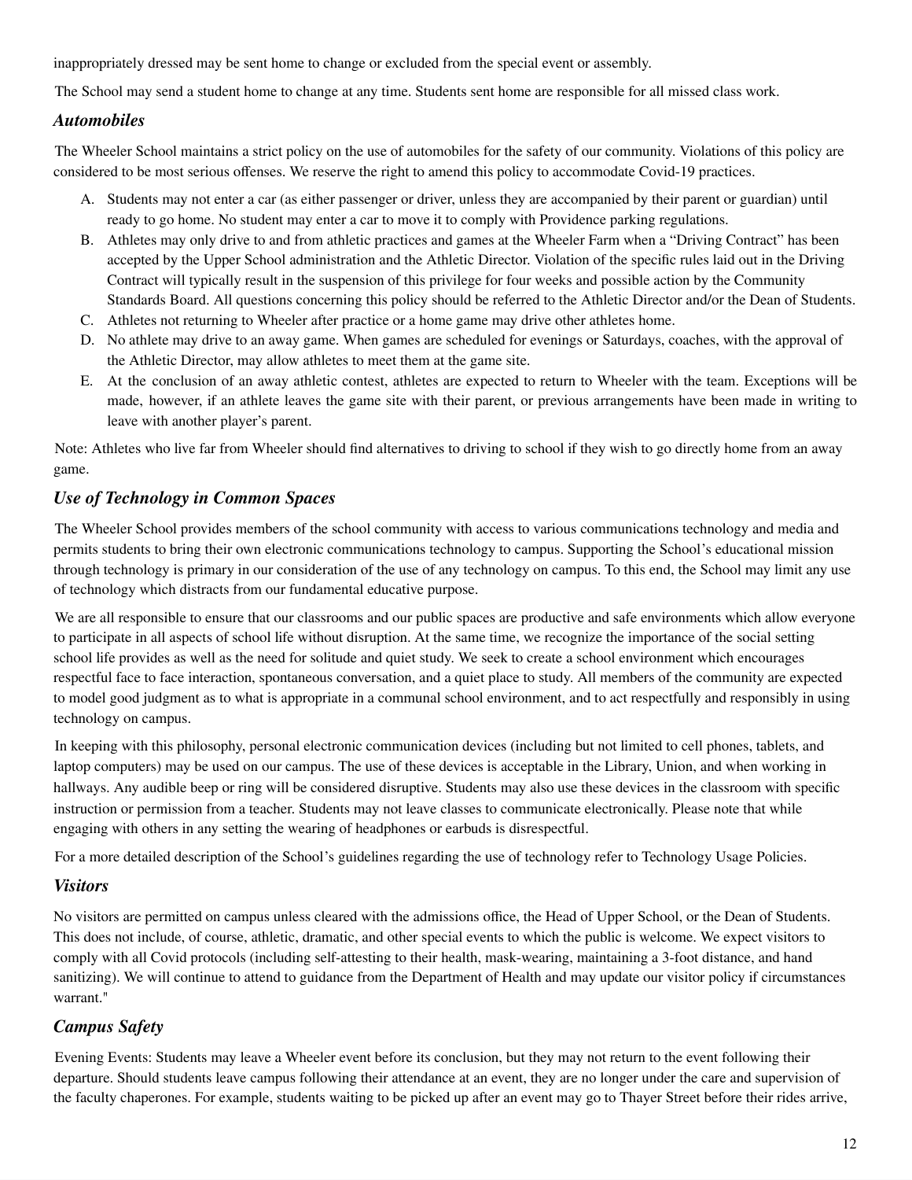inappropriately dressed may be sent home to change or excluded from the special event or assembly.

The School may send a student home to change at any time. Students sent home are responsible for all missed class work.

### *Automobiles*

The Wheeler School maintains a strict policy on the use of automobiles for the safety of our community. Violations of this policy are considered to be most serious offenses. We reserve the right to amend this policy to accommodate Covid-19 practices.

A. Students may not enter a car (as either passenger or driver, unless they are accompanied by their parent or guardian) until ready to go home. No student may enter a car to move it to comply with Providence parking regulations.
B. Athletes may only drive to and from athletic practices and games at the Wheeler Farm when a "Driving Contract" has been accepted by the Upper School administration and the Athletic Director. Violation of the specific rules laid out in the Driving Contract will typically result in the suspension of this privilege for four weeks and possible action by the Community Standards Board. All questions concerning this policy should be referred to the Athletic Director and/or the Dean of Students.
C. Athletes not returning to Wheeler after practice or a home game may drive other athletes home.
D. No athlete may drive to an away game. When games are scheduled for evenings or Saturdays, coaches, with the approval of the Athletic Director, may allow athletes to meet them at the game site.
E. At the conclusion of an away athletic contest, athletes are expected to return to Wheeler with the team. Exceptions will be made, however, if an athlete leaves the game site with their parent, or previous arrangements have been made in writing to leave with another player's parent.

Note: Athletes who live far from Wheeler should find alternatives to driving to school if they wish to go directly home from an away game.

### *Use of Technology in Common Spaces*

The Wheeler School provides members of the school community with access to various communications technology and media and permits students to bring their own electronic communications technology to campus. Supporting the School's educational mission through technology is primary in our consideration of the use of any technology on campus. To this end, the School may limit any use of technology which distracts from our fundamental educative purpose.

We are all responsible to ensure that our classrooms and our public spaces are productive and safe environments which allow everyone to participate in all aspects of school life without disruption. At the same time, we recognize the importance of the social setting school life provides as well as the need for solitude and quiet study. We seek to create a school environment which encourages respectful face to face interaction, spontaneous conversation, and a quiet place to study. All members of the community are expected to model good judgment as to what is appropriate in a communal school environment, and to act respectfully and responsibly in using technology on campus.

In keeping with this philosophy, personal electronic communication devices (including but not limited to cell phones, tablets, and laptop computers) may be used on our campus. The use of these devices is acceptable in the Library, Union, and when working in hallways. Any audible beep or ring will be considered disruptive. Students may also use these devices in the classroom with specific instruction or permission from a teacher. Students may not leave classes to communicate electronically. Please note that while engaging with others in any setting the wearing of headphones or earbuds is disrespectful.

For a more detailed description of the School's guidelines regarding the use of technology refer to Technology Usage Policies.

### *Visitors*

No visitors are permitted on campus unless cleared with the admissions office, the Head of Upper School, or the Dean of Students. This does not include, of course, athletic, dramatic, and other special events to which the public is welcome. We expect visitors to comply with all Covid protocols (including self-attesting to their health, mask-wearing, maintaining a 3-foot distance, and hand sanitizing). We will continue to attend to guidance from the Department of Health and may update our visitor policy if circumstances warrant."

### *Campus Safety*

Evening Events: Students may leave a Wheeler event before its conclusion, but they may not return to the event following their departure. Should students leave campus following their attendance at an event, they are no longer under the care and supervision of the faculty chaperones. For example, students waiting to be picked up after an event may go to Thayer Street before their rides arrive,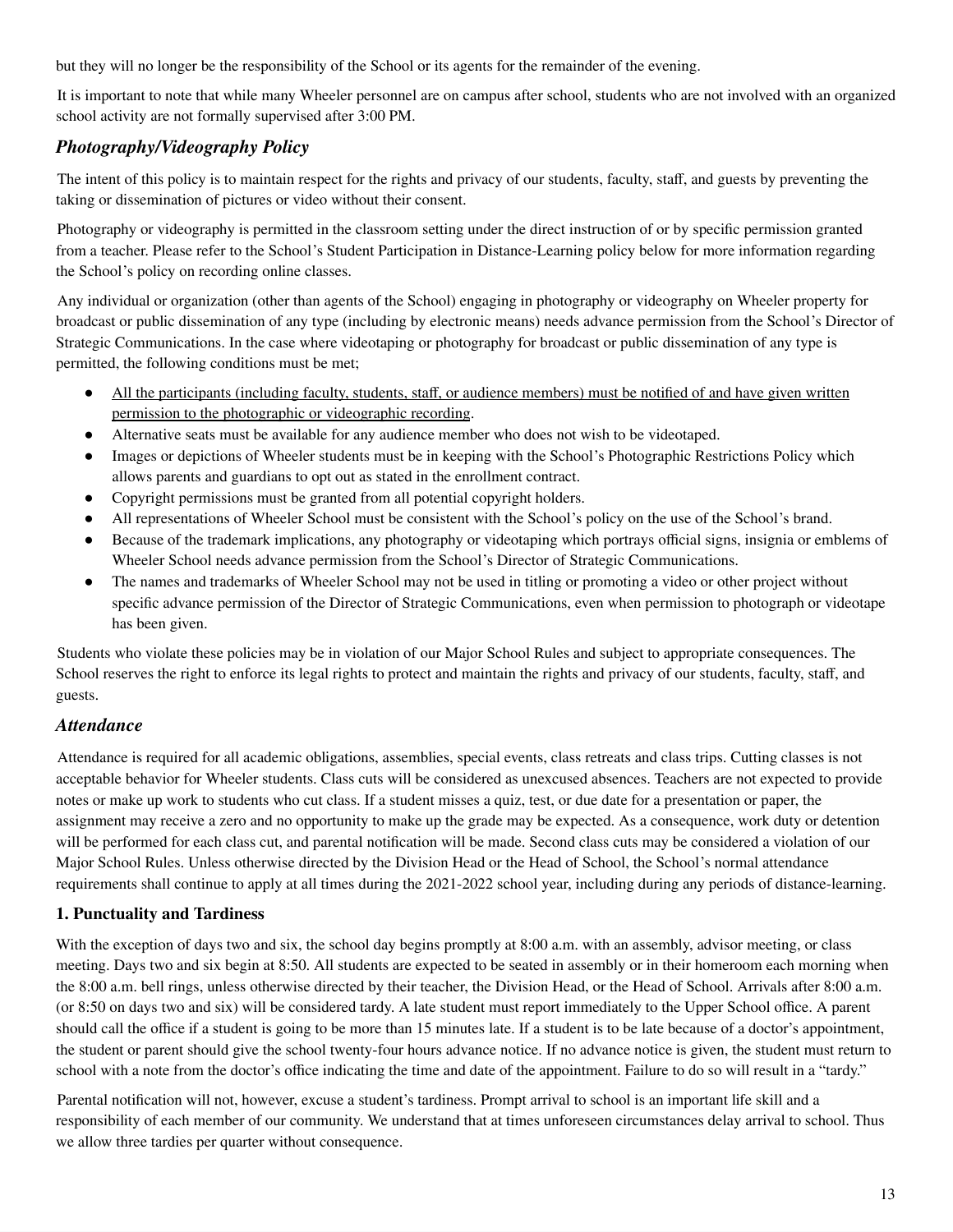but they will no longer be the responsibility of the School or its agents for the remainder of the evening.

It is important to note that while many Wheeler personnel are on campus after school, students who are not involved with an organized school activity are not formally supervised after 3:00 PM.

### *Photography/Videography Policy*

The intent of this policy is to maintain respect for the rights and privacy of our students, faculty, staff, and guests by preventing the taking or dissemination of pictures or video without their consent.

Photography or videography is permitted in the classroom setting under the direct instruction of or by specific permission granted from a teacher. Please refer to the School's Student Participation in Distance-Learning policy below for more information regarding the School's policy on recording online classes.

Any individual or organization (other than agents of the School) engaging in photography or videography on Wheeler property for broadcast or public dissemination of any type (including by electronic means) needs advance permission from the School's Director of Strategic Communications. In the case where videotaping or photography for broadcast or public dissemination of any type is permitted, the following conditions must be met;

- <u>All the participants (including faculty, students, staff, or audience members) must be notified of and have given written permission to the photographic or videographic recording</u>.
- Alternative seats must be available for any audience member who does not wish to be videotaped.
- Images or depictions of Wheeler students must be in keeping with the School's Photographic Restrictions Policy which allows parents and guardians to opt out as stated in the enrollment contract.
- Copyright permissions must be granted from all potential copyright holders.
- All representations of Wheeler School must be consistent with the School's policy on the use of the School's brand.
- Because of the trademark implications, any photography or videotaping which portrays official signs, insignia or emblems of Wheeler School needs advance permission from the School's Director of Strategic Communications.
- The names and trademarks of Wheeler School may not be used in titling or promoting a video or other project without specific advance permission of the Director of Strategic Communications, even when permission to photograph or videotape has been given.

Students who violate these policies may be in violation of our Major School Rules and subject to appropriate consequences. The School reserves the right to enforce its legal rights to protect and maintain the rights and privacy of our students, faculty, staff, and guests.

### *Attendance*

Attendance is required for all academic obligations, assemblies, special events, class retreats and class trips. Cutting classes is not acceptable behavior for Wheeler students. Class cuts will be considered as unexcused absences. Teachers are not expected to provide notes or make up work to students who cut class. If a student misses a quiz, test, or due date for a presentation or paper, the assignment may receive a zero and no opportunity to make up the grade may be expected. As a consequence, work duty or detention will be performed for each class cut, and parental notification will be made. Second class cuts may be considered a violation of our Major School Rules. Unless otherwise directed by the Division Head or the Head of School, the School's normal attendance requirements shall continue to apply at all times during the 2021-2022 school year, including during any periods of distance-learning.

#### **1. Punctuality and Tardiness**

With the exception of days two and six, the school day begins promptly at 8:00 a.m. with an assembly, advisor meeting, or class meeting. Days two and six begin at 8:50. All students are expected to be seated in assembly or in their homeroom each morning when the 8:00 a.m. bell rings, unless otherwise directed by their teacher, the Division Head, or the Head of School. Arrivals after 8:00 a.m. (or 8:50 on days two and six) will be considered tardy. A late student must report immediately to the Upper School office. A parent should call the office if a student is going to be more than 15 minutes late. If a student is to be late because of a doctor's appointment, the student or parent should give the school twenty-four hours advance notice. If no advance notice is given, the student must return to school with a note from the doctor's office indicating the time and date of the appointment. Failure to do so will result in a "tardy."

Parental notification will not, however, excuse a student's tardiness. Prompt arrival to school is an important life skill and a responsibility of each member of our community. We understand that at times unforeseen circumstances delay arrival to school. Thus we allow three tardies per quarter without consequence.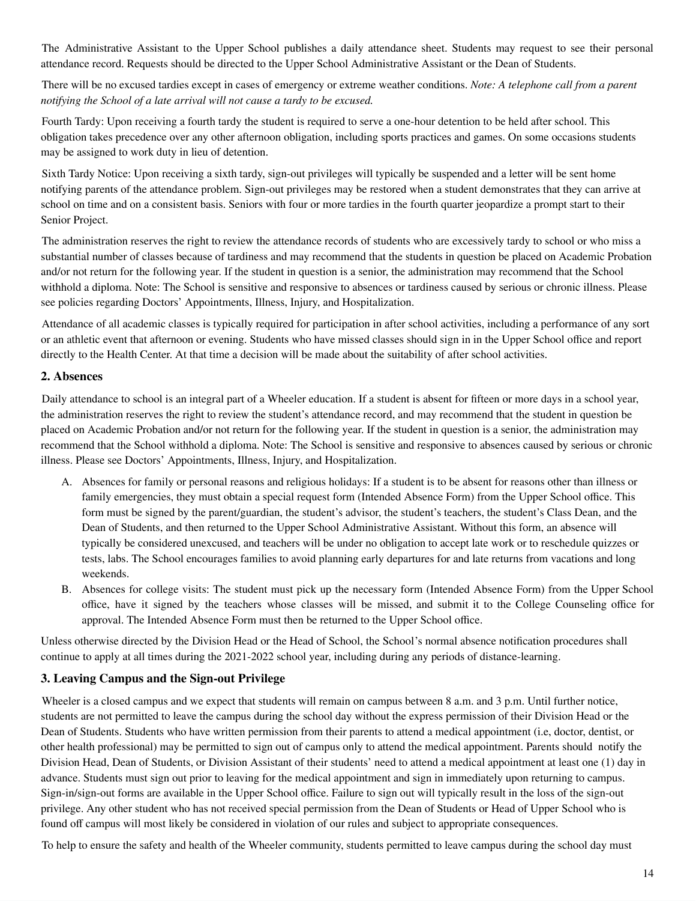The Administrative Assistant to the Upper School publishes a daily attendance sheet. Students may request to see their personal attendance record. Requests should be directed to the Upper School Administrative Assistant or the Dean of Students.

There will be no excused tardies except in cases of emergency or extreme weather conditions. *Note: A telephone call from a parent notifying the School of a late arrival will not cause a tardy to be excused.*

Fourth Tardy: Upon receiving a fourth tardy the student is required to serve a one-hour detention to be held after school. This obligation takes precedence over any other afternoon obligation, including sports practices and games. On some occasions students may be assigned to work duty in lieu of detention.

Sixth Tardy Notice: Upon receiving a sixth tardy, sign-out privileges will typically be suspended and a letter will be sent home notifying parents of the attendance problem. Sign-out privileges may be restored when a student demonstrates that they can arrive at school on time and on a consistent basis. Seniors with four or more tardies in the fourth quarter jeopardize a prompt start to their Senior Project.

The administration reserves the right to review the attendance records of students who are excessively tardy to school or who miss a substantial number of classes because of tardiness and may recommend that the students in question be placed on Academic Probation and/or not return for the following year. If the student in question is a senior, the administration may recommend that the School withhold a diploma. Note: The School is sensitive and responsive to absences or tardiness caused by serious or chronic illness. Please see policies regarding Doctors' Appointments, Illness, Injury, and Hospitalization.

Attendance of all academic classes is typically required for participation in after school activities, including a performance of any sort or an athletic event that afternoon or evening. Students who have missed classes should sign in in the Upper School office and report directly to the Health Center. At that time a decision will be made about the suitability of after school activities.

### 2. Absences

Daily attendance to school is an integral part of a Wheeler education. If a student is absent for fifteen or more days in a school year, the administration reserves the right to review the student's attendance record, and may recommend that the student in question be placed on Academic Probation and/or not return for the following year. If the student in question is a senior, the administration may recommend that the School withhold a diploma. Note: The School is sensitive and responsive to absences caused by serious or chronic illness. Please see Doctors' Appointments, Illness, Injury, and Hospitalization.

A. Absences for family or personal reasons and religious holidays: If a student is to be absent for reasons other than illness or family emergencies, they must obtain a special request form (Intended Absence Form) from the Upper School office. This form must be signed by the parent/guardian, the student's advisor, the student's teachers, the student's Class Dean, and the Dean of Students, and then returned to the Upper School Administrative Assistant. Without this form, an absence will typically be considered unexcused, and teachers will be under no obligation to accept late work or to reschedule quizzes or tests, labs. The School encourages families to avoid planning early departures for and late returns from vacations and long weekends.
B. Absences for college visits: The student must pick up the necessary form (Intended Absence Form) from the Upper School office, have it signed by the teachers whose classes will be missed, and submit it to the College Counseling office for approval. The Intended Absence Form must then be returned to the Upper School office.

Unless otherwise directed by the Division Head or the Head of School, the School's normal absence notification procedures shall continue to apply at all times during the 2021-2022 school year, including during any periods of distance-learning.

### 3. Leaving Campus and the Sign-out Privilege

Wheeler is a closed campus and we expect that students will remain on campus between 8 a.m. and 3 p.m. Until further notice, students are not permitted to leave the campus during the school day without the express permission of their Division Head or the Dean of Students. Students who have written permission from their parents to attend a medical appointment (i.e, doctor, dentist, or other health professional) may be permitted to sign out of campus only to attend the medical appointment. Parents should notify the Division Head, Dean of Students, or Division Assistant of their students' need to attend a medical appointment at least one (1) day in advance. Students must sign out prior to leaving for the medical appointment and sign in immediately upon returning to campus. Sign-in/sign-out forms are available in the Upper School office. Failure to sign out will typically result in the loss of the sign-out privilege. Any other student who has not received special permission from the Dean of Students or Head of Upper School who is found off campus will most likely be considered in violation of our rules and subject to appropriate consequences.

To help to ensure the safety and health of the Wheeler community, students permitted to leave campus during the school day must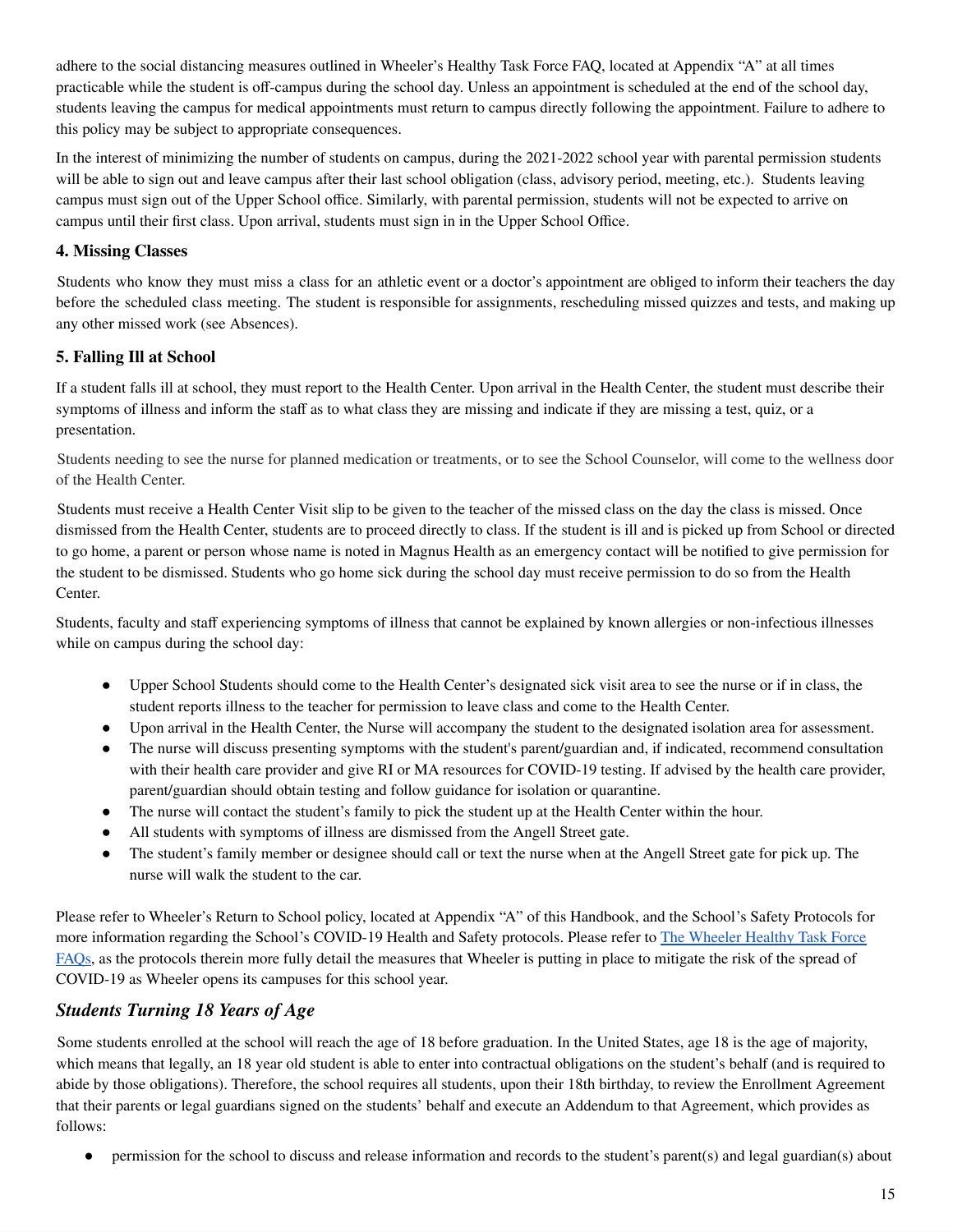adhere to the social distancing measures outlined in Wheeler's Healthy Task Force FAQ, located at Appendix "A" at all times practicable while the student is off-campus during the school day. Unless an appointment is scheduled at the end of the school day, students leaving the campus for medical appointments must return to campus directly following the appointment. Failure to adhere to this policy may be subject to appropriate consequences.

In the interest of minimizing the number of students on campus, during the 2021-2022 school year with parental permission students will be able to sign out and leave campus after their last school obligation (class, advisory period, meeting, etc.). Students leaving campus must sign out of the Upper School office. Similarly, with parental permission, students will not be expected to arrive on campus until their first class. Upon arrival, students must sign in in the Upper School Office.

### 4. Missing Classes

Students who know they must miss a class for an athletic event or a doctor's appointment are obliged to inform their teachers the day before the scheduled class meeting. The student is responsible for assignments, rescheduling missed quizzes and tests, and making up any other missed work (see Absences).

### 5. Falling Ill at School

If a student falls ill at school, they must report to the Health Center. Upon arrival in the Health Center, the student must describe their symptoms of illness and inform the staff as to what class they are missing and indicate if they are missing a test, quiz, or a presentation.

Students needing to see the nurse for planned medication or treatments, or to see the School Counselor, will come to the wellness door of the Health Center.

Students must receive a Health Center Visit slip to be given to the teacher of the missed class on the day the class is missed. Once dismissed from the Health Center, students are to proceed directly to class. If the student is ill and is picked up from School or directed to go home, a parent or person whose name is noted in Magnus Health as an emergency contact will be notified to give permission for the student to be dismissed. Students who go home sick during the school day must receive permission to do so from the Health Center.

Students, faculty and staff experiencing symptoms of illness that cannot be explained by known allergies or non-infectious illnesses while on campus during the school day:

- Upper School Students should come to the Health Center's designated sick visit area to see the nurse or if in class, the student reports illness to the teacher for permission to leave class and come to the Health Center.
- Upon arrival in the Health Center, the Nurse will accompany the student to the designated isolation area for assessment.
- The nurse will discuss presenting symptoms with the student's parent/guardian and, if indicated, recommend consultation with their health care provider and give RI or MA resources for COVID-19 testing. If advised by the health care provider, parent/guardian should obtain testing and follow guidance for isolation or quarantine.
- The nurse will contact the student's family to pick the student up at the Health Center within the hour.
- All students with symptoms of illness are dismissed from the Angell Street gate.
- The student's family member or designee should call or text the nurse when at the Angell Street gate for pick up. The nurse will walk the student to the car.

Please refer to Wheeler's Return to School policy, located at Appendix "A" of this Handbook, and the School's Safety Protocols for more information regarding the School's COVID-19 Health and Safety protocols. Please refer to The Wheeler Healthy Task Force FAQs, as the protocols therein more fully detail the measures that Wheeler is putting in place to mitigate the risk of the spread of COVID-19 as Wheeler opens its campuses for this school year.

## *Students Turning 18 Years of Age*

Some students enrolled at the school will reach the age of 18 before graduation. In the United States, age 18 is the age of majority, which means that legally, an 18 year old student is able to enter into contractual obligations on the student's behalf (and is required to abide by those obligations). Therefore, the school requires all students, upon their 18th birthday, to review the Enrollment Agreement that their parents or legal guardians signed on the students' behalf and execute an Addendum to that Agreement, which provides as follows:

- permission for the school to discuss and release information and records to the student's parent(s) and legal guardian(s) about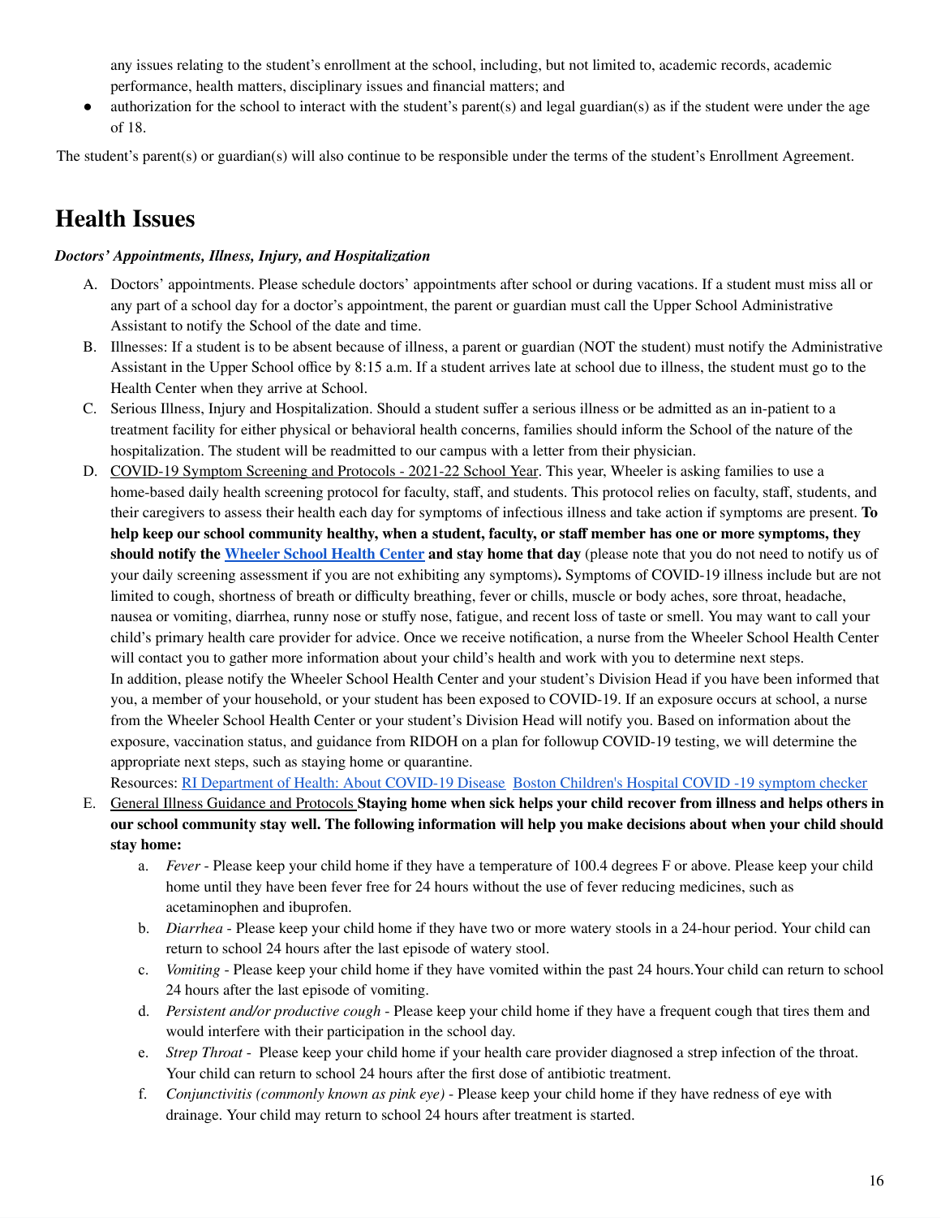any issues relating to the student's enrollment at the school, including, but not limited to, academic records, academic performance, health matters, disciplinary issues and financial matters; and

- authorization for the school to interact with the student's parent(s) and legal guardian(s) as if the student were under the age of 18.

The student's parent(s) or guardian(s) will also continue to be responsible under the terms of the student's Enrollment Agreement.

# Health Issues

***Doctors' Appointments, Illness, Injury, and Hospitalization***

A. Doctors' appointments. Please schedule doctors' appointments after school or during vacations. If a student must miss all or any part of a school day for a doctor's appointment, the parent or guardian must call the Upper School Administrative Assistant to notify the School of the date and time.

B. Illnesses: If a student is to be absent because of illness, a parent or guardian (NOT the student) must notify the Administrative Assistant in the Upper School office by 8:15 a.m. If a student arrives late at school due to illness, the student must go to the Health Center when they arrive at School.

C. Serious Illness, Injury and Hospitalization. Should a student suffer a serious illness or be admitted as an in-patient to a treatment facility for either physical or behavioral health concerns, families should inform the School of the nature of the hospitalization. The student will be readmitted to our campus with a letter from their physician.

D. COVID-19 Symptom Screening and Protocols - 2021-22 School Year. This year, Wheeler is asking families to use a home-based daily health screening protocol for faculty, staff, and students. This protocol relies on faculty, staff, students, and their caregivers to assess their health each day for symptoms of infectious illness and take action if symptoms are present. **To help keep our school community healthy, when a student, faculty, or staff member has one or more symptoms, they should notify the Wheeler School Health Center and stay home that day** (please note that you do not need to notify us of your daily screening assessment if you are not exhibiting any symptoms)**.** Symptoms of COVID-19 illness include but are not limited to cough, shortness of breath or difficulty breathing, fever or chills, muscle or body aches, sore throat, headache, nausea or vomiting, diarrhea, runny nose or stuffy nose, fatigue, and recent loss of taste or smell. You may want to call your child's primary health care provider for advice. Once we receive notification, a nurse from the Wheeler School Health Center will contact you to gather more information about your child's health and work with you to determine next steps.
In addition, please notify the Wheeler School Health Center and your student's Division Head if you have been informed that you, a member of your household, or your student has been exposed to COVID-19. If an exposure occurs at school, a nurse from the Wheeler School Health Center or your student's Division Head will notify you. Based on information about the exposure, vaccination status, and guidance from RIDOH on a plan for followup COVID-19 testing, we will determine the appropriate next steps, such as staying home or quarantine.
Resources: RI Department of Health: About COVID-19 Disease Boston Children's Hospital COVID -19 symptom checker

E. General Illness Guidance and Protocols **Staying home when sick helps your child recover from illness and helps others in our school community stay well. The following information will help you make decisions about when your child should stay home:**

   a. *Fever* - Please keep your child home if they have a temperature of 100.4 degrees F or above. Please keep your child home until they have been fever free for 24 hours without the use of fever reducing medicines, such as acetaminophen and ibuprofen.

   b. *Diarrhea* - Please keep your child home if they have two or more watery stools in a 24-hour period. Your child can return to school 24 hours after the last episode of watery stool.

   c. *Vomiting* - Please keep your child home if they have vomited within the past 24 hours.Your child can return to school 24 hours after the last episode of vomiting.

   d. *Persistent and/or productive cough* - Please keep your child home if they have a frequent cough that tires them and would interfere with their participation in the school day.

   e. *Strep Throat* - Please keep your child home if your health care provider diagnosed a strep infection of the throat. Your child can return to school 24 hours after the first dose of antibiotic treatment.

   f. *Conjunctivitis (commonly known as pink eye)* - Please keep your child home if they have redness of eye with drainage. Your child may return to school 24 hours after treatment is started.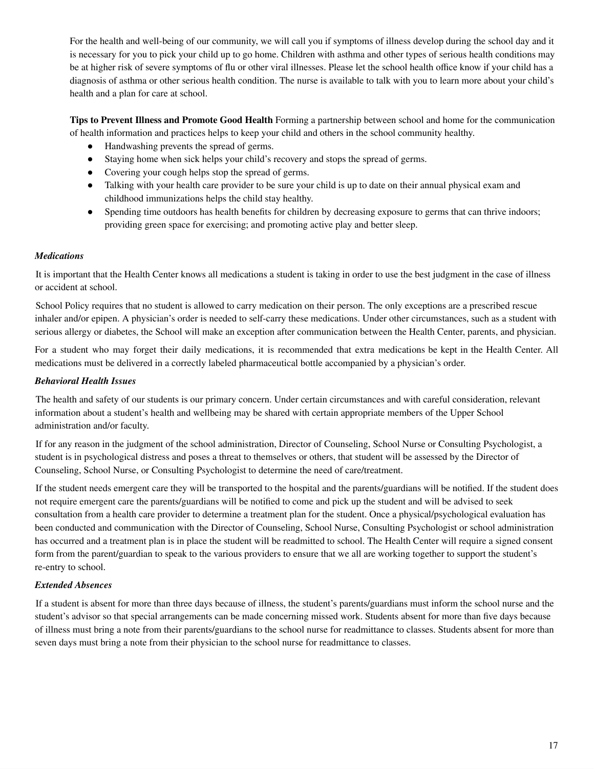For the health and well-being of our community, we will call you if symptoms of illness develop during the school day and it is necessary for you to pick your child up to go home. Children with asthma and other types of serious health conditions may be at higher risk of severe symptoms of flu or other viral illnesses. Please let the school health office know if your child has a diagnosis of asthma or other serious health condition. The nurse is available to talk with you to learn more about your child's health and a plan for care at school.

**Tips to Prevent Illness and Promote Good Health** Forming a partnership between school and home for the communication of health information and practices helps to keep your child and others in the school community healthy.

- Handwashing prevents the spread of germs.
- Staying home when sick helps your child's recovery and stops the spread of germs.
- Covering your cough helps stop the spread of germs.
- Talking with your health care provider to be sure your child is up to date on their annual physical exam and childhood immunizations helps the child stay healthy.
- Spending time outdoors has health benefits for children by decreasing exposure to germs that can thrive indoors; providing green space for exercising; and promoting active play and better sleep.

***Medications***

It is important that the Health Center knows all medications a student is taking in order to use the best judgment in the case of illness or accident at school.

School Policy requires that no student is allowed to carry medication on their person. The only exceptions are a prescribed rescue inhaler and/or epipen. A physician's order is needed to self-carry these medications. Under other circumstances, such as a student with serious allergy or diabetes, the School will make an exception after communication between the Health Center, parents, and physician.

For a student who may forget their daily medications, it is recommended that extra medications be kept in the Health Center. All medications must be delivered in a correctly labeled pharmaceutical bottle accompanied by a physician's order.

***Behavioral Health Issues***

The health and safety of our students is our primary concern. Under certain circumstances and with careful consideration, relevant information about a student's health and wellbeing may be shared with certain appropriate members of the Upper School administration and/or faculty.

If for any reason in the judgment of the school administration, Director of Counseling, School Nurse or Consulting Psychologist, a student is in psychological distress and poses a threat to themselves or others, that student will be assessed by the Director of Counseling, School Nurse, or Consulting Psychologist to determine the need of care/treatment.

If the student needs emergent care they will be transported to the hospital and the parents/guardians will be notified. If the student does not require emergent care the parents/guardians will be notified to come and pick up the student and will be advised to seek consultation from a health care provider to determine a treatment plan for the student. Once a physical/psychological evaluation has been conducted and communication with the Director of Counseling, School Nurse, Consulting Psychologist or school administration has occurred and a treatment plan is in place the student will be readmitted to school. The Health Center will require a signed consent form from the parent/guardian to speak to the various providers to ensure that we all are working together to support the student's re-entry to school.

***Extended Absences***

If a student is absent for more than three days because of illness, the student's parents/guardians must inform the school nurse and the student's advisor so that special arrangements can be made concerning missed work. Students absent for more than five days because of illness must bring a note from their parents/guardians to the school nurse for readmittance to classes. Students absent for more than seven days must bring a note from their physician to the school nurse for readmittance to classes.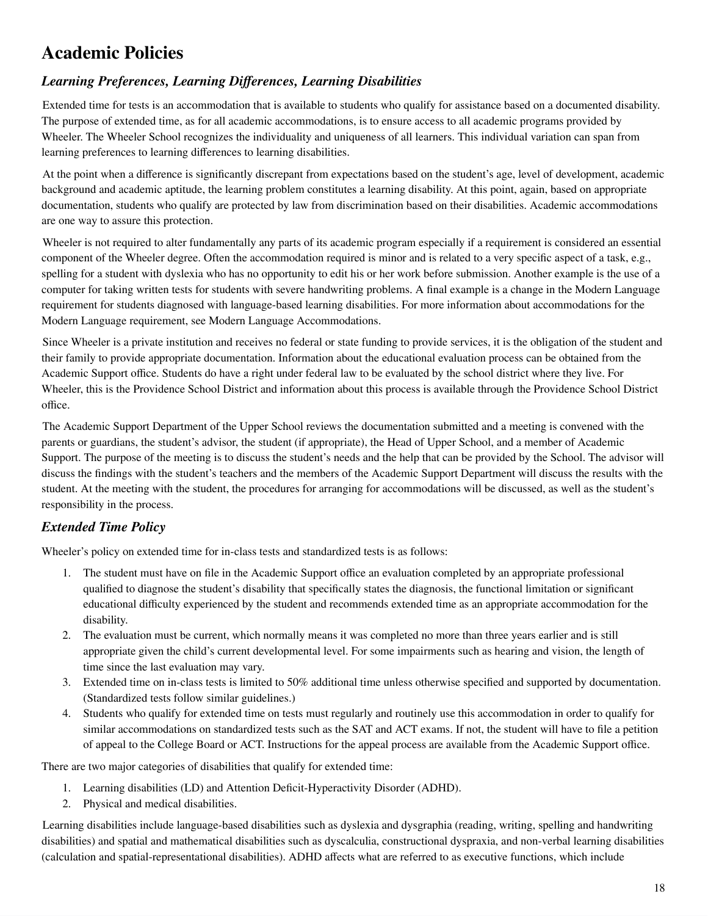# Academic Policies

## *Learning Preferences, Learning Differences, Learning Disabilities*

Extended time for tests is an accommodation that is available to students who qualify for assistance based on a documented disability. The purpose of extended time, as for all academic accommodations, is to ensure access to all academic programs provided by Wheeler. The Wheeler School recognizes the individuality and uniqueness of all learners. This individual variation can span from learning preferences to learning differences to learning disabilities.

At the point when a difference is significantly discrepant from expectations based on the student's age, level of development, academic background and academic aptitude, the learning problem constitutes a learning disability. At this point, again, based on appropriate documentation, students who qualify are protected by law from discrimination based on their disabilities. Academic accommodations are one way to assure this protection.

Wheeler is not required to alter fundamentally any parts of its academic program especially if a requirement is considered an essential component of the Wheeler degree. Often the accommodation required is minor and is related to a very specific aspect of a task, e.g., spelling for a student with dyslexia who has no opportunity to edit his or her work before submission. Another example is the use of a computer for taking written tests for students with severe handwriting problems. A final example is a change in the Modern Language requirement for students diagnosed with language-based learning disabilities. For more information about accommodations for the Modern Language requirement, see Modern Language Accommodations.

Since Wheeler is a private institution and receives no federal or state funding to provide services, it is the obligation of the student and their family to provide appropriate documentation. Information about the educational evaluation process can be obtained from the Academic Support office. Students do have a right under federal law to be evaluated by the school district where they live. For Wheeler, this is the Providence School District and information about this process is available through the Providence School District office.

The Academic Support Department of the Upper School reviews the documentation submitted and a meeting is convened with the parents or guardians, the student's advisor, the student (if appropriate), the Head of Upper School, and a member of Academic Support. The purpose of the meeting is to discuss the student's needs and the help that can be provided by the School. The advisor will discuss the findings with the student's teachers and the members of the Academic Support Department will discuss the results with the student. At the meeting with the student, the procedures for arranging for accommodations will be discussed, as well as the student's responsibility in the process.

## *Extended Time Policy*

Wheeler's policy on extended time for in-class tests and standardized tests is as follows:

1. The student must have on file in the Academic Support office an evaluation completed by an appropriate professional qualified to diagnose the student's disability that specifically states the diagnosis, the functional limitation or significant educational difficulty experienced by the student and recommends extended time as an appropriate accommodation for the disability.
2. The evaluation must be current, which normally means it was completed no more than three years earlier and is still appropriate given the child's current developmental level. For some impairments such as hearing and vision, the length of time since the last evaluation may vary.
3. Extended time on in-class tests is limited to 50% additional time unless otherwise specified and supported by documentation. (Standardized tests follow similar guidelines.)
4. Students who qualify for extended time on tests must regularly and routinely use this accommodation in order to qualify for similar accommodations on standardized tests such as the SAT and ACT exams. If not, the student will have to file a petition of appeal to the College Board or ACT. Instructions for the appeal process are available from the Academic Support office.

There are two major categories of disabilities that qualify for extended time:

1. Learning disabilities (LD) and Attention Deficit-Hyperactivity Disorder (ADHD).
2. Physical and medical disabilities.

Learning disabilities include language-based disabilities such as dyslexia and dysgraphia (reading, writing, spelling and handwriting disabilities) and spatial and mathematical disabilities such as dyscalculia, constructional dyspraxia, and non-verbal learning disabilities (calculation and spatial-representational disabilities). ADHD affects what are referred to as executive functions, which include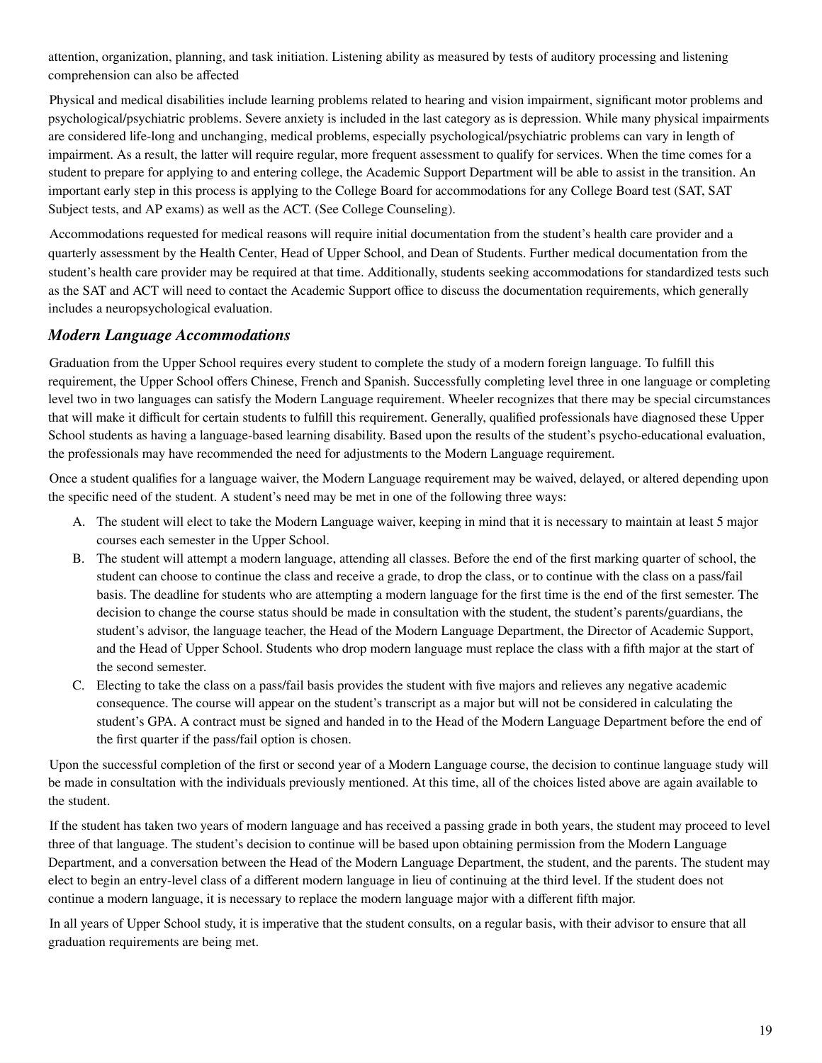attention, organization, planning, and task initiation. Listening ability as measured by tests of auditory processing and listening comprehension can also be affected

Physical and medical disabilities include learning problems related to hearing and vision impairment, significant motor problems and psychological/psychiatric problems. Severe anxiety is included in the last category as is depression. While many physical impairments are considered life-long and unchanging, medical problems, especially psychological/psychiatric problems can vary in length of impairment. As a result, the latter will require regular, more frequent assessment to qualify for services. When the time comes for a student to prepare for applying to and entering college, the Academic Support Department will be able to assist in the transition. An important early step in this process is applying to the College Board for accommodations for any College Board test (SAT, SAT Subject tests, and AP exams) as well as the ACT. (See College Counseling).

Accommodations requested for medical reasons will require initial documentation from the student's health care provider and a quarterly assessment by the Health Center, Head of Upper School, and Dean of Students. Further medical documentation from the student's health care provider may be required at that time. Additionally, students seeking accommodations for standardized tests such as the SAT and ACT will need to contact the Academic Support office to discuss the documentation requirements, which generally includes a neuropsychological evaluation.

### *Modern Language Accommodations*

Graduation from the Upper School requires every student to complete the study of a modern foreign language. To fulfill this requirement, the Upper School offers Chinese, French and Spanish. Successfully completing level three in one language or completing level two in two languages can satisfy the Modern Language requirement. Wheeler recognizes that there may be special circumstances that will make it difficult for certain students to fulfill this requirement. Generally, qualified professionals have diagnosed these Upper School students as having a language-based learning disability. Based upon the results of the student's psycho-educational evaluation, the professionals may have recommended the need for adjustments to the Modern Language requirement.

Once a student qualifies for a language waiver, the Modern Language requirement may be waived, delayed, or altered depending upon the specific need of the student. A student's need may be met in one of the following three ways:

A. The student will elect to take the Modern Language waiver, keeping in mind that it is necessary to maintain at least 5 major courses each semester in the Upper School.
B. The student will attempt a modern language, attending all classes. Before the end of the first marking quarter of school, the student can choose to continue the class and receive a grade, to drop the class, or to continue with the class on a pass/fail basis. The deadline for students who are attempting a modern language for the first time is the end of the first semester. The decision to change the course status should be made in consultation with the student, the student's parents/guardians, the student's advisor, the language teacher, the Head of the Modern Language Department, the Director of Academic Support, and the Head of Upper School. Students who drop modern language must replace the class with a fifth major at the start of the second semester.
C. Electing to take the class on a pass/fail basis provides the student with five majors and relieves any negative academic consequence. The course will appear on the student's transcript as a major but will not be considered in calculating the student's GPA. A contract must be signed and handed in to the Head of the Modern Language Department before the end of the first quarter if the pass/fail option is chosen.

Upon the successful completion of the first or second year of a Modern Language course, the decision to continue language study will be made in consultation with the individuals previously mentioned. At this time, all of the choices listed above are again available to the student.

If the student has taken two years of modern language and has received a passing grade in both years, the student may proceed to level three of that language. The student's decision to continue will be based upon obtaining permission from the Modern Language Department, and a conversation between the Head of the Modern Language Department, the student, and the parents. The student may elect to begin an entry-level class of a different modern language in lieu of continuing at the third level. If the student does not continue a modern language, it is necessary to replace the modern language major with a different fifth major.

In all years of Upper School study, it is imperative that the student consults, on a regular basis, with their advisor to ensure that all graduation requirements are being met.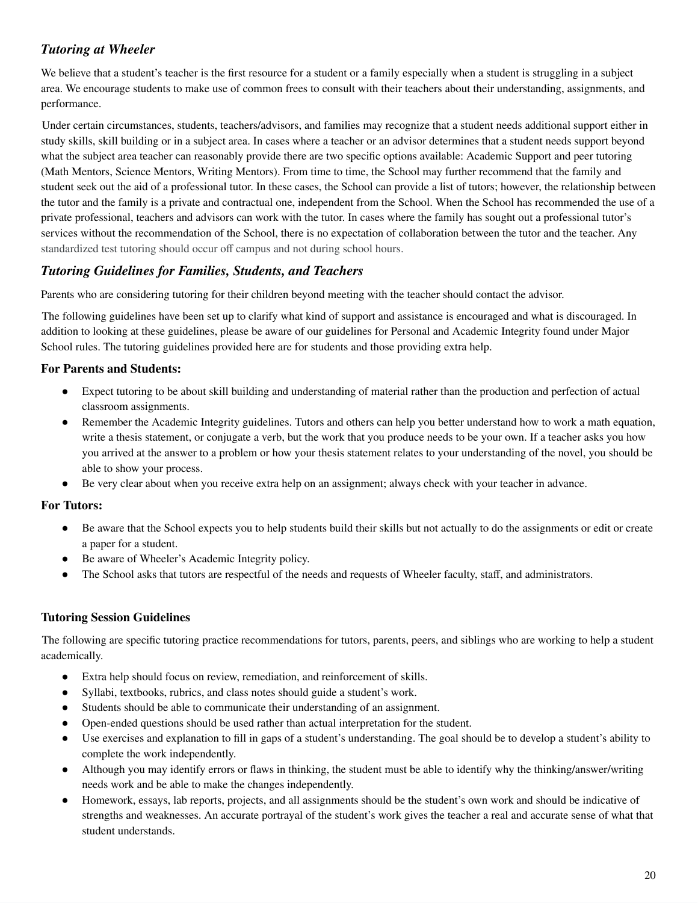## *Tutoring at Wheeler*

We believe that a student's teacher is the first resource for a student or a family especially when a student is struggling in a subject area. We encourage students to make use of common frees to consult with their teachers about their understanding, assignments, and performance.

Under certain circumstances, students, teachers/advisors, and families may recognize that a student needs additional support either in study skills, skill building or in a subject area. In cases where a teacher or an advisor determines that a student needs support beyond what the subject area teacher can reasonably provide there are two specific options available: Academic Support and peer tutoring (Math Mentors, Science Mentors, Writing Mentors). From time to time, the School may further recommend that the family and student seek out the aid of a professional tutor. In these cases, the School can provide a list of tutors; however, the relationship between the tutor and the family is a private and contractual one, independent from the School. When the School has recommended the use of a private professional, teachers and advisors can work with the tutor. In cases where the family has sought out a professional tutor's services without the recommendation of the School, there is no expectation of collaboration between the tutor and the teacher. Any standardized test tutoring should occur off campus and not during school hours.

## *Tutoring Guidelines for Families, Students, and Teachers*

Parents who are considering tutoring for their children beyond meeting with the teacher should contact the advisor.

The following guidelines have been set up to clarify what kind of support and assistance is encouraged and what is discouraged. In addition to looking at these guidelines, please be aware of our guidelines for Personal and Academic Integrity found under Major School rules. The tutoring guidelines provided here are for students and those providing extra help.

### For Parents and Students:

- Expect tutoring to be about skill building and understanding of material rather than the production and perfection of actual classroom assignments.
- Remember the Academic Integrity guidelines. Tutors and others can help you better understand how to work a math equation, write a thesis statement, or conjugate a verb, but the work that you produce needs to be your own. If a teacher asks you how you arrived at the answer to a problem or how your thesis statement relates to your understanding of the novel, you should be able to show your process.
- Be very clear about when you receive extra help on an assignment; always check with your teacher in advance.

### For Tutors:

- Be aware that the School expects you to help students build their skills but not actually to do the assignments or edit or create a paper for a student.
- Be aware of Wheeler's Academic Integrity policy.
- The School asks that tutors are respectful of the needs and requests of Wheeler faculty, staff, and administrators.

### Tutoring Session Guidelines

The following are specific tutoring practice recommendations for tutors, parents, peers, and siblings who are working to help a student academically.

- Extra help should focus on review, remediation, and reinforcement of skills.
- Syllabi, textbooks, rubrics, and class notes should guide a student's work.
- Students should be able to communicate their understanding of an assignment.
- Open-ended questions should be used rather than actual interpretation for the student.
- Use exercises and explanation to fill in gaps of a student's understanding. The goal should be to develop a student's ability to complete the work independently.
- Although you may identify errors or flaws in thinking, the student must be able to identify why the thinking/answer/writing needs work and be able to make the changes independently.
- Homework, essays, lab reports, projects, and all assignments should be the student's own work and should be indicative of strengths and weaknesses. An accurate portrayal of the student's work gives the teacher a real and accurate sense of what that student understands.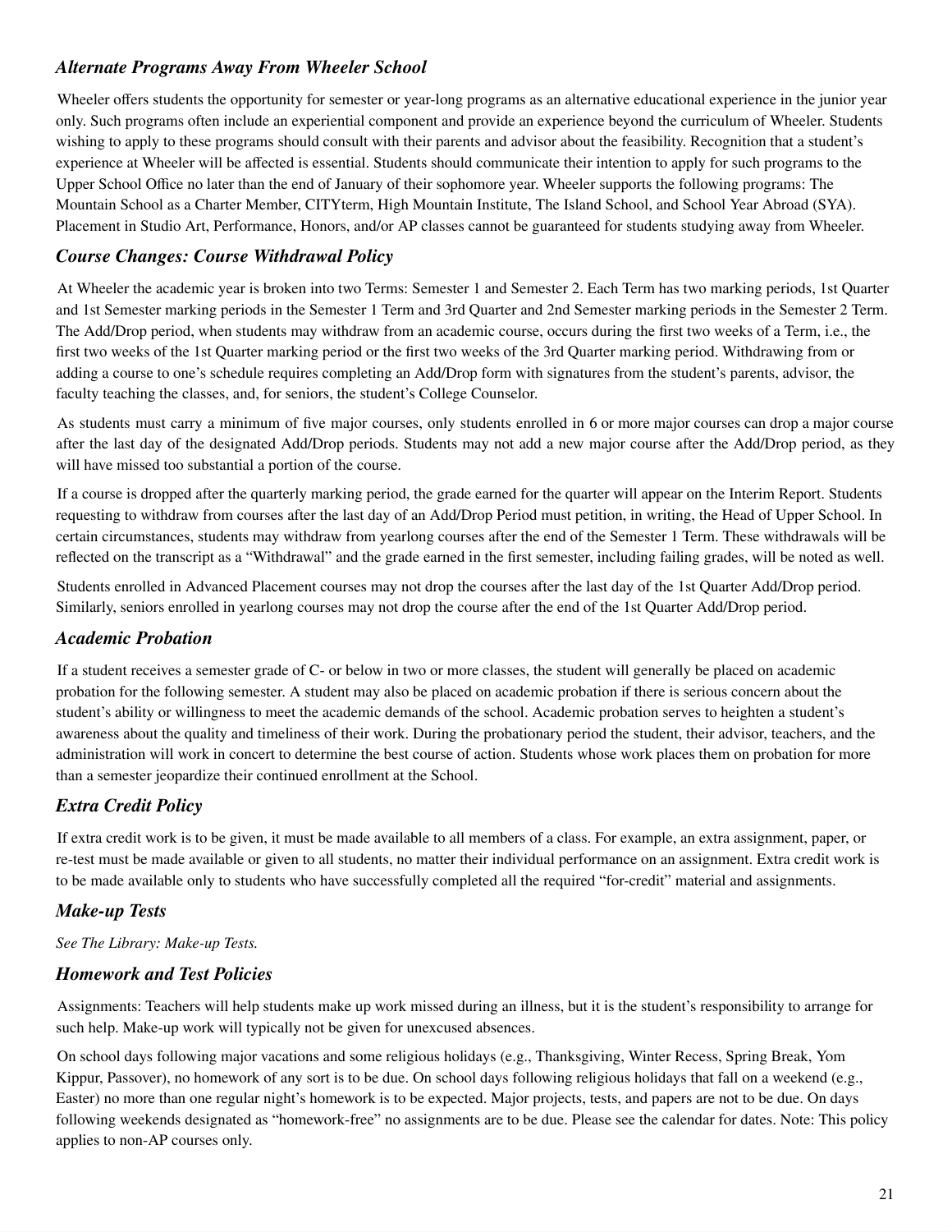### *Alternate Programs Away From Wheeler School*

Wheeler offers students the opportunity for semester or year-long programs as an alternative educational experience in the junior year only. Such programs often include an experiential component and provide an experience beyond the curriculum of Wheeler. Students wishing to apply to these programs should consult with their parents and advisor about the feasibility. Recognition that a student's experience at Wheeler will be affected is essential. Students should communicate their intention to apply for such programs to the Upper School Office no later than the end of January of their sophomore year. Wheeler supports the following programs: The Mountain School as a Charter Member, CITYterm, High Mountain Institute, The Island School, and School Year Abroad (SYA). Placement in Studio Art, Performance, Honors, and/or AP classes cannot be guaranteed for students studying away from Wheeler.

### *Course Changes: Course Withdrawal Policy*

At Wheeler the academic year is broken into two Terms: Semester 1 and Semester 2. Each Term has two marking periods, 1st Quarter and 1st Semester marking periods in the Semester 1 Term and 3rd Quarter and 2nd Semester marking periods in the Semester 2 Term. The Add/Drop period, when students may withdraw from an academic course, occurs during the first two weeks of a Term, i.e., the first two weeks of the 1st Quarter marking period or the first two weeks of the 3rd Quarter marking period. Withdrawing from or adding a course to one's schedule requires completing an Add/Drop form with signatures from the student's parents, advisor, the faculty teaching the classes, and, for seniors, the student's College Counselor.

As students must carry a minimum of five major courses, only students enrolled in 6 or more major courses can drop a major course after the last day of the designated Add/Drop periods. Students may not add a new major course after the Add/Drop period, as they will have missed too substantial a portion of the course.

If a course is dropped after the quarterly marking period, the grade earned for the quarter will appear on the Interim Report. Students requesting to withdraw from courses after the last day of an Add/Drop Period must petition, in writing, the Head of Upper School. In certain circumstances, students may withdraw from yearlong courses after the end of the Semester 1 Term. These withdrawals will be reflected on the transcript as a "Withdrawal" and the grade earned in the first semester, including failing grades, will be noted as well.

Students enrolled in Advanced Placement courses may not drop the courses after the last day of the 1st Quarter Add/Drop period. Similarly, seniors enrolled in yearlong courses may not drop the course after the end of the 1st Quarter Add/Drop period.

### *Academic Probation*

If a student receives a semester grade of C- or below in two or more classes, the student will generally be placed on academic probation for the following semester. A student may also be placed on academic probation if there is serious concern about the student's ability or willingness to meet the academic demands of the school. Academic probation serves to heighten a student's awareness about the quality and timeliness of their work. During the probationary period the student, their advisor, teachers, and the administration will work in concert to determine the best course of action. Students whose work places them on probation for more than a semester jeopardize their continued enrollment at the School.

### *Extra Credit Policy*

If extra credit work is to be given, it must be made available to all members of a class. For example, an extra assignment, paper, or re-test must be made available or given to all students, no matter their individual performance on an assignment. Extra credit work is to be made available only to students who have successfully completed all the required "for-credit" material and assignments.

### *Make-up Tests*

*See The Library: Make-up Tests.*

### *Homework and Test Policies*

Assignments: Teachers will help students make up work missed during an illness, but it is the student's responsibility to arrange for such help. Make-up work will typically not be given for unexcused absences.

On school days following major vacations and some religious holidays (e.g., Thanksgiving, Winter Recess, Spring Break, Yom Kippur, Passover), no homework of any sort is to be due. On school days following religious holidays that fall on a weekend (e.g., Easter) no more than one regular night's homework is to be expected. Major projects, tests, and papers are not to be due. On days following weekends designated as "homework-free" no assignments are to be due. Please see the calendar for dates. Note: This policy applies to non-AP courses only.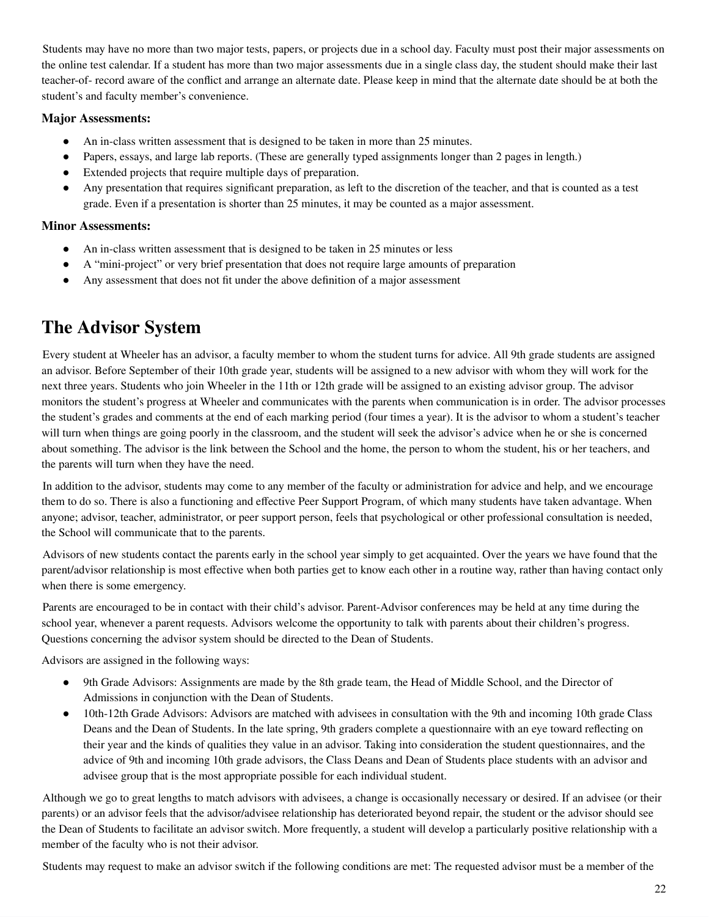Students may have no more than two major tests, papers, or projects due in a school day. Faculty must post their major assessments on the online test calendar. If a student has more than two major assessments due in a single class day, the student should make their last teacher-of- record aware of the conflict and arrange an alternate date. Please keep in mind that the alternate date should be at both the student's and faculty member's convenience.

**Major Assessments:**

- An in-class written assessment that is designed to be taken in more than 25 minutes.
- Papers, essays, and large lab reports. (These are generally typed assignments longer than 2 pages in length.)
- Extended projects that require multiple days of preparation.
- Any presentation that requires significant preparation, as left to the discretion of the teacher, and that is counted as a test grade. Even if a presentation is shorter than 25 minutes, it may be counted as a major assessment.

**Minor Assessments:**

- An in-class written assessment that is designed to be taken in 25 minutes or less
- A "mini-project" or very brief presentation that does not require large amounts of preparation
- Any assessment that does not fit under the above definition of a major assessment

# The Advisor System

Every student at Wheeler has an advisor, a faculty member to whom the student turns for advice. All 9th grade students are assigned an advisor. Before September of their 10th grade year, students will be assigned to a new advisor with whom they will work for the next three years. Students who join Wheeler in the 11th or 12th grade will be assigned to an existing advisor group. The advisor monitors the student's progress at Wheeler and communicates with the parents when communication is in order. The advisor processes the student's grades and comments at the end of each marking period (four times a year). It is the advisor to whom a student's teacher will turn when things are going poorly in the classroom, and the student will seek the advisor's advice when he or she is concerned about something. The advisor is the link between the School and the home, the person to whom the student, his or her teachers, and the parents will turn when they have the need.

In addition to the advisor, students may come to any member of the faculty or administration for advice and help, and we encourage them to do so. There is also a functioning and effective Peer Support Program, of which many students have taken advantage. When anyone; advisor, teacher, administrator, or peer support person, feels that psychological or other professional consultation is needed, the School will communicate that to the parents.

Advisors of new students contact the parents early in the school year simply to get acquainted. Over the years we have found that the parent/advisor relationship is most effective when both parties get to know each other in a routine way, rather than having contact only when there is some emergency.

Parents are encouraged to be in contact with their child's advisor. Parent-Advisor conferences may be held at any time during the school year, whenever a parent requests. Advisors welcome the opportunity to talk with parents about their children's progress. Questions concerning the advisor system should be directed to the Dean of Students.

Advisors are assigned in the following ways:

- 9th Grade Advisors: Assignments are made by the 8th grade team, the Head of Middle School, and the Director of Admissions in conjunction with the Dean of Students.
- 10th-12th Grade Advisors: Advisors are matched with advisees in consultation with the 9th and incoming 10th grade Class Deans and the Dean of Students. In the late spring, 9th graders complete a questionnaire with an eye toward reflecting on their year and the kinds of qualities they value in an advisor. Taking into consideration the student questionnaires, and the advice of 9th and incoming 10th grade advisors, the Class Deans and Dean of Students place students with an advisor and advisee group that is the most appropriate possible for each individual student.

Although we go to great lengths to match advisors with advisees, a change is occasionally necessary or desired. If an advisee (or their parents) or an advisor feels that the advisor/advisee relationship has deteriorated beyond repair, the student or the advisor should see the Dean of Students to facilitate an advisor switch. More frequently, a student will develop a particularly positive relationship with a member of the faculty who is not their advisor.

Students may request to make an advisor switch if the following conditions are met: The requested advisor must be a member of the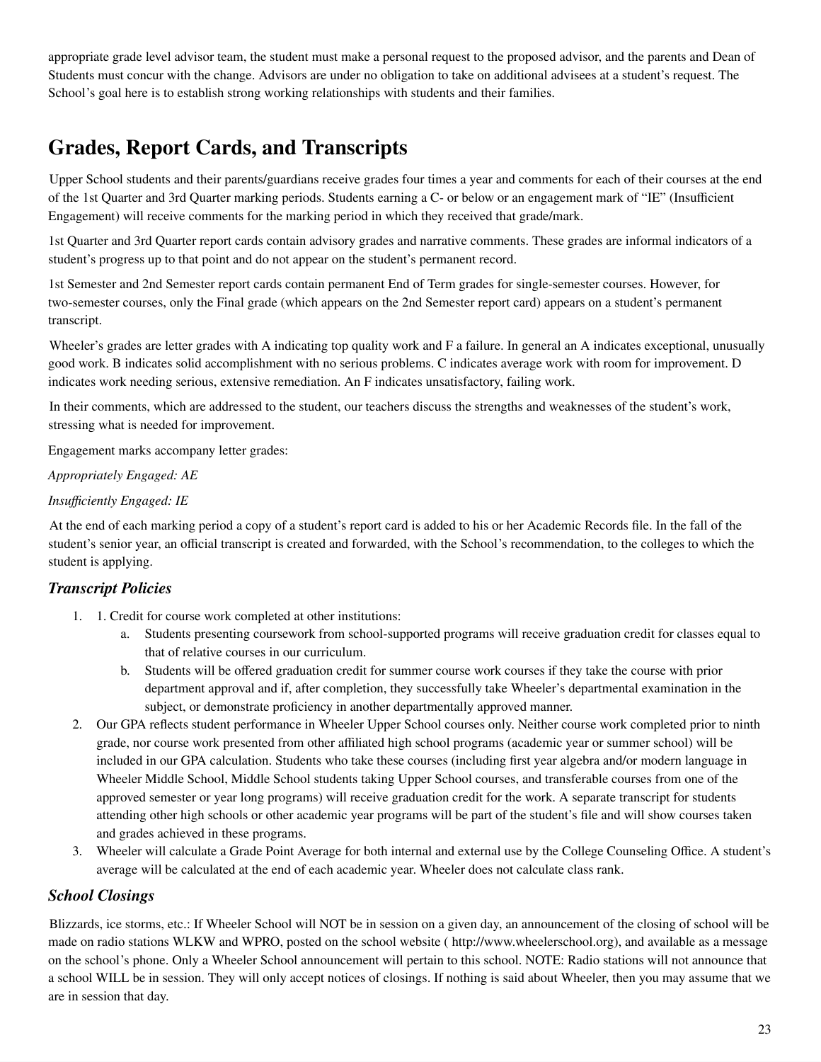appropriate grade level advisor team, the student must make a personal request to the proposed advisor, and the parents and Dean of Students must concur with the change. Advisors are under no obligation to take on additional advisees at a student's request. The School's goal here is to establish strong working relationships with students and their families.

# Grades, Report Cards, and Transcripts

Upper School students and their parents/guardians receive grades four times a year and comments for each of their courses at the end of the 1st Quarter and 3rd Quarter marking periods. Students earning a C- or below or an engagement mark of "IE" (Insufficient Engagement) will receive comments for the marking period in which they received that grade/mark.

1st Quarter and 3rd Quarter report cards contain advisory grades and narrative comments. These grades are informal indicators of a student's progress up to that point and do not appear on the student's permanent record.

1st Semester and 2nd Semester report cards contain permanent End of Term grades for single-semester courses. However, for two-semester courses, only the Final grade (which appears on the 2nd Semester report card) appears on a student's permanent transcript.

Wheeler's grades are letter grades with A indicating top quality work and F a failure. In general an A indicates exceptional, unusually good work. B indicates solid accomplishment with no serious problems. C indicates average work with room for improvement. D indicates work needing serious, extensive remediation. An F indicates unsatisfactory, failing work.

In their comments, which are addressed to the student, our teachers discuss the strengths and weaknesses of the student's work, stressing what is needed for improvement.

Engagement marks accompany letter grades:

*Appropriately Engaged: AE*

*Insufficiently Engaged: IE*

At the end of each marking period a copy of a student's report card is added to his or her Academic Records file. In the fall of the student's senior year, an official transcript is created and forwarded, with the School's recommendation, to the colleges to which the student is applying.

## *Transcript Policies*

1. 1. Credit for course work completed at other institutions:
   a. Students presenting coursework from school-supported programs will receive graduation credit for classes equal to that of relative courses in our curriculum.
   b. Students will be offered graduation credit for summer course work courses if they take the course with prior department approval and if, after completion, they successfully take Wheeler's departmental examination in the subject, or demonstrate proficiency in another departmentally approved manner.
2. Our GPA reflects student performance in Wheeler Upper School courses only. Neither course work completed prior to ninth grade, nor course work presented from other affiliated high school programs (academic year or summer school) will be included in our GPA calculation. Students who take these courses (including first year algebra and/or modern language in Wheeler Middle School, Middle School students taking Upper School courses, and transferable courses from one of the approved semester or year long programs) will receive graduation credit for the work. A separate transcript for students attending other high schools or other academic year programs will be part of the student's file and will show courses taken and grades achieved in these programs.
3. Wheeler will calculate a Grade Point Average for both internal and external use by the College Counseling Office. A student's average will be calculated at the end of each academic year. Wheeler does not calculate class rank.

## *School Closings*

Blizzards, ice storms, etc.: If Wheeler School will NOT be in session on a given day, an announcement of the closing of school will be made on radio stations WLKW and WPRO, posted on the school website ( http://www.wheelerschool.org), and available as a message on the school's phone. Only a Wheeler School announcement will pertain to this school. NOTE: Radio stations will not announce that a school WILL be in session. They will only accept notices of closings. If nothing is said about Wheeler, then you may assume that we are in session that day.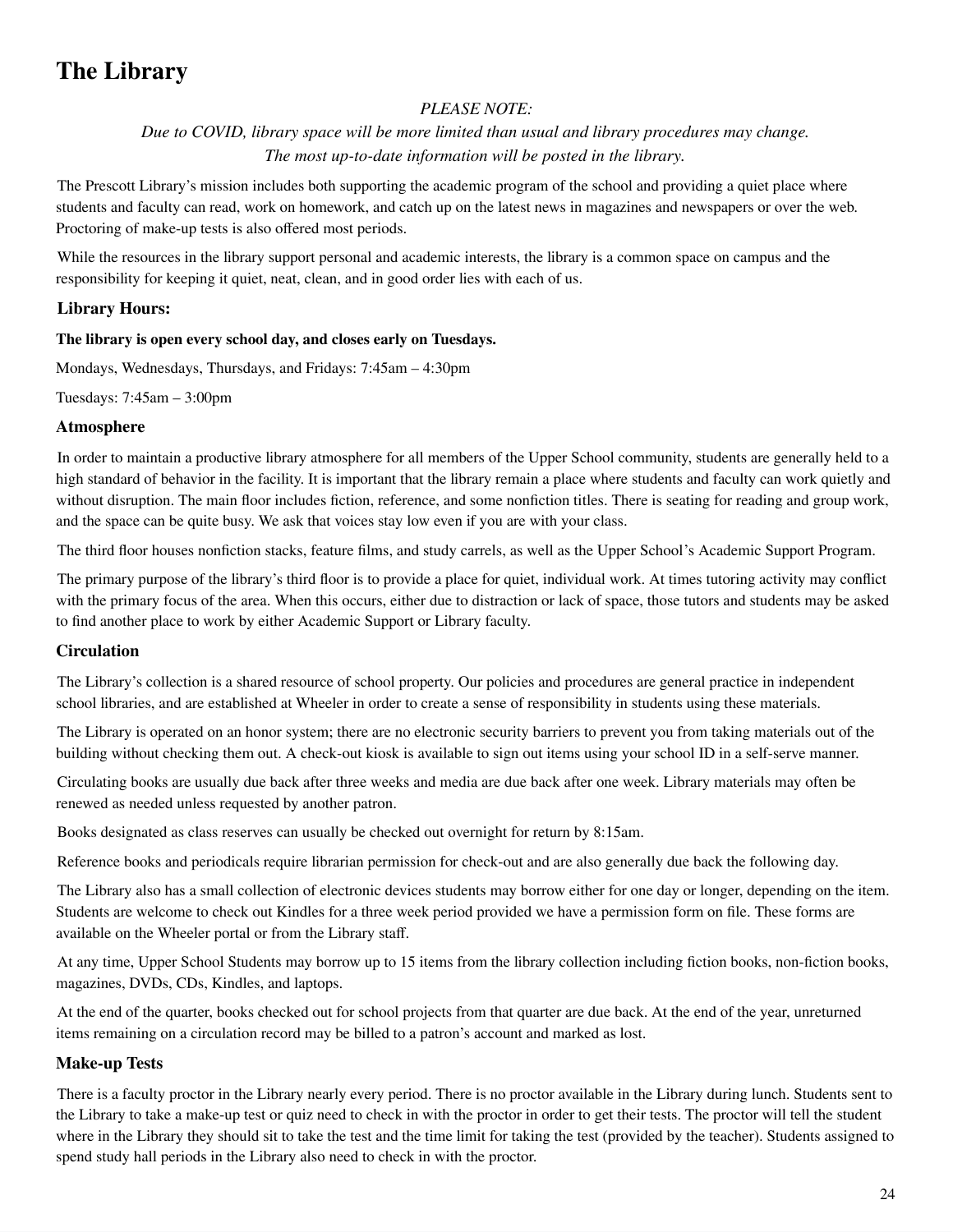# The Library

*PLEASE NOTE:*

*Due to COVID, library space will be more limited than usual and library procedures may change. The most up-to-date information will be posted in the library.*

The Prescott Library's mission includes both supporting the academic program of the school and providing a quiet place where students and faculty can read, work on homework, and catch up on the latest news in magazines and newspapers or over the web. Proctoring of make-up tests is also offered most periods.

While the resources in the library support personal and academic interests, the library is a common space on campus and the responsibility for keeping it quiet, neat, clean, and in good order lies with each of us.

### Library Hours:

**The library is open every school day, and closes early on Tuesdays.**

Mondays, Wednesdays, Thursdays, and Fridays: 7:45am – 4:30pm

Tuesdays: 7:45am – 3:00pm

### Atmosphere

In order to maintain a productive library atmosphere for all members of the Upper School community, students are generally held to a high standard of behavior in the facility. It is important that the library remain a place where students and faculty can work quietly and without disruption. The main floor includes fiction, reference, and some nonfiction titles. There is seating for reading and group work, and the space can be quite busy. We ask that voices stay low even if you are with your class.

The third floor houses nonfiction stacks, feature films, and study carrels, as well as the Upper School's Academic Support Program.

The primary purpose of the library's third floor is to provide a place for quiet, individual work. At times tutoring activity may conflict with the primary focus of the area. When this occurs, either due to distraction or lack of space, those tutors and students may be asked to find another place to work by either Academic Support or Library faculty.

### Circulation

The Library's collection is a shared resource of school property. Our policies and procedures are general practice in independent school libraries, and are established at Wheeler in order to create a sense of responsibility in students using these materials.

The Library is operated on an honor system; there are no electronic security barriers to prevent you from taking materials out of the building without checking them out. A check-out kiosk is available to sign out items using your school ID in a self-serve manner.

Circulating books are usually due back after three weeks and media are due back after one week. Library materials may often be renewed as needed unless requested by another patron.

Books designated as class reserves can usually be checked out overnight for return by 8:15am.

Reference books and periodicals require librarian permission for check-out and are also generally due back the following day.

The Library also has a small collection of electronic devices students may borrow either for one day or longer, depending on the item. Students are welcome to check out Kindles for a three week period provided we have a permission form on file. These forms are available on the Wheeler portal or from the Library staff.

At any time, Upper School Students may borrow up to 15 items from the library collection including fiction books, non-fiction books, magazines, DVDs, CDs, Kindles, and laptops.

At the end of the quarter, books checked out for school projects from that quarter are due back. At the end of the year, unreturned items remaining on a circulation record may be billed to a patron's account and marked as lost.

### Make-up Tests

There is a faculty proctor in the Library nearly every period. There is no proctor available in the Library during lunch. Students sent to the Library to take a make-up test or quiz need to check in with the proctor in order to get their tests. The proctor will tell the student where in the Library they should sit to take the test and the time limit for taking the test (provided by the teacher). Students assigned to spend study hall periods in the Library also need to check in with the proctor.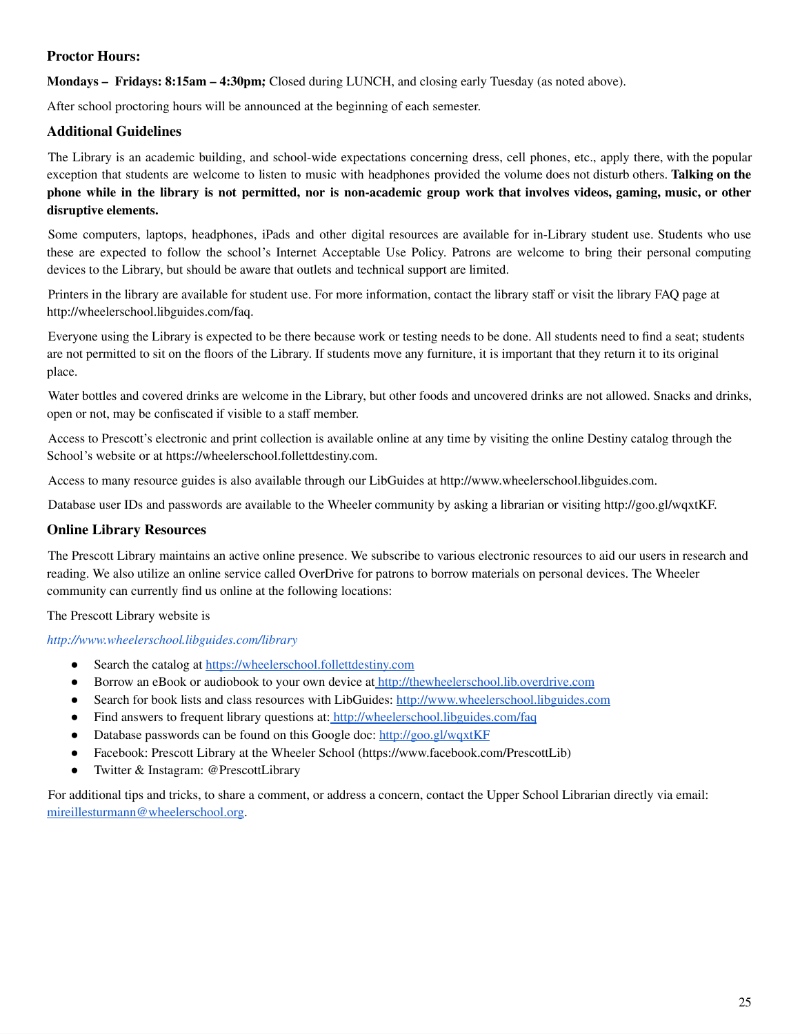### Proctor Hours:

**Mondays – Fridays: 8:15am – 4:30pm;** Closed during LUNCH, and closing early Tuesday (as noted above).

After school proctoring hours will be announced at the beginning of each semester.

### Additional Guidelines

The Library is an academic building, and school-wide expectations concerning dress, cell phones, etc., apply there, with the popular exception that students are welcome to listen to music with headphones provided the volume does not disturb others. **Talking on the phone while in the library is not permitted, nor is non-academic group work that involves videos, gaming, music, or other disruptive elements.**

Some computers, laptops, headphones, iPads and other digital resources are available for in-Library student use. Students who use these are expected to follow the school's Internet Acceptable Use Policy. Patrons are welcome to bring their personal computing devices to the Library, but should be aware that outlets and technical support are limited.

Printers in the library are available for student use. For more information, contact the library staff or visit the library FAQ page at http://wheelerschool.libguides.com/faq.

Everyone using the Library is expected to be there because work or testing needs to be done. All students need to find a seat; students are not permitted to sit on the floors of the Library. If students move any furniture, it is important that they return it to its original place.

Water bottles and covered drinks are welcome in the Library, but other foods and uncovered drinks are not allowed. Snacks and drinks, open or not, may be confiscated if visible to a staff member.

Access to Prescott's electronic and print collection is available online at any time by visiting the online Destiny catalog through the School's website or at https://wheelerschool.follettdestiny.com.

Access to many resource guides is also available through our LibGuides at http://www.wheelerschool.libguides.com.

Database user IDs and passwords are available to the Wheeler community by asking a librarian or visiting http://goo.gl/wqxtKF.

### Online Library Resources

The Prescott Library maintains an active online presence. We subscribe to various electronic resources to aid our users in research and reading. We also utilize an online service called OverDrive for patrons to borrow materials on personal devices. The Wheeler community can currently find us online at the following locations:

The Prescott Library website is

*http://www.wheelerschool.libguides.com/library*

- Search the catalog at https://wheelerschool.follettdestiny.com
- Borrow an eBook or audiobook to your own device at http://thewheelerschool.lib.overdrive.com
- Search for book lists and class resources with LibGuides: http://www.wheelerschool.libguides.com
- Find answers to frequent library questions at: http://wheelerschool.libguides.com/faq
- Database passwords can be found on this Google doc: http://goo.gl/wqxtKF
- Facebook: Prescott Library at the Wheeler School (https://www.facebook.com/PrescottLib)
- Twitter & Instagram: @PrescottLibrary

For additional tips and tricks, to share a comment, or address a concern, contact the Upper School Librarian directly via email: mireillesturmann@wheelerschool.org.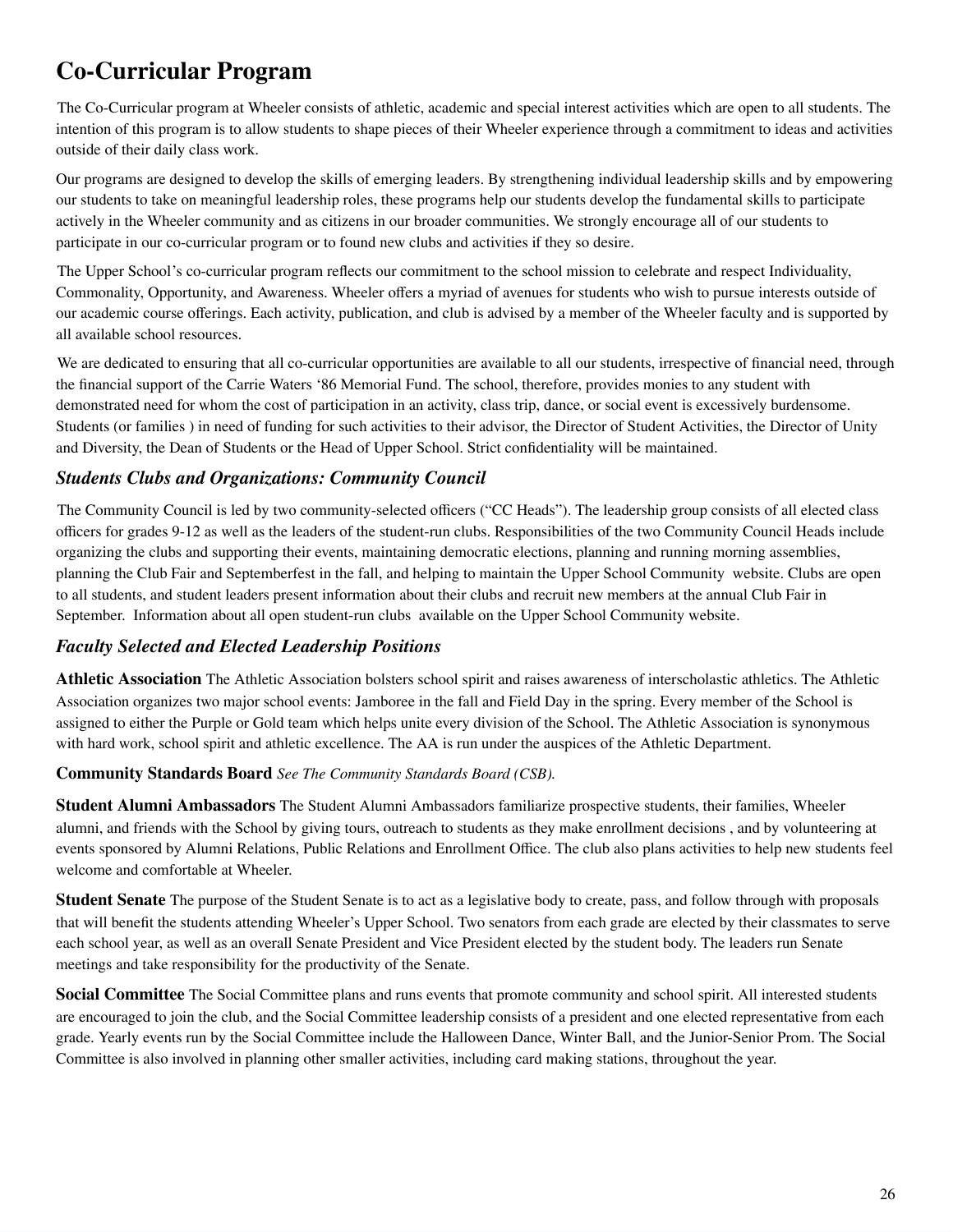# Co-Curricular Program

The Co-Curricular program at Wheeler consists of athletic, academic and special interest activities which are open to all students. The intention of this program is to allow students to shape pieces of their Wheeler experience through a commitment to ideas and activities outside of their daily class work.

Our programs are designed to develop the skills of emerging leaders. By strengthening individual leadership skills and by empowering our students to take on meaningful leadership roles, these programs help our students develop the fundamental skills to participate actively in the Wheeler community and as citizens in our broader communities. We strongly encourage all of our students to participate in our co-curricular program or to found new clubs and activities if they so desire.

The Upper School's co-curricular program reflects our commitment to the school mission to celebrate and respect Individuality, Commonality, Opportunity, and Awareness. Wheeler offers a myriad of avenues for students who wish to pursue interests outside of our academic course offerings. Each activity, publication, and club is advised by a member of the Wheeler faculty and is supported by all available school resources.

We are dedicated to ensuring that all co-curricular opportunities are available to all our students, irrespective of financial need, through the financial support of the Carrie Waters '86 Memorial Fund. The school, therefore, provides monies to any student with demonstrated need for whom the cost of participation in an activity, class trip, dance, or social event is excessively burdensome. Students (or families ) in need of funding for such activities to their advisor, the Director of Student Activities, the Director of Unity and Diversity, the Dean of Students or the Head of Upper School. Strict confidentiality will be maintained.

## *Students Clubs and Organizations: Community Council*

The Community Council is led by two community-selected officers ("CC Heads"). The leadership group consists of all elected class officers for grades 9-12 as well as the leaders of the student-run clubs. Responsibilities of the two Community Council Heads include organizing the clubs and supporting their events, maintaining democratic elections, planning and running morning assemblies, planning the Club Fair and Septemberfest in the fall, and helping to maintain the Upper School Community website. Clubs are open to all students, and student leaders present information about their clubs and recruit new members at the annual Club Fair in September. Information about all open student-run clubs available on the Upper School Community website.

## *Faculty Selected and Elected Leadership Positions*

**Athletic Association** The Athletic Association bolsters school spirit and raises awareness of interscholastic athletics. The Athletic Association organizes two major school events: Jamboree in the fall and Field Day in the spring. Every member of the School is assigned to either the Purple or Gold team which helps unite every division of the School. The Athletic Association is synonymous with hard work, school spirit and athletic excellence. The AA is run under the auspices of the Athletic Department.

**Community Standards Board** *See The Community Standards Board (CSB).*

**Student Alumni Ambassadors** The Student Alumni Ambassadors familiarize prospective students, their families, Wheeler alumni, and friends with the School by giving tours, outreach to students as they make enrollment decisions , and by volunteering at events sponsored by Alumni Relations, Public Relations and Enrollment Office. The club also plans activities to help new students feel welcome and comfortable at Wheeler.

**Student Senate** The purpose of the Student Senate is to act as a legislative body to create, pass, and follow through with proposals that will benefit the students attending Wheeler's Upper School. Two senators from each grade are elected by their classmates to serve each school year, as well as an overall Senate President and Vice President elected by the student body. The leaders run Senate meetings and take responsibility for the productivity of the Senate.

**Social Committee** The Social Committee plans and runs events that promote community and school spirit. All interested students are encouraged to join the club, and the Social Committee leadership consists of a president and one elected representative from each grade. Yearly events run by the Social Committee include the Halloween Dance, Winter Ball, and the Junior-Senior Prom. The Social Committee is also involved in planning other smaller activities, including card making stations, throughout the year.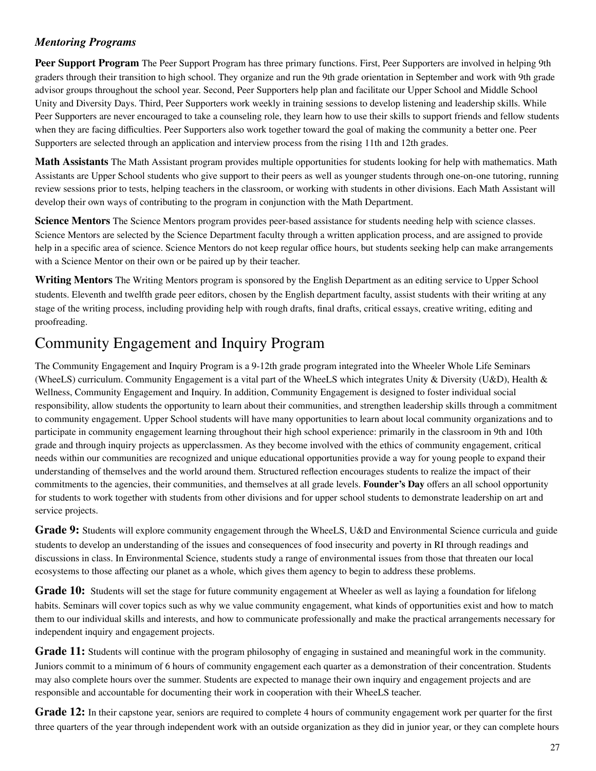### *Mentoring Programs*

**Peer Support Program** The Peer Support Program has three primary functions. First, Peer Supporters are involved in helping 9th graders through their transition to high school. They organize and run the 9th grade orientation in September and work with 9th grade advisor groups throughout the school year. Second, Peer Supporters help plan and facilitate our Upper School and Middle School Unity and Diversity Days. Third, Peer Supporters work weekly in training sessions to develop listening and leadership skills. While Peer Supporters are never encouraged to take a counseling role, they learn how to use their skills to support friends and fellow students when they are facing difficulties. Peer Supporters also work together toward the goal of making the community a better one. Peer Supporters are selected through an application and interview process from the rising 11th and 12th grades.

**Math Assistants** The Math Assistant program provides multiple opportunities for students looking for help with mathematics. Math Assistants are Upper School students who give support to their peers as well as younger students through one-on-one tutoring, running review sessions prior to tests, helping teachers in the classroom, or working with students in other divisions. Each Math Assistant will develop their own ways of contributing to the program in conjunction with the Math Department.

**Science Mentors** The Science Mentors program provides peer-based assistance for students needing help with science classes. Science Mentors are selected by the Science Department faculty through a written application process, and are assigned to provide help in a specific area of science. Science Mentors do not keep regular office hours, but students seeking help can make arrangements with a Science Mentor on their own or be paired up by their teacher.

**Writing Mentors** The Writing Mentors program is sponsored by the English Department as an editing service to Upper School students. Eleventh and twelfth grade peer editors, chosen by the English department faculty, assist students with their writing at any stage of the writing process, including providing help with rough drafts, final drafts, critical essays, creative writing, editing and proofreading.

## Community Engagement and Inquiry Program

The Community Engagement and Inquiry Program is a 9-12th grade program integrated into the Wheeler Whole Life Seminars (WheeLS) curriculum. Community Engagement is a vital part of the WheeLS which integrates Unity & Diversity (U&D), Health & Wellness, Community Engagement and Inquiry. In addition, Community Engagement is designed to foster individual social responsibility, allow students the opportunity to learn about their communities, and strengthen leadership skills through a commitment to community engagement. Upper School students will have many opportunities to learn about local community organizations and to participate in community engagement learning throughout their high school experience: primarily in the classroom in 9th and 10th grade and through inquiry projects as upperclassmen. As they become involved with the ethics of community engagement, critical needs within our communities are recognized and unique educational opportunities provide a way for young people to expand their understanding of themselves and the world around them. Structured reflection encourages students to realize the impact of their commitments to the agencies, their communities, and themselves at all grade levels. **Founder's Day** offers an all school opportunity for students to work together with students from other divisions and for upper school students to demonstrate leadership on art and service projects.

**Grade 9:** Students will explore community engagement through the WheeLS, U&D and Environmental Science curricula and guide students to develop an understanding of the issues and consequences of food insecurity and poverty in RI through readings and discussions in class. In Environmental Science, students study a range of environmental issues from those that threaten our local ecosystems to those affecting our planet as a whole, which gives them agency to begin to address these problems.

**Grade 10:** Students will set the stage for future community engagement at Wheeler as well as laying a foundation for lifelong habits. Seminars will cover topics such as why we value community engagement, what kinds of opportunities exist and how to match them to our individual skills and interests, and how to communicate professionally and make the practical arrangements necessary for independent inquiry and engagement projects.

**Grade 11:** Students will continue with the program philosophy of engaging in sustained and meaningful work in the community. Juniors commit to a minimum of 6 hours of community engagement each quarter as a demonstration of their concentration. Students may also complete hours over the summer. Students are expected to manage their own inquiry and engagement projects and are responsible and accountable for documenting their work in cooperation with their WheeLS teacher.

**Grade 12:** In their capstone year, seniors are required to complete 4 hours of community engagement work per quarter for the first three quarters of the year through independent work with an outside organization as they did in junior year, or they can complete hours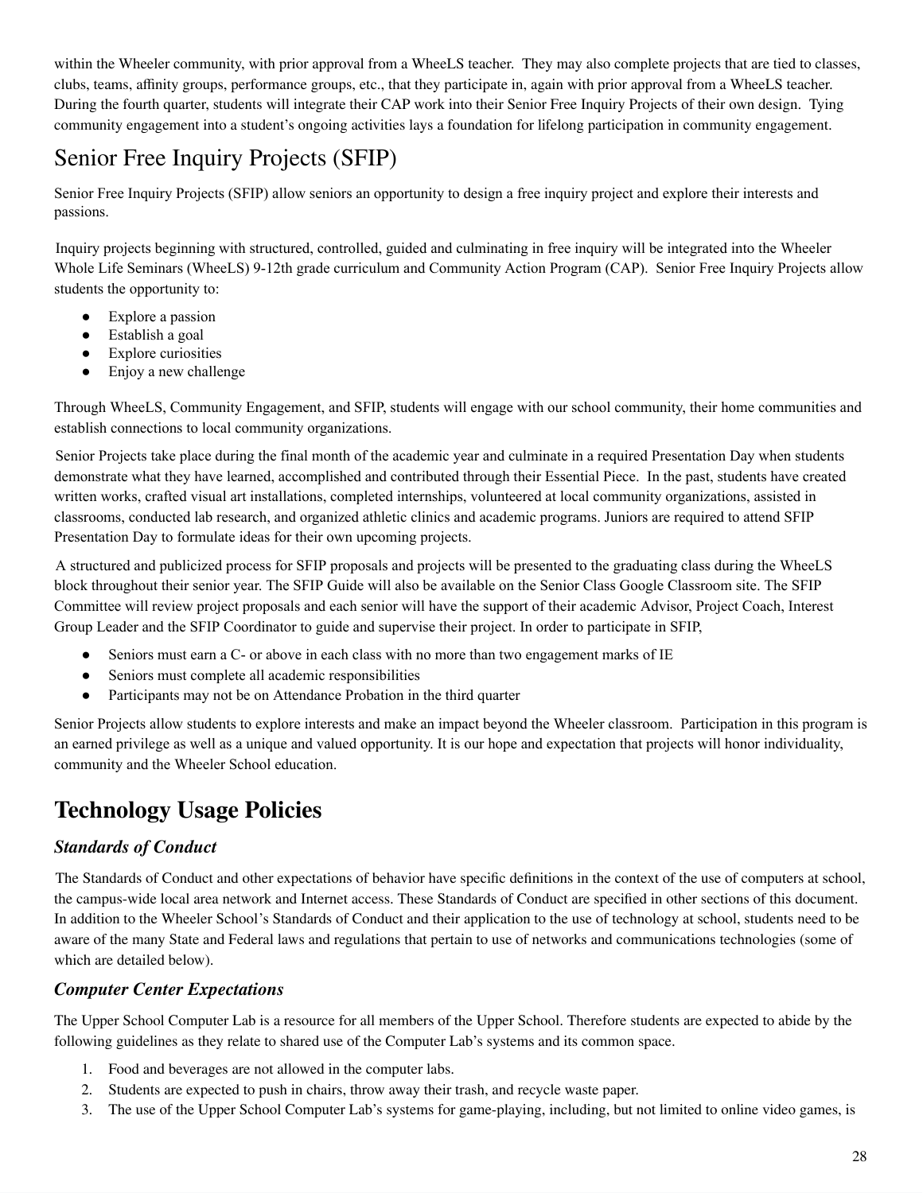within the Wheeler community, with prior approval from a WheeLS teacher. They may also complete projects that are tied to classes, clubs, teams, affinity groups, performance groups, etc., that they participate in, again with prior approval from a WheeLS teacher. During the fourth quarter, students will integrate their CAP work into their Senior Free Inquiry Projects of their own design. Tying community engagement into a student's ongoing activities lays a foundation for lifelong participation in community engagement.

## Senior Free Inquiry Projects (SFIP)

Senior Free Inquiry Projects (SFIP) allow seniors an opportunity to design a free inquiry project and explore their interests and passions.

Inquiry projects beginning with structured, controlled, guided and culminating in free inquiry will be integrated into the Wheeler Whole Life Seminars (WheeLS) 9-12th grade curriculum and Community Action Program (CAP). Senior Free Inquiry Projects allow students the opportunity to:

- Explore a passion
- Establish a goal
- Explore curiosities
- Enjoy a new challenge

Through WheeLS, Community Engagement, and SFIP, students will engage with our school community, their home communities and establish connections to local community organizations.

Senior Projects take place during the final month of the academic year and culminate in a required Presentation Day when students demonstrate what they have learned, accomplished and contributed through their Essential Piece. In the past, students have created written works, crafted visual art installations, completed internships, volunteered at local community organizations, assisted in classrooms, conducted lab research, and organized athletic clinics and academic programs. Juniors are required to attend SFIP Presentation Day to formulate ideas for their own upcoming projects.

A structured and publicized process for SFIP proposals and projects will be presented to the graduating class during the WheeLS block throughout their senior year. The SFIP Guide will also be available on the Senior Class Google Classroom site. The SFIP Committee will review project proposals and each senior will have the support of their academic Advisor, Project Coach, Interest Group Leader and the SFIP Coordinator to guide and supervise their project. In order to participate in SFIP,

- Seniors must earn a C- or above in each class with no more than two engagement marks of IE
- Seniors must complete all academic responsibilities
- Participants may not be on Attendance Probation in the third quarter

Senior Projects allow students to explore interests and make an impact beyond the Wheeler classroom. Participation in this program is an earned privilege as well as a unique and valued opportunity. It is our hope and expectation that projects will honor individuality, community and the Wheeler School education.

# Technology Usage Policies

### *Standards of Conduct*

The Standards of Conduct and other expectations of behavior have specific definitions in the context of the use of computers at school, the campus-wide local area network and Internet access. These Standards of Conduct are specified in other sections of this document. In addition to the Wheeler School's Standards of Conduct and their application to the use of technology at school, students need to be aware of the many State and Federal laws and regulations that pertain to use of networks and communications technologies (some of which are detailed below).

### *Computer Center Expectations*

The Upper School Computer Lab is a resource for all members of the Upper School. Therefore students are expected to abide by the following guidelines as they relate to shared use of the Computer Lab's systems and its common space.

1. Food and beverages are not allowed in the computer labs.
2. Students are expected to push in chairs, throw away their trash, and recycle waste paper.
3. The use of the Upper School Computer Lab's systems for game-playing, including, but not limited to online video games, is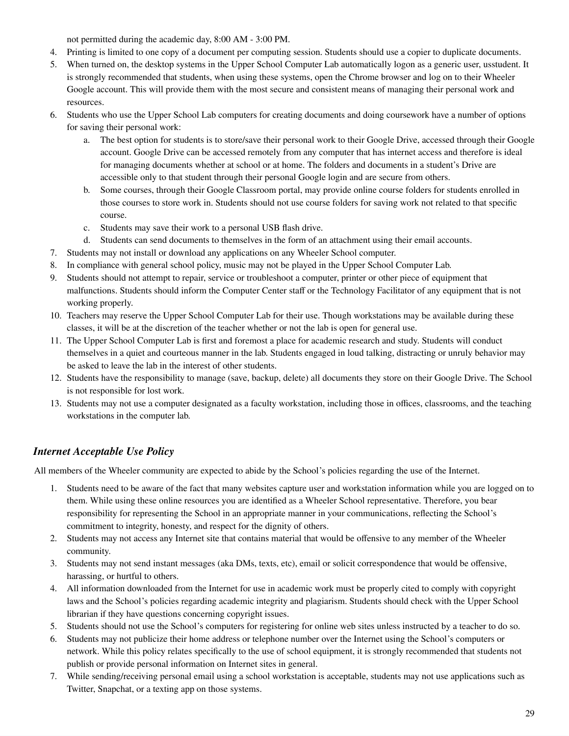not permitted during the academic day, 8:00 AM - 3:00 PM.

4. Printing is limited to one copy of a document per computing session. Students should use a copier to duplicate documents.
5. When turned on, the desktop systems in the Upper School Computer Lab automatically logon as a generic user, usstudent. It is strongly recommended that students, when using these systems, open the Chrome browser and log on to their Wheeler Google account. This will provide them with the most secure and consistent means of managing their personal work and resources.
6. Students who use the Upper School Lab computers for creating documents and doing coursework have a number of options for saving their personal work:
   a. The best option for students is to store/save their personal work to their Google Drive, accessed through their Google account. Google Drive can be accessed remotely from any computer that has internet access and therefore is ideal for managing documents whether at school or at home. The folders and documents in a student's Drive are accessible only to that student through their personal Google login and are secure from others.
   b. Some courses, through their Google Classroom portal, may provide online course folders for students enrolled in those courses to store work in. Students should not use course folders for saving work not related to that specific course.
   c. Students may save their work to a personal USB flash drive.
   d. Students can send documents to themselves in the form of an attachment using their email accounts.
7. Students may not install or download any applications on any Wheeler School computer.
8. In compliance with general school policy, music may not be played in the Upper School Computer Lab.
9. Students should not attempt to repair, service or troubleshoot a computer, printer or other piece of equipment that malfunctions. Students should inform the Computer Center staff or the Technology Facilitator of any equipment that is not working properly.
10. Teachers may reserve the Upper School Computer Lab for their use. Though workstations may be available during these classes, it will be at the discretion of the teacher whether or not the lab is open for general use.
11. The Upper School Computer Lab is first and foremost a place for academic research and study. Students will conduct themselves in a quiet and courteous manner in the lab. Students engaged in loud talking, distracting or unruly behavior may be asked to leave the lab in the interest of other students.
12. Students have the responsibility to manage (save, backup, delete) all documents they store on their Google Drive. The School is not responsible for lost work.
13. Students may not use a computer designated as a faculty workstation, including those in offices, classrooms, and the teaching workstations in the computer lab.

### *Internet Acceptable Use Policy*

All members of the Wheeler community are expected to abide by the School's policies regarding the use of the Internet.

1. Students need to be aware of the fact that many websites capture user and workstation information while you are logged on to them. While using these online resources you are identified as a Wheeler School representative. Therefore, you bear responsibility for representing the School in an appropriate manner in your communications, reflecting the School's commitment to integrity, honesty, and respect for the dignity of others.
2. Students may not access any Internet site that contains material that would be offensive to any member of the Wheeler community.
3. Students may not send instant messages (aka DMs, texts, etc), email or solicit correspondence that would be offensive, harassing, or hurtful to others.
4. All information downloaded from the Internet for use in academic work must be properly cited to comply with copyright laws and the School's policies regarding academic integrity and plagiarism. Students should check with the Upper School librarian if they have questions concerning copyright issues.
5. Students should not use the School's computers for registering for online web sites unless instructed by a teacher to do so.
6. Students may not publicize their home address or telephone number over the Internet using the School's computers or network. While this policy relates specifically to the use of school equipment, it is strongly recommended that students not publish or provide personal information on Internet sites in general.
7. While sending/receiving personal email using a school workstation is acceptable, students may not use applications such as Twitter, Snapchat, or a texting app on those systems.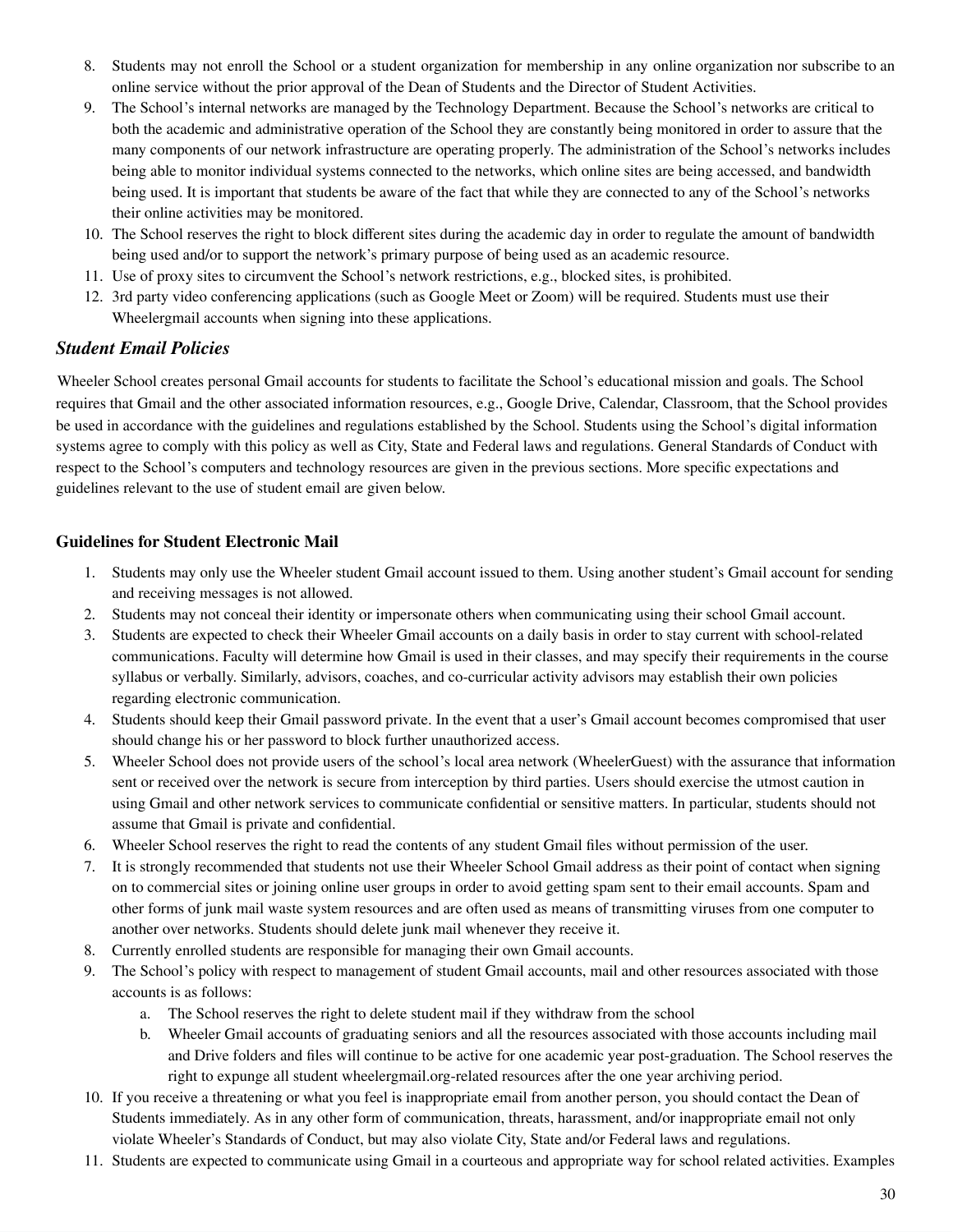8. Students may not enroll the School or a student organization for membership in any online organization nor subscribe to an online service without the prior approval of the Dean of Students and the Director of Student Activities.
9. The School's internal networks are managed by the Technology Department. Because the School's networks are critical to both the academic and administrative operation of the School they are constantly being monitored in order to assure that the many components of our network infrastructure are operating properly. The administration of the School's networks includes being able to monitor individual systems connected to the networks, which online sites are being accessed, and bandwidth being used. It is important that students be aware of the fact that while they are connected to any of the School's networks their online activities may be monitored.
10. The School reserves the right to block different sites during the academic day in order to regulate the amount of bandwidth being used and/or to support the network's primary purpose of being used as an academic resource.
11. Use of proxy sites to circumvent the School's network restrictions, e.g., blocked sites, is prohibited.
12. 3rd party video conferencing applications (such as Google Meet or Zoom) will be required. Students must use their Wheelergmail accounts when signing into these applications.

### *Student Email Policies*

Wheeler School creates personal Gmail accounts for students to facilitate the School's educational mission and goals. The School requires that Gmail and the other associated information resources, e.g., Google Drive, Calendar, Classroom, that the School provides be used in accordance with the guidelines and regulations established by the School. Students using the School's digital information systems agree to comply with this policy as well as City, State and Federal laws and regulations. General Standards of Conduct with respect to the School's computers and technology resources are given in the previous sections. More specific expectations and guidelines relevant to the use of student email are given below.

#### **Guidelines for Student Electronic Mail**

1. Students may only use the Wheeler student Gmail account issued to them. Using another student's Gmail account for sending and receiving messages is not allowed.
2. Students may not conceal their identity or impersonate others when communicating using their school Gmail account.
3. Students are expected to check their Wheeler Gmail accounts on a daily basis in order to stay current with school-related communications. Faculty will determine how Gmail is used in their classes, and may specify their requirements in the course syllabus or verbally. Similarly, advisors, coaches, and co-curricular activity advisors may establish their own policies regarding electronic communication.
4. Students should keep their Gmail password private. In the event that a user's Gmail account becomes compromised that user should change his or her password to block further unauthorized access.
5. Wheeler School does not provide users of the school's local area network (WheelerGuest) with the assurance that information sent or received over the network is secure from interception by third parties. Users should exercise the utmost caution in using Gmail and other network services to communicate confidential or sensitive matters. In particular, students should not assume that Gmail is private and confidential.
6. Wheeler School reserves the right to read the contents of any student Gmail files without permission of the user.
7. It is strongly recommended that students not use their Wheeler School Gmail address as their point of contact when signing on to commercial sites or joining online user groups in order to avoid getting spam sent to their email accounts. Spam and other forms of junk mail waste system resources and are often used as means of transmitting viruses from one computer to another over networks. Students should delete junk mail whenever they receive it.
8. Currently enrolled students are responsible for managing their own Gmail accounts.
9. The School's policy with respect to management of student Gmail accounts, mail and other resources associated with those accounts is as follows:
   a. The School reserves the right to delete student mail if they withdraw from the school
   b. Wheeler Gmail accounts of graduating seniors and all the resources associated with those accounts including mail and Drive folders and files will continue to be active for one academic year post-graduation. The School reserves the right to expunge all student wheelergmail.org-related resources after the one year archiving period.
10. If you receive a threatening or what you feel is inappropriate email from another person, you should contact the Dean of Students immediately. As in any other form of communication, threats, harassment, and/or inappropriate email not only violate Wheeler's Standards of Conduct, but may also violate City, State and/or Federal laws and regulations.
11. Students are expected to communicate using Gmail in a courteous and appropriate way for school related activities. Examples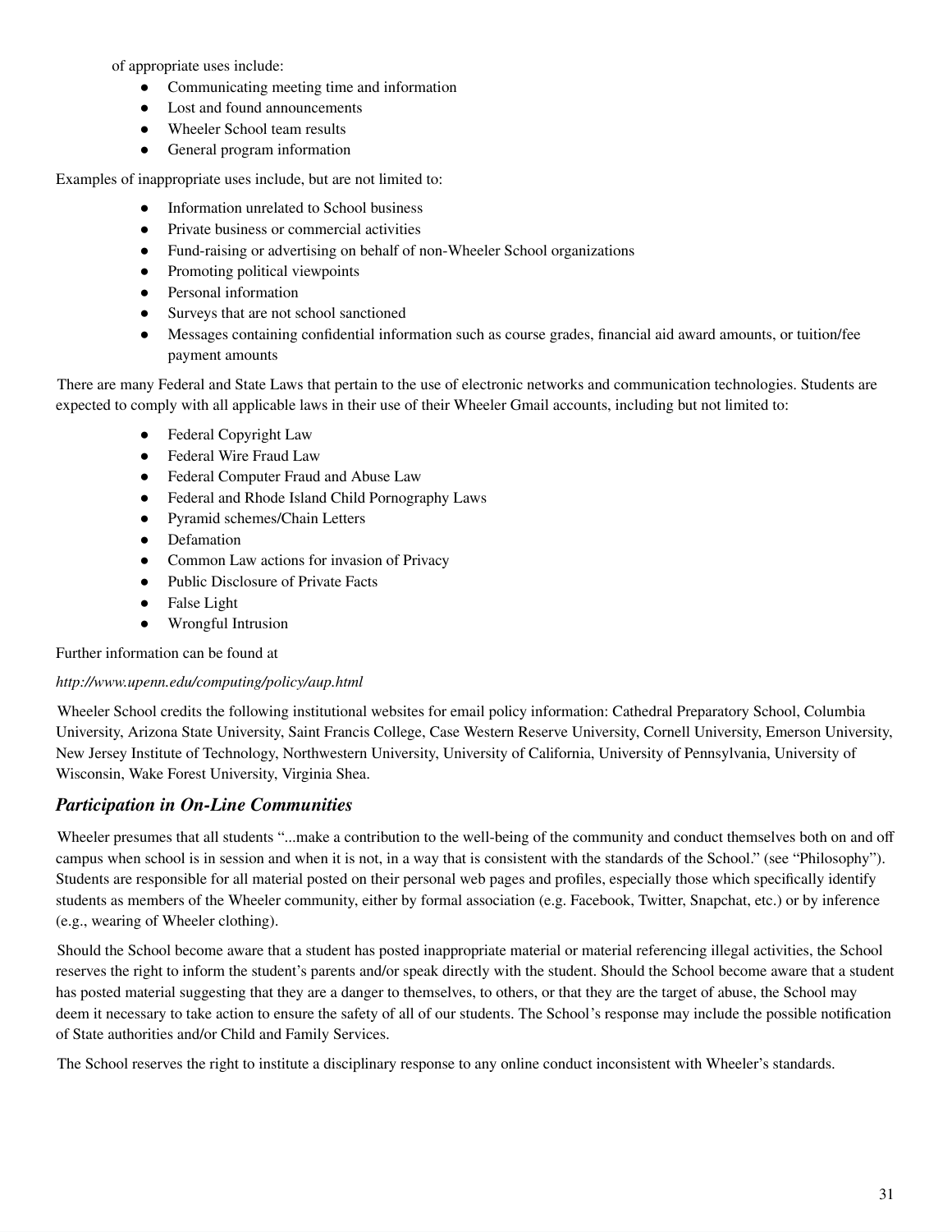of appropriate uses include:

- Communicating meeting time and information
- Lost and found announcements
- Wheeler School team results
- General program information

Examples of inappropriate uses include, but are not limited to:

- Information unrelated to School business
- Private business or commercial activities
- Fund-raising or advertising on behalf of non-Wheeler School organizations
- Promoting political viewpoints
- Personal information
- Surveys that are not school sanctioned
- Messages containing confidential information such as course grades, financial aid award amounts, or tuition/fee payment amounts

There are many Federal and State Laws that pertain to the use of electronic networks and communication technologies. Students are expected to comply with all applicable laws in their use of their Wheeler Gmail accounts, including but not limited to:

- Federal Copyright Law
- Federal Wire Fraud Law
- Federal Computer Fraud and Abuse Law
- Federal and Rhode Island Child Pornography Laws
- Pyramid schemes/Chain Letters
- Defamation
- Common Law actions for invasion of Privacy
- Public Disclosure of Private Facts
- False Light
- Wrongful Intrusion

Further information can be found at

*http://www.upenn.edu/computing/policy/aup.html*

Wheeler School credits the following institutional websites for email policy information: Cathedral Preparatory School, Columbia University, Arizona State University, Saint Francis College, Case Western Reserve University, Cornell University, Emerson University, New Jersey Institute of Technology, Northwestern University, University of California, University of Pennsylvania, University of Wisconsin, Wake Forest University, Virginia Shea.

## *Participation in On-Line Communities*

Wheeler presumes that all students "...make a contribution to the well-being of the community and conduct themselves both on and off campus when school is in session and when it is not, in a way that is consistent with the standards of the School." (see "Philosophy"). Students are responsible for all material posted on their personal web pages and profiles, especially those which specifically identify students as members of the Wheeler community, either by formal association (e.g. Facebook, Twitter, Snapchat, etc.) or by inference (e.g., wearing of Wheeler clothing).

Should the School become aware that a student has posted inappropriate material or material referencing illegal activities, the School reserves the right to inform the student's parents and/or speak directly with the student. Should the School become aware that a student has posted material suggesting that they are a danger to themselves, to others, or that they are the target of abuse, the School may deem it necessary to take action to ensure the safety of all of our students. The School's response may include the possible notification of State authorities and/or Child and Family Services.

The School reserves the right to institute a disciplinary response to any online conduct inconsistent with Wheeler's standards.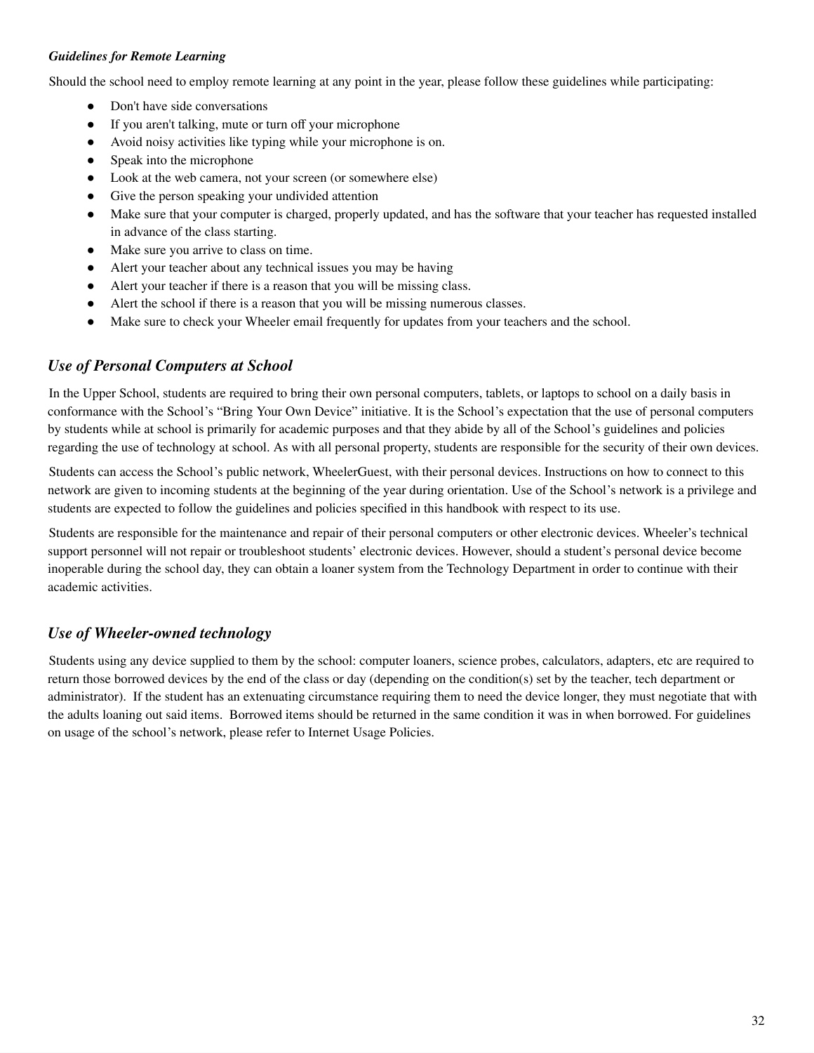***Guidelines for Remote Learning***

Should the school need to employ remote learning at any point in the year, please follow these guidelines while participating:

- Don't have side conversations
- If you aren't talking, mute or turn off your microphone
- Avoid noisy activities like typing while your microphone is on.
- Speak into the microphone
- Look at the web camera, not your screen (or somewhere else)
- Give the person speaking your undivided attention
- Make sure that your computer is charged, properly updated, and has the software that your teacher has requested installed in advance of the class starting.
- Make sure you arrive to class on time.
- Alert your teacher about any technical issues you may be having
- Alert your teacher if there is a reason that you will be missing class.
- Alert the school if there is a reason that you will be missing numerous classes.
- Make sure to check your Wheeler email frequently for updates from your teachers and the school.

## *Use of Personal Computers at School*

In the Upper School, students are required to bring their own personal computers, tablets, or laptops to school on a daily basis in conformance with the School's "Bring Your Own Device" initiative. It is the School's expectation that the use of personal computers by students while at school is primarily for academic purposes and that they abide by all of the School's guidelines and policies regarding the use of technology at school. As with all personal property, students are responsible for the security of their own devices.

Students can access the School's public network, WheelerGuest, with their personal devices. Instructions on how to connect to this network are given to incoming students at the beginning of the year during orientation. Use of the School's network is a privilege and students are expected to follow the guidelines and policies specified in this handbook with respect to its use.

Students are responsible for the maintenance and repair of their personal computers or other electronic devices. Wheeler's technical support personnel will not repair or troubleshoot students' electronic devices. However, should a student's personal device become inoperable during the school day, they can obtain a loaner system from the Technology Department in order to continue with their academic activities.

## *Use of Wheeler-owned technology*

Students using any device supplied to them by the school: computer loaners, science probes, calculators, adapters, etc are required to return those borrowed devices by the end of the class or day (depending on the condition(s) set by the teacher, tech department or administrator). If the student has an extenuating circumstance requiring them to need the device longer, they must negotiate that with the adults loaning out said items. Borrowed items should be returned in the same condition it was in when borrowed. For guidelines on usage of the school's network, please refer to Internet Usage Policies.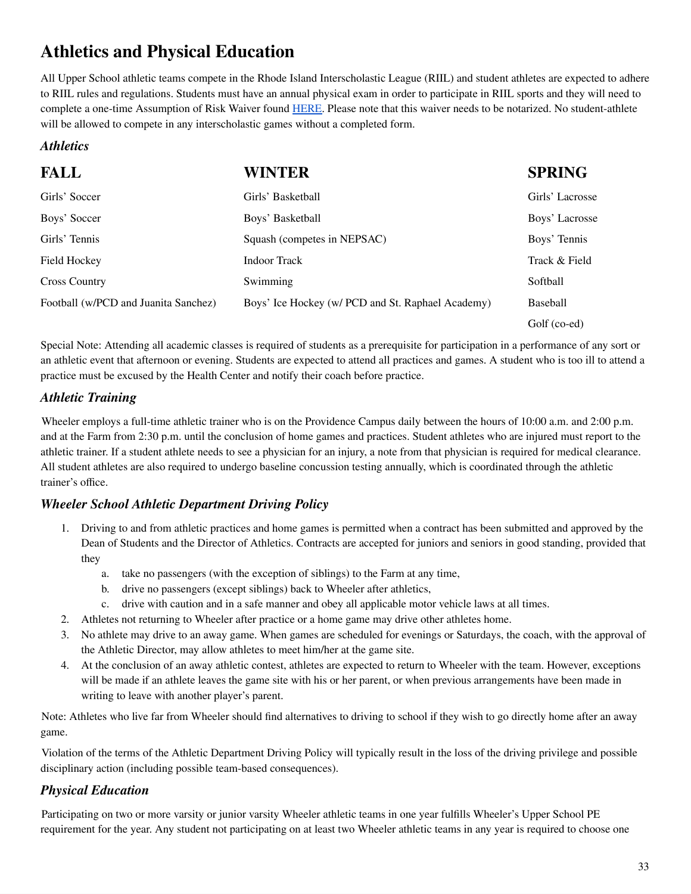# Athletics and Physical Education

All Upper School athletic teams compete in the Rhode Island Interscholastic League (RIIL) and student athletes are expected to adhere to RIIL rules and regulations. Students must have an annual physical exam in order to participate in RIIL sports and they will need to complete a one-time Assumption of Risk Waiver found HERE. Please note that this waiver needs to be notarized. No student-athlete will be allowed to compete in any interscholastic games without a completed form.

### *Athletics*

| FALL | WINTER | SPRING |
|---|---|---|
| Girls' Soccer | Girls' Basketball | Girls' Lacrosse |
| Boys' Soccer | Boys' Basketball | Boys' Lacrosse |
| Girls' Tennis | Squash (competes in NEPSAC) | Boys' Tennis |
| Field Hockey | Indoor Track | Track & Field |
| Cross Country | Swimming | Softball |
| Football (w/PCD and Juanita Sanchez) | Boys' Ice Hockey (w/ PCD and St. Raphael Academy) | Baseball |
| | | Golf (co-ed) |

Special Note: Attending all academic classes is required of students as a prerequisite for participation in a performance of any sort or an athletic event that afternoon or evening. Students are expected to attend all practices and games. A student who is too ill to attend a practice must be excused by the Health Center and notify their coach before practice.

### *Athletic Training*

Wheeler employs a full-time athletic trainer who is on the Providence Campus daily between the hours of 10:00 a.m. and 2:00 p.m. and at the Farm from 2:30 p.m. until the conclusion of home games and practices. Student athletes who are injured must report to the athletic trainer. If a student athlete needs to see a physician for an injury, a note from that physician is required for medical clearance. All student athletes are also required to undergo baseline concussion testing annually, which is coordinated through the athletic trainer's office.

### *Wheeler School Athletic Department Driving Policy*

1. Driving to and from athletic practices and home games is permitted when a contract has been submitted and approved by the Dean of Students and the Director of Athletics. Contracts are accepted for juniors and seniors in good standing, provided that they
   a. take no passengers (with the exception of siblings) to the Farm at any time,
   b. drive no passengers (except siblings) back to Wheeler after athletics,
   c. drive with caution and in a safe manner and obey all applicable motor vehicle laws at all times.
2. Athletes not returning to Wheeler after practice or a home game may drive other athletes home.
3. No athlete may drive to an away game. When games are scheduled for evenings or Saturdays, the coach, with the approval of the Athletic Director, may allow athletes to meet him/her at the game site.
4. At the conclusion of an away athletic contest, athletes are expected to return to Wheeler with the team. However, exceptions will be made if an athlete leaves the game site with his or her parent, or when previous arrangements have been made in writing to leave with another player's parent.

Note: Athletes who live far from Wheeler should find alternatives to driving to school if they wish to go directly home after an away game.

Violation of the terms of the Athletic Department Driving Policy will typically result in the loss of the driving privilege and possible disciplinary action (including possible team-based consequences).

### *Physical Education*

Participating on two or more varsity or junior varsity Wheeler athletic teams in one year fulfills Wheeler's Upper School PE requirement for the year. Any student not participating on at least two Wheeler athletic teams in any year is required to choose one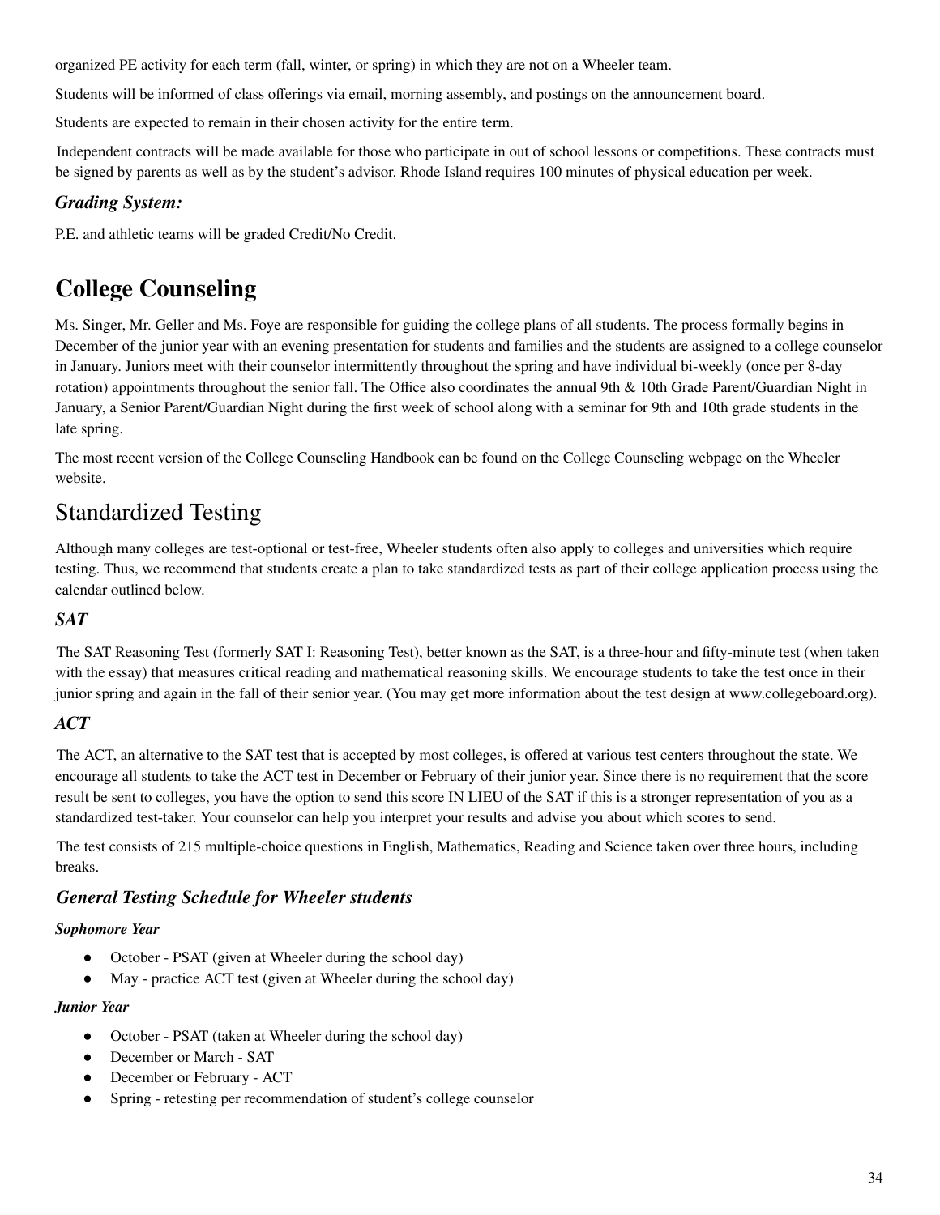organized PE activity for each term (fall, winter, or spring) in which they are not on a Wheeler team.

Students will be informed of class offerings via email, morning assembly, and postings on the announcement board.

Students are expected to remain in their chosen activity for the entire term.

Independent contracts will be made available for those who participate in out of school lessons or competitions. These contracts must be signed by parents as well as by the student's advisor. Rhode Island requires 100 minutes of physical education per week.

### *Grading System:*

P.E. and athletic teams will be graded Credit/No Credit.

# College Counseling

Ms. Singer, Mr. Geller and Ms. Foye are responsible for guiding the college plans of all students. The process formally begins in December of the junior year with an evening presentation for students and families and the students are assigned to a college counselor in January. Juniors meet with their counselor intermittently throughout the spring and have individual bi-weekly (once per 8-day rotation) appointments throughout the senior fall. The Office also coordinates the annual 9th & 10th Grade Parent/Guardian Night in January, a Senior Parent/Guardian Night during the first week of school along with a seminar for 9th and 10th grade students in the late spring.

The most recent version of the College Counseling Handbook can be found on the College Counseling webpage on the Wheeler website.

## Standardized Testing

Although many colleges are test-optional or test-free, Wheeler students often also apply to colleges and universities which require testing. Thus, we recommend that students create a plan to take standardized tests as part of their college application process using the calendar outlined below.

### *SAT*

The SAT Reasoning Test (formerly SAT I: Reasoning Test), better known as the SAT, is a three-hour and fifty-minute test (when taken with the essay) that measures critical reading and mathematical reasoning skills. We encourage students to take the test once in their junior spring and again in the fall of their senior year. (You may get more information about the test design at www.collegeboard.org).

### *ACT*

The ACT, an alternative to the SAT test that is accepted by most colleges, is offered at various test centers throughout the state. We encourage all students to take the ACT test in December or February of their junior year. Since there is no requirement that the score result be sent to colleges, you have the option to send this score IN LIEU of the SAT if this is a stronger representation of you as a standardized test-taker. Your counselor can help you interpret your results and advise you about which scores to send.

The test consists of 215 multiple-choice questions in English, Mathematics, Reading and Science taken over three hours, including breaks.

### *General Testing Schedule for Wheeler students*

#### *Sophomore Year*

- October - PSAT (given at Wheeler during the school day)
- May - practice ACT test (given at Wheeler during the school day)

#### *Junior Year*

- October - PSAT (taken at Wheeler during the school day)
- December or March - SAT
- December or February - ACT
- Spring - retesting per recommendation of student's college counselor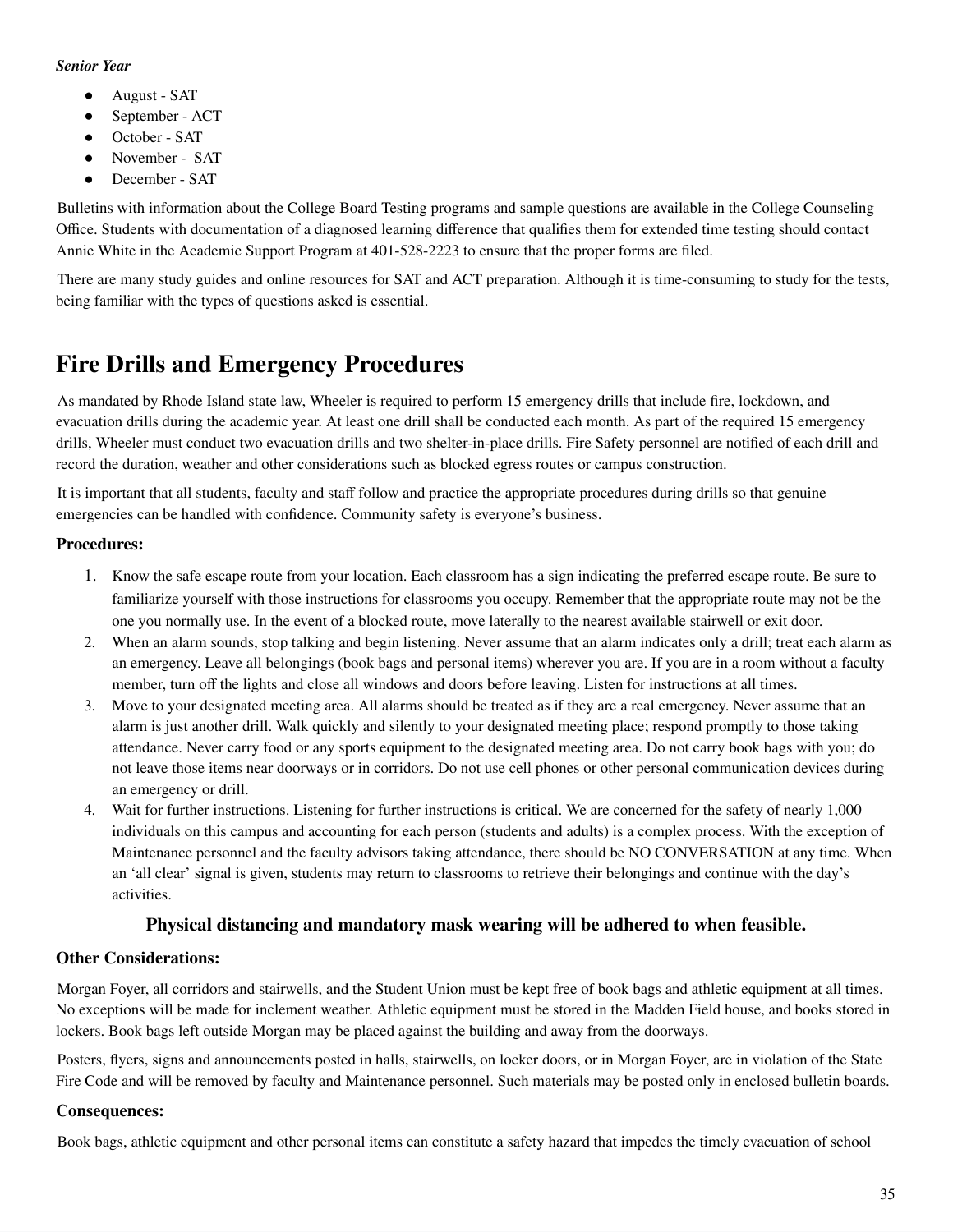*Senior Year*

- August - SAT
- September - ACT
- October - SAT
- November - SAT
- December - SAT

Bulletins with information about the College Board Testing programs and sample questions are available in the College Counseling Office. Students with documentation of a diagnosed learning difference that qualifies them for extended time testing should contact Annie White in the Academic Support Program at 401-528-2223 to ensure that the proper forms are filed.

There are many study guides and online resources for SAT and ACT preparation. Although it is time-consuming to study for the tests, being familiar with the types of questions asked is essential.

# Fire Drills and Emergency Procedures

As mandated by Rhode Island state law, Wheeler is required to perform 15 emergency drills that include fire, lockdown, and evacuation drills during the academic year. At least one drill shall be conducted each month. As part of the required 15 emergency drills, Wheeler must conduct two evacuation drills and two shelter-in-place drills. Fire Safety personnel are notified of each drill and record the duration, weather and other considerations such as blocked egress routes or campus construction.

It is important that all students, faculty and staff follow and practice the appropriate procedures during drills so that genuine emergencies can be handled with confidence. Community safety is everyone's business.

### Procedures:

1. Know the safe escape route from your location. Each classroom has a sign indicating the preferred escape route. Be sure to familiarize yourself with those instructions for classrooms you occupy. Remember that the appropriate route may not be the one you normally use. In the event of a blocked route, move laterally to the nearest available stairwell or exit door.
2. When an alarm sounds, stop talking and begin listening. Never assume that an alarm indicates only a drill; treat each alarm as an emergency. Leave all belongings (book bags and personal items) wherever you are. If you are in a room without a faculty member, turn off the lights and close all windows and doors before leaving. Listen for instructions at all times.
3. Move to your designated meeting area. All alarms should be treated as if they are a real emergency. Never assume that an alarm is just another drill. Walk quickly and silently to your designated meeting place; respond promptly to those taking attendance. Never carry food or any sports equipment to the designated meeting area. Do not carry book bags with you; do not leave those items near doorways or in corridors. Do not use cell phones or other personal communication devices during an emergency or drill.
4. Wait for further instructions. Listening for further instructions is critical. We are concerned for the safety of nearly 1,000 individuals on this campus and accounting for each person (students and adults) is a complex process. With the exception of Maintenance personnel and the faculty advisors taking attendance, there should be NO CONVERSATION at any time. When an 'all clear' signal is given, students may return to classrooms to retrieve their belongings and continue with the day's activities.

**Physical distancing and mandatory mask wearing will be adhered to when feasible.**

### Other Considerations:

Morgan Foyer, all corridors and stairwells, and the Student Union must be kept free of book bags and athletic equipment at all times. No exceptions will be made for inclement weather. Athletic equipment must be stored in the Madden Field house, and books stored in lockers. Book bags left outside Morgan may be placed against the building and away from the doorways.

Posters, flyers, signs and announcements posted in halls, stairwells, on locker doors, or in Morgan Foyer, are in violation of the State Fire Code and will be removed by faculty and Maintenance personnel. Such materials may be posted only in enclosed bulletin boards.

### Consequences:

Book bags, athletic equipment and other personal items can constitute a safety hazard that impedes the timely evacuation of school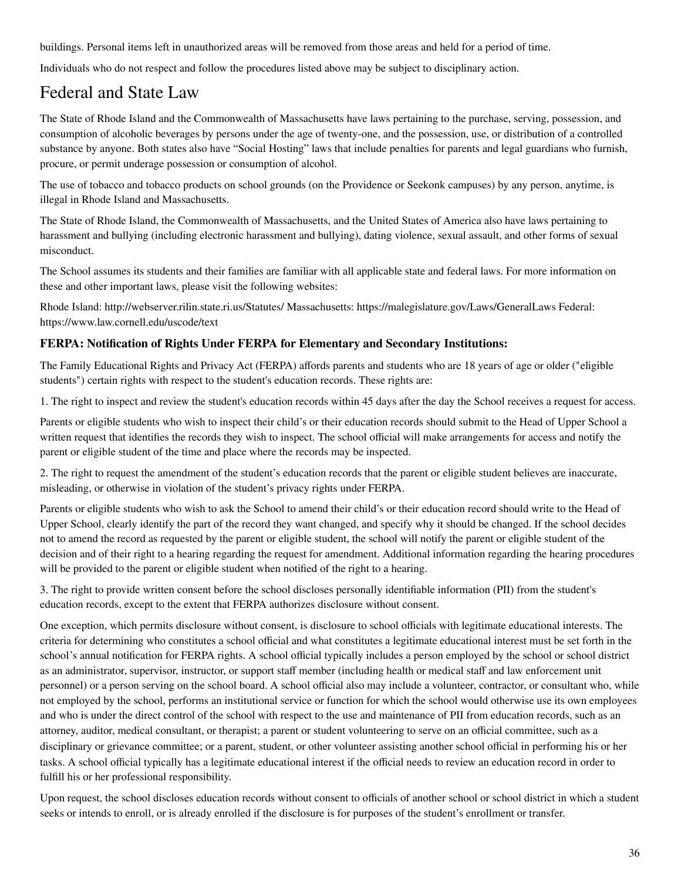buildings. Personal items left in unauthorized areas will be removed from those areas and held for a period of time.

Individuals who do not respect and follow the procedures listed above may be subject to disciplinary action.

# Federal and State Law

The State of Rhode Island and the Commonwealth of Massachusetts have laws pertaining to the purchase, serving, possession, and consumption of alcoholic beverages by persons under the age of twenty-one, and the possession, use, or distribution of a controlled substance by anyone. Both states also have "Social Hosting" laws that include penalties for parents and legal guardians who furnish, procure, or permit underage possession or consumption of alcohol.

The use of tobacco and tobacco products on school grounds (on the Providence or Seekonk campuses) by any person, anytime, is illegal in Rhode Island and Massachusetts.

The State of Rhode Island, the Commonwealth of Massachusetts, and the United States of America also have laws pertaining to harassment and bullying (including electronic harassment and bullying), dating violence, sexual assault, and other forms of sexual misconduct.

The School assumes its students and their families are familiar with all applicable state and federal laws. For more information on these and other important laws, please visit the following websites:

Rhode Island: http://webserver.rilin.state.ri.us/Statutes/ Massachusetts: https://malegislature.gov/Laws/GeneralLaws Federal: https://www.law.cornell.edu/uscode/text

### FERPA: Notification of Rights Under FERPA for Elementary and Secondary Institutions:

The Family Educational Rights and Privacy Act (FERPA) affords parents and students who are 18 years of age or older ("eligible students") certain rights with respect to the student's education records. These rights are:

1. The right to inspect and review the student's education records within 45 days after the day the School receives a request for access.

Parents or eligible students who wish to inspect their child's or their education records should submit to the Head of Upper School a written request that identifies the records they wish to inspect. The school official will make arrangements for access and notify the parent or eligible student of the time and place where the records may be inspected.

2. The right to request the amendment of the student's education records that the parent or eligible student believes are inaccurate, misleading, or otherwise in violation of the student's privacy rights under FERPA.

Parents or eligible students who wish to ask the School to amend their child's or their education record should write to the Head of Upper School, clearly identify the part of the record they want changed, and specify why it should be changed. If the school decides not to amend the record as requested by the parent or eligible student, the school will notify the parent or eligible student of the decision and of their right to a hearing regarding the request for amendment. Additional information regarding the hearing procedures will be provided to the parent or eligible student when notified of the right to a hearing.

3. The right to provide written consent before the school discloses personally identifiable information (PII) from the student's education records, except to the extent that FERPA authorizes disclosure without consent.

One exception, which permits disclosure without consent, is disclosure to school officials with legitimate educational interests. The criteria for determining who constitutes a school official and what constitutes a legitimate educational interest must be set forth in the school's annual notification for FERPA rights. A school official typically includes a person employed by the school or school district as an administrator, supervisor, instructor, or support staff member (including health or medical staff and law enforcement unit personnel) or a person serving on the school board. A school official also may include a volunteer, contractor, or consultant who, while not employed by the school, performs an institutional service or function for which the school would otherwise use its own employees and who is under the direct control of the school with respect to the use and maintenance of PII from education records, such as an attorney, auditor, medical consultant, or therapist; a parent or student volunteering to serve on an official committee, such as a disciplinary or grievance committee; or a parent, student, or other volunteer assisting another school official in performing his or her tasks. A school official typically has a legitimate educational interest if the official needs to review an education record in order to fulfill his or her professional responsibility.

Upon request, the school discloses education records without consent to officials of another school or school district in which a student seeks or intends to enroll, or is already enrolled if the disclosure is for purposes of the student's enrollment or transfer.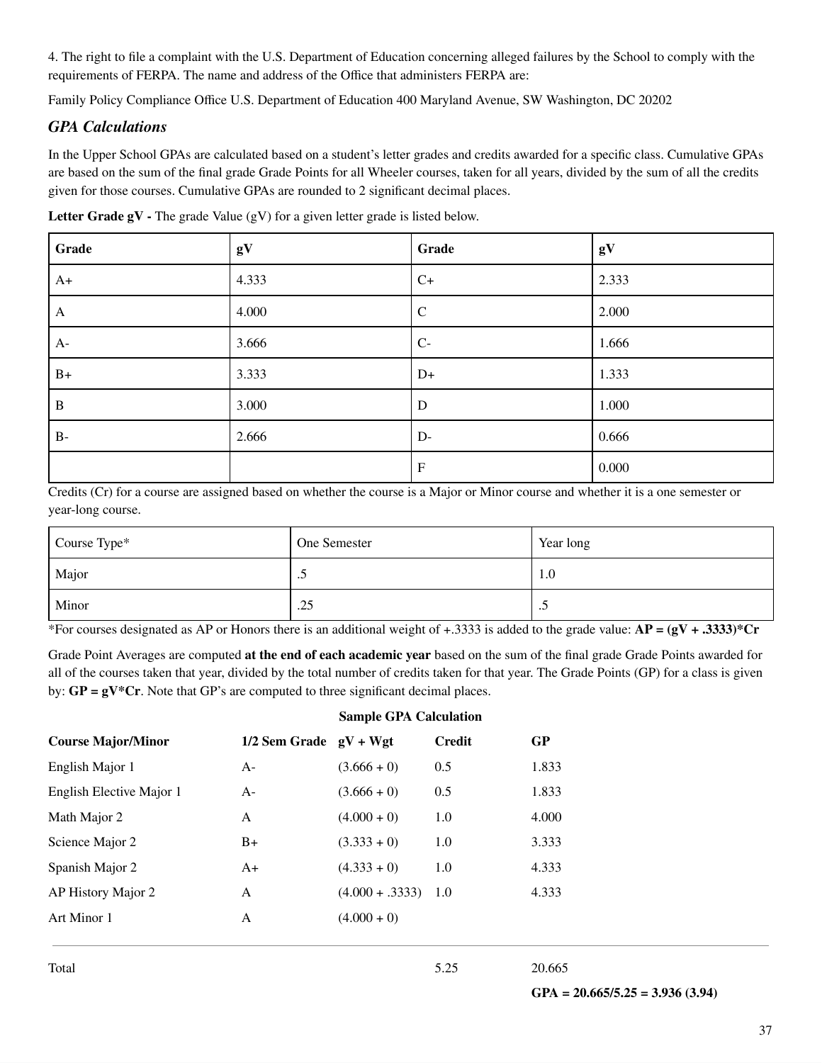4. The right to file a complaint with the U.S. Department of Education concerning alleged failures by the School to comply with the requirements of FERPA. The name and address of the Office that administers FERPA are:

Family Policy Compliance Office U.S. Department of Education 400 Maryland Avenue, SW Washington, DC 20202

### *GPA Calculations*

In the Upper School GPAs are calculated based on a student's letter grades and credits awarded for a specific class. Cumulative GPAs are based on the sum of the final grade Grade Points for all Wheeler courses, taken for all years, divided by the sum of all the credits given for those courses. Cumulative GPAs are rounded to 2 significant decimal places.

**Letter Grade gV -** The grade Value (gV) for a given letter grade is listed below.

| Grade | gV | Grade | gV |
|---|---|---|---|
| A+ | 4.333 | C+ | 2.333 |
| A | 4.000 | C | 2.000 |
| A- | 3.666 | C- | 1.666 |
| B+ | 3.333 | D+ | 1.333 |
| B | 3.000 | D | 1.000 |
| B- | 2.666 | D- | 0.666 |
| | | F | 0.000 |

Credits (Cr) for a course are assigned based on whether the course is a Major or Minor course and whether it is a one semester or year-long course.

| Course Type* | One Semester | Year long |
|---|---|---|
| Major | .5 | 1.0 |
| Minor | .25 | .5 |

*For courses designated as AP or Honors there is an additional weight of +.3333 is added to the grade value: **AP = (gV + .3333)*Cr**

Grade Point Averages are computed **at the end of each academic year** based on the sum of the final grade Grade Points awarded for all of the courses taken that year, divided by the total number of credits taken for that year. The Grade Points (GP) for a class is given by: **GP = gV*Cr**. Note that GP's are computed to three significant decimal places.

**Sample GPA Calculation**

| Course Major/Minor | 1/2 Sem Grade | gV + Wgt | Credit | GP |
|---|---|---|---|---|
| English Major 1 | A- | (3.666 + 0) | 0.5 | 1.833 |
| English Elective Major 1 | A- | (3.666 + 0) | 0.5 | 1.833 |
| Math Major 2 | A | (4.000 + 0) | 1.0 | 4.000 |
| Science Major 2 | B+ | (3.333 + 0) | 1.0 | 3.333 |
| Spanish Major 2 | A+ | (4.333 + 0) | 1.0 | 4.333 |
| AP History Major 2 | A | (4.000 + .3333) | 1.0 | 4.333 |
| Art Minor 1 | A | (4.000 + 0) | | |
| Total | | | 5.25 | 20.665 |

**GPA = 20.665/5.25 = 3.936 (3.94)**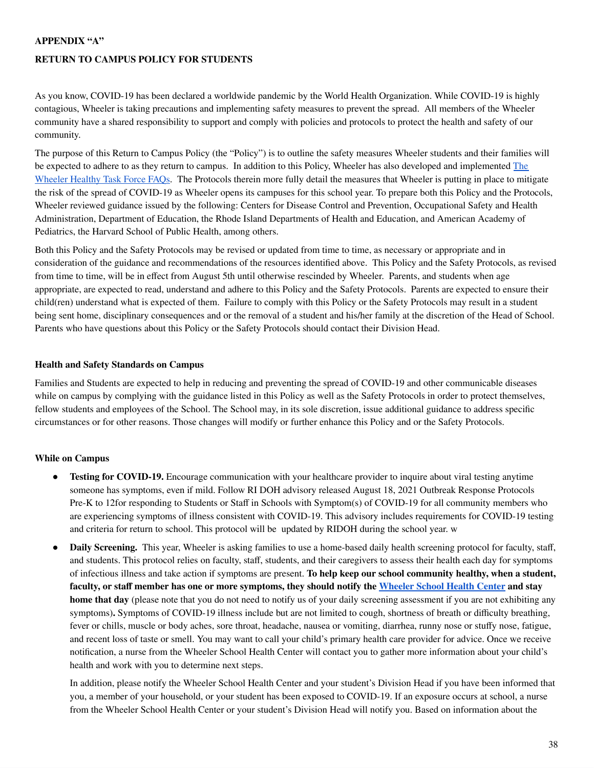**APPENDIX "A"**

**RETURN TO CAMPUS POLICY FOR STUDENTS**

As you know, COVID-19 has been declared a worldwide pandemic by the World Health Organization. While COVID-19 is highly contagious, Wheeler is taking precautions and implementing safety measures to prevent the spread. All members of the Wheeler community have a shared responsibility to support and comply with policies and protocols to protect the health and safety of our community.

The purpose of this Return to Campus Policy (the "Policy") is to outline the safety measures Wheeler students and their families will be expected to adhere to as they return to campus. In addition to this Policy, Wheeler has also developed and implemented The Wheeler Healthy Task Force FAQs. The Protocols therein more fully detail the measures that Wheeler is putting in place to mitigate the risk of the spread of COVID-19 as Wheeler opens its campuses for this school year. To prepare both this Policy and the Protocols, Wheeler reviewed guidance issued by the following: Centers for Disease Control and Prevention, Occupational Safety and Health Administration, Department of Education, the Rhode Island Departments of Health and Education, and American Academy of Pediatrics, the Harvard School of Public Health, among others.

Both this Policy and the Safety Protocols may be revised or updated from time to time, as necessary or appropriate and in consideration of the guidance and recommendations of the resources identified above. This Policy and the Safety Protocols, as revised from time to time, will be in effect from August 5th until otherwise rescinded by Wheeler. Parents, and students when age appropriate, are expected to read, understand and adhere to this Policy and the Safety Protocols. Parents are expected to ensure their child(ren) understand what is expected of them. Failure to comply with this Policy or the Safety Protocols may result in a student being sent home, disciplinary consequences and or the removal of a student and his/her family at the discretion of the Head of School. Parents who have questions about this Policy or the Safety Protocols should contact their Division Head.

**Health and Safety Standards on Campus**

Families and Students are expected to help in reducing and preventing the spread of COVID-19 and other communicable diseases while on campus by complying with the guidance listed in this Policy as well as the Safety Protocols in order to protect themselves, fellow students and employees of the School. The School may, in its sole discretion, issue additional guidance to address specific circumstances or for other reasons. Those changes will modify or further enhance this Policy and or the Safety Protocols.

**While on Campus**

- **Testing for COVID-19.** Encourage communication with your healthcare provider to inquire about viral testing anytime someone has symptoms, even if mild. Follow RI DOH advisory released August 18, 2021 Outbreak Response Protocols Pre-K to 12for responding to Students or Staff in Schools with Symptom(s) of COVID-19 for all community members who are experiencing symptoms of illness consistent with COVID-19. This advisory includes requirements for COVID-19 testing and criteria for return to school. This protocol will be updated by RIDOH during the school year. w
- **Daily Screening.** This year, Wheeler is asking families to use a home-based daily health screening protocol for faculty, staff, and students. This protocol relies on faculty, staff, students, and their caregivers to assess their health each day for symptoms of infectious illness and take action if symptoms are present. **To help keep our school community healthy, when a student, faculty, or staff member has one or more symptoms, they should notify the Wheeler School Health Center and stay home that day** (please note that you do not need to notify us of your daily screening assessment if you are not exhibiting any symptoms)**.** Symptoms of COVID-19 illness include but are not limited to cough, shortness of breath or difficulty breathing, fever or chills, muscle or body aches, sore throat, headache, nausea or vomiting, diarrhea, runny nose or stuffy nose, fatigue, and recent loss of taste or smell. You may want to call your child's primary health care provider for advice. Once we receive notification, a nurse from the Wheeler School Health Center will contact you to gather more information about your child's health and work with you to determine next steps.

  In addition, please notify the Wheeler School Health Center and your student's Division Head if you have been informed that you, a member of your household, or your student has been exposed to COVID-19. If an exposure occurs at school, a nurse from the Wheeler School Health Center or your student's Division Head will notify you. Based on information about the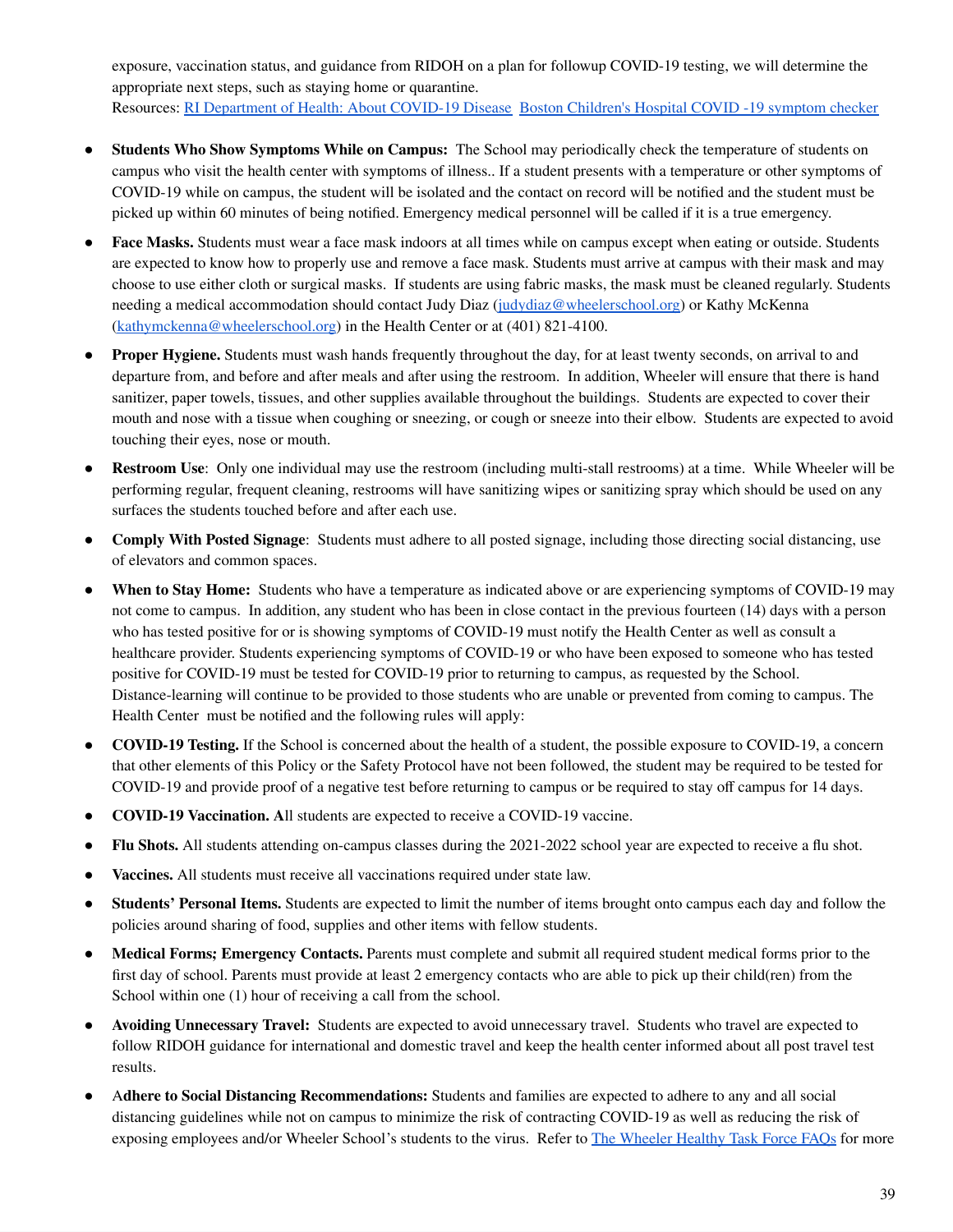exposure, vaccination status, and guidance from RIDOH on a plan for followup COVID-19 testing, we will determine the appropriate next steps, such as staying home or quarantine.
Resources: [RI Department of Health: About COVID-19 Disease](#) [Boston Children's Hospital COVID -19 symptom checker](#)

- **Students Who Show Symptoms While on Campus:** The School may periodically check the temperature of students on campus who visit the health center with symptoms of illness.. If a student presents with a temperature or other symptoms of COVID-19 while on campus, the student will be isolated and the contact on record will be notified and the student must be picked up within 60 minutes of being notified. Emergency medical personnel will be called if it is a true emergency.
- **Face Masks.** Students must wear a face mask indoors at all times while on campus except when eating or outside. Students are expected to know how to properly use and remove a face mask. Students must arrive at campus with their mask and may choose to use either cloth or surgical masks. If students are using fabric masks, the mask must be cleaned regularly. Students needing a medical accommodation should contact Judy Diaz (judydiaz@wheelerschool.org) or Kathy McKenna (kathymckenna@wheelerschool.org) in the Health Center or at (401) 821-4100.
- **Proper Hygiene.** Students must wash hands frequently throughout the day, for at least twenty seconds, on arrival to and departure from, and before and after meals and after using the restroom. In addition, Wheeler will ensure that there is hand sanitizer, paper towels, tissues, and other supplies available throughout the buildings. Students are expected to cover their mouth and nose with a tissue when coughing or sneezing, or cough or sneeze into their elbow. Students are expected to avoid touching their eyes, nose or mouth.
- **Restroom Use**: Only one individual may use the restroom (including multi-stall restrooms) at a time. While Wheeler will be performing regular, frequent cleaning, restrooms will have sanitizing wipes or sanitizing spray which should be used on any surfaces the students touched before and after each use.
- **Comply With Posted Signage**: Students must adhere to all posted signage, including those directing social distancing, use of elevators and common spaces.
- **When to Stay Home:** Students who have a temperature as indicated above or are experiencing symptoms of COVID-19 may not come to campus. In addition, any student who has been in close contact in the previous fourteen (14) days with a person who has tested positive for or is showing symptoms of COVID-19 must notify the Health Center as well as consult a healthcare provider. Students experiencing symptoms of COVID-19 or who have been exposed to someone who has tested positive for COVID-19 must be tested for COVID-19 prior to returning to campus, as requested by the School. Distance-learning will continue to be provided to those students who are unable or prevented from coming to campus. The Health Center must be notified and the following rules will apply:
- **COVID-19 Testing.** If the School is concerned about the health of a student, the possible exposure to COVID-19, a concern that other elements of this Policy or the Safety Protocol have not been followed, the student may be required to be tested for COVID-19 and provide proof of a negative test before returning to campus or be required to stay off campus for 14 days.
- **COVID-19 Vaccination. A**ll students are expected to receive a COVID-19 vaccine.
- **Flu Shots.** All students attending on-campus classes during the 2021-2022 school year are expected to receive a flu shot.
- **Vaccines.** All students must receive all vaccinations required under state law.
- **Students' Personal Items.** Students are expected to limit the number of items brought onto campus each day and follow the policies around sharing of food, supplies and other items with fellow students.
- **Medical Forms; Emergency Contacts.** Parents must complete and submit all required student medical forms prior to the first day of school. Parents must provide at least 2 emergency contacts who are able to pick up their child(ren) from the School within one (1) hour of receiving a call from the school.
- **Avoiding Unnecessary Travel:** Students are expected to avoid unnecessary travel. Students who travel are expected to follow RIDOH guidance for international and domestic travel and keep the health center informed about all post travel test results.
- **Adhere to Social Distancing Recommendations:** Students and families are expected to adhere to any and all social distancing guidelines while not on campus to minimize the risk of contracting COVID-19 as well as reducing the risk of exposing employees and/or Wheeler School's students to the virus. Refer to [The Wheeler Healthy Task Force FAQs](#) for more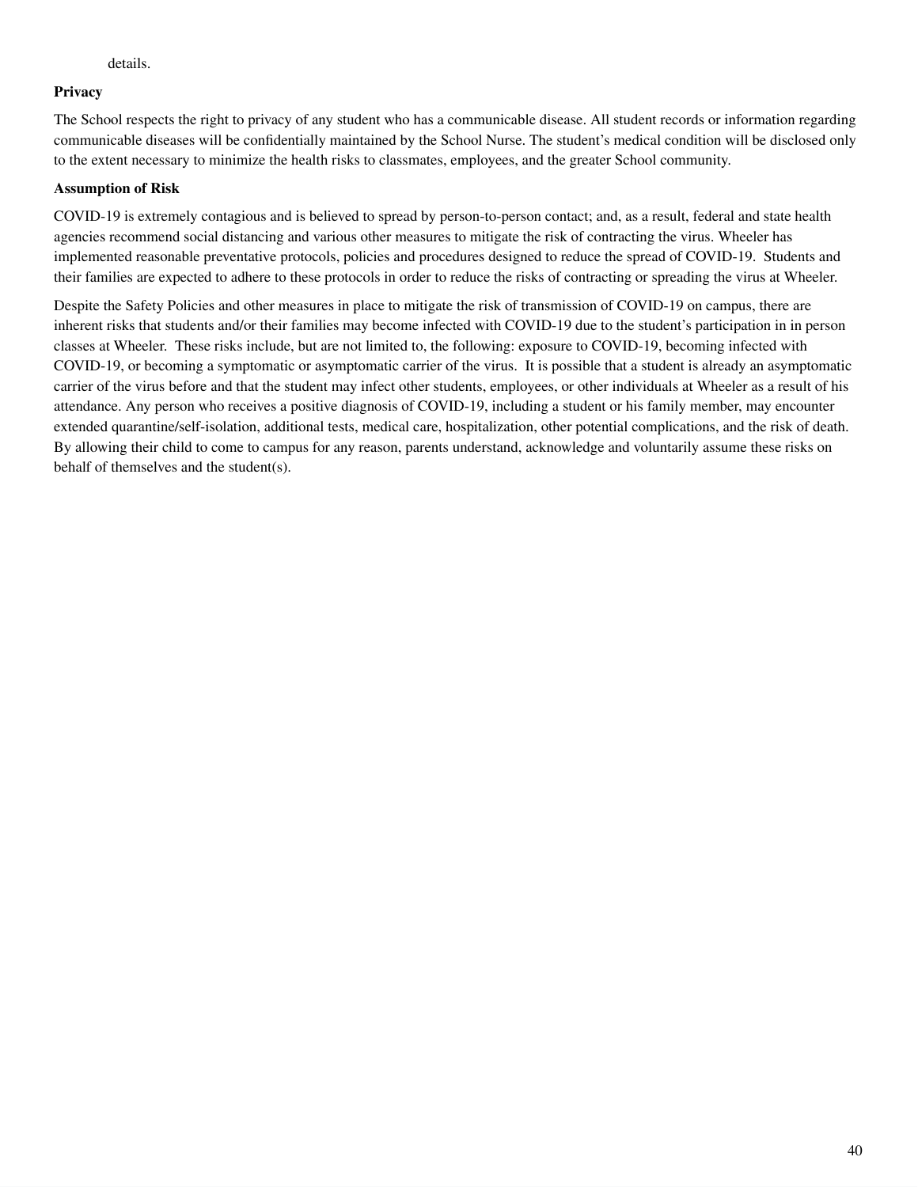details.

**Privacy**

The School respects the right to privacy of any student who has a communicable disease. All student records or information regarding communicable diseases will be confidentially maintained by the School Nurse. The student's medical condition will be disclosed only to the extent necessary to minimize the health risks to classmates, employees, and the greater School community.

**Assumption of Risk**

COVID-19 is extremely contagious and is believed to spread by person-to-person contact; and, as a result, federal and state health agencies recommend social distancing and various other measures to mitigate the risk of contracting the virus. Wheeler has implemented reasonable preventative protocols, policies and procedures designed to reduce the spread of COVID-19. Students and their families are expected to adhere to these protocols in order to reduce the risks of contracting or spreading the virus at Wheeler.

Despite the Safety Policies and other measures in place to mitigate the risk of transmission of COVID-19 on campus, there are inherent risks that students and/or their families may become infected with COVID-19 due to the student's participation in in person classes at Wheeler. These risks include, but are not limited to, the following: exposure to COVID-19, becoming infected with COVID-19, or becoming a symptomatic or asymptomatic carrier of the virus. It is possible that a student is already an asymptomatic carrier of the virus before and that the student may infect other students, employees, or other individuals at Wheeler as a result of his attendance. Any person who receives a positive diagnosis of COVID-19, including a student or his family member, may encounter extended quarantine/self-isolation, additional tests, medical care, hospitalization, other potential complications, and the risk of death. By allowing their child to come to campus for any reason, parents understand, acknowledge and voluntarily assume these risks on behalf of themselves and the student(s).